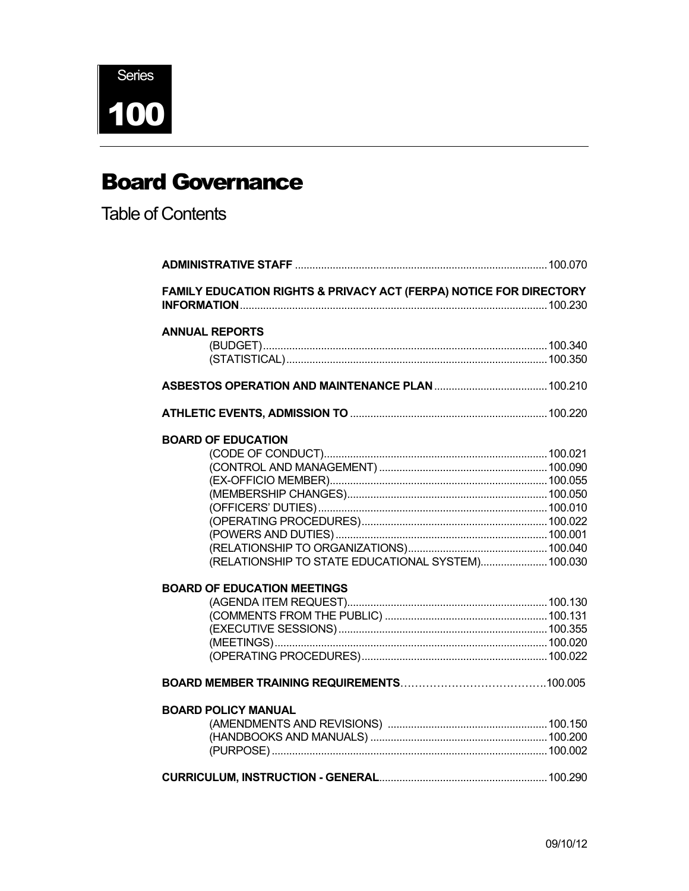Series

# 100

# Board Governance

## Table of Contents

**ADMINISTRATIVE STAFF** .......................................................................................100.070

**FAMILY EDUCATION RIGHTS & PRIVACY ACT (FERPA) NOTICE FOR DIRECTORY INFORMATION**..........................................................................................................100.230

**ANNUAL REPORTS**

- (BUDGET)..................................................................................................100.340
- (STATISTICAL)...........................................................................................100.350

**ASBESTOS OPERATION AND MAINTENANCE PLAN**........................................100.210

**ATHLETIC EVENTS, ADMISSION TO** ....................................................................100.220

**BOARD OF EDUCATION**

- (CODE OF CONDUCT)...............................................................................100.021
- (CONTROL AND MANAGEMENT) ............................................................100.090
- (EX-OFFICIO MEMBER).............................................................................100.055
- (MEMBERSHIP CHANGES).......................................................................100.050
- (OFFICERS' DUTIES).................................................................................100.010
- (OPERATING PROCEDURES)..................................................................100.022
- (POWERS AND DUTIES)...........................................................................100.001
- (RELATIONSHIP TO ORGANIZATIONS)...................................................100.040
- (RELATIONSHIP TO STATE EDUCATIONAL SYSTEM)..........................100.030

**BOARD OF EDUCATION MEETINGS**

- (AGENDA ITEM REQUEST).......................................................................100.130
- (COMMENTS FROM THE PUBLIC) ...........................................................100.131
- (EXECUTIVE SESSIONS)..........................................................................100.355
- (MEETINGS)...............................................................................................100.020
- (OPERATING PROCEDURES)..................................................................100.022

**BOARD MEMBER TRAINING REQUIREMENTS**.....................................100.005

**BOARD POLICY MANUAL**

- (AMENDMENTS AND REVISIONS) ..........................................................100.150
- (HANDBOOKS AND MANUALS) ...............................................................100.200
- (PURPOSE) ................................................................................................100.002

**CURRICULUM, INSTRUCTION - GENERAL**............................................................100.290

09/10/12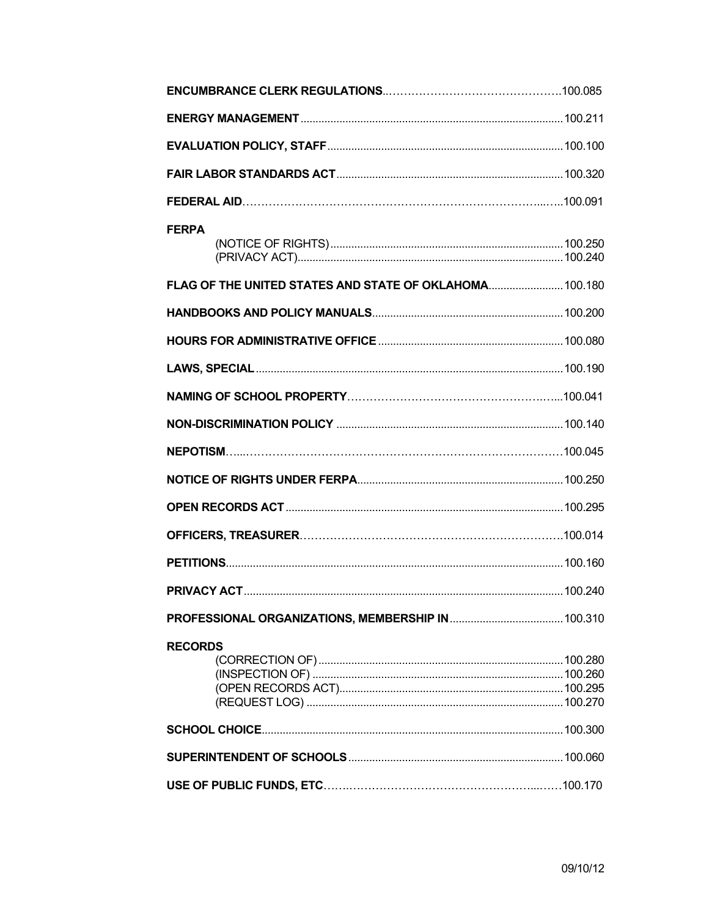**ENCUMBRANCE CLERK REGULATIONS**..........................................100.085

**ENERGY MANAGEMENT**..........................................100.211

**EVALUATION POLICY, STAFF**..........................................100.100

**FAIR LABOR STANDARDS ACT**..........................................100.320

**FEDERAL AID**..........................................100.091

**FERPA**

- (NOTICE OF RIGHTS)..........................................100.250
- (PRIVACY ACT)..........................................100.240

**FLAG OF THE UNITED STATES AND STATE OF OKLAHOMA**..........................................100.180

**HANDBOOKS AND POLICY MANUALS**..........................................100.200

**HOURS FOR ADMINISTRATIVE OFFICE**..........................................100.080

**LAWS, SPECIAL**..........................................100.190

**NAMING OF SCHOOL PROPERTY**..........................................100.041

**NON-DISCRIMINATION POLICY**..........................................100.140

**NEPOTISM**..........................................100.045

**NOTICE OF RIGHTS UNDER FERPA**..........................................100.250

**OPEN RECORDS ACT**..........................................100.295

**OFFICERS, TREASURER**..........................................100.014

**PETITIONS**..........................................100.160

**PRIVACY ACT**..........................................100.240

**PROFESSIONAL ORGANIZATIONS, MEMBERSHIP IN**..........................................100.310

**RECORDS**

- (CORRECTION OF)..........................................100.280
- (INSPECTION OF)..........................................100.260
- (OPEN RECORDS ACT)..........................................100.295
- (REQUEST LOG)..........................................100.270

**SCHOOL CHOICE**..........................................100.300

**SUPERINTENDENT OF SCHOOLS**..........................................100.060

**USE OF PUBLIC FUNDS, ETC**..........................................100.170

09/10/12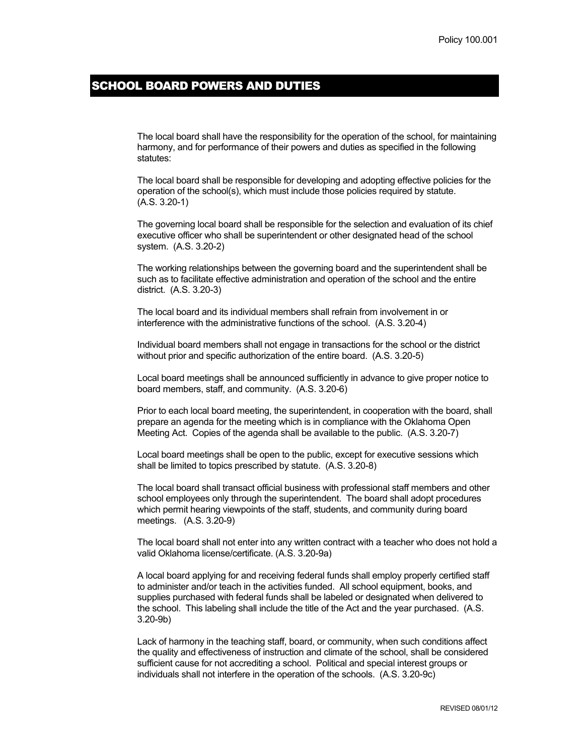## SCHOOL BOARD POWERS AND DUTIES

The local board shall have the responsibility for the operation of the school, for maintaining harmony, and for performance of their powers and duties as specified in the following statutes:

The local board shall be responsible for developing and adopting effective policies for the operation of the school(s), which must include those policies required by statute. (A.S. 3.20-1)

The governing local board shall be responsible for the selection and evaluation of its chief executive officer who shall be superintendent or other designated head of the school system. (A.S. 3.20-2)

The working relationships between the governing board and the superintendent shall be such as to facilitate effective administration and operation of the school and the entire district. (A.S. 3.20-3)

The local board and its individual members shall refrain from involvement in or interference with the administrative functions of the school. (A.S. 3.20-4)

Individual board members shall not engage in transactions for the school or the district without prior and specific authorization of the entire board. (A.S. 3.20-5)

Local board meetings shall be announced sufficiently in advance to give proper notice to board members, staff, and community. (A.S. 3.20-6)

Prior to each local board meeting, the superintendent, in cooperation with the board, shall prepare an agenda for the meeting which is in compliance with the Oklahoma Open Meeting Act. Copies of the agenda shall be available to the public. (A.S. 3.20-7)

Local board meetings shall be open to the public, except for executive sessions which shall be limited to topics prescribed by statute. (A.S. 3.20-8)

The local board shall transact official business with professional staff members and other school employees only through the superintendent. The board shall adopt procedures which permit hearing viewpoints of the staff, students, and community during board meetings. (A.S. 3.20-9)

The local board shall not enter into any written contract with a teacher who does not hold a valid Oklahoma license/certificate. (A.S. 3.20-9a)

A local board applying for and receiving federal funds shall employ properly certified staff to administer and/or teach in the activities funded. All school equipment, books, and supplies purchased with federal funds shall be labeled or designated when delivered to the school. This labeling shall include the title of the Act and the year purchased. (A.S. 3.20-9b)

Lack of harmony in the teaching staff, board, or community, when such conditions affect the quality and effectiveness of instruction and climate of the school, shall be considered sufficient cause for not accrediting a school. Political and special interest groups or individuals shall not interfere in the operation of the schools. (A.S. 3.20-9c)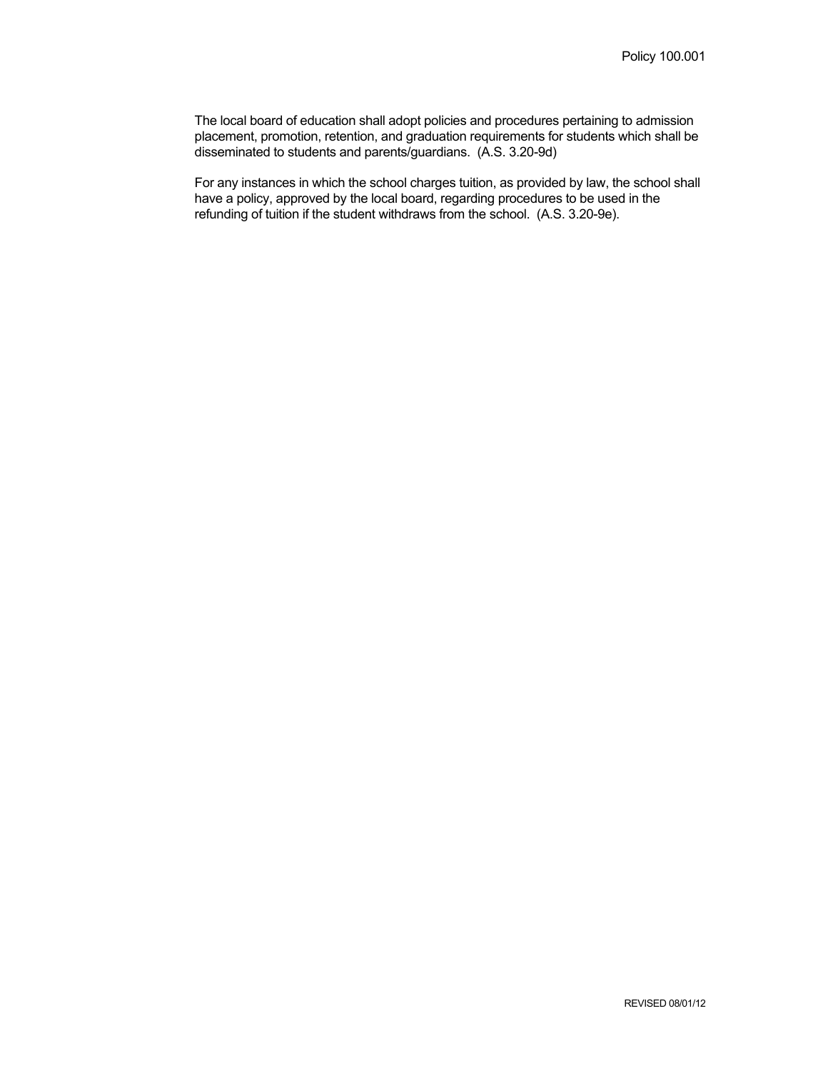The local board of education shall adopt policies and procedures pertaining to admission placement, promotion, retention, and graduation requirements for students which shall be disseminated to students and parents/guardians. (A.S. 3.20-9d)

For any instances in which the school charges tuition, as provided by law, the school shall have a policy, approved by the local board, regarding procedures to be used in the refunding of tuition if the student withdraws from the school. (A.S. 3.20-9e).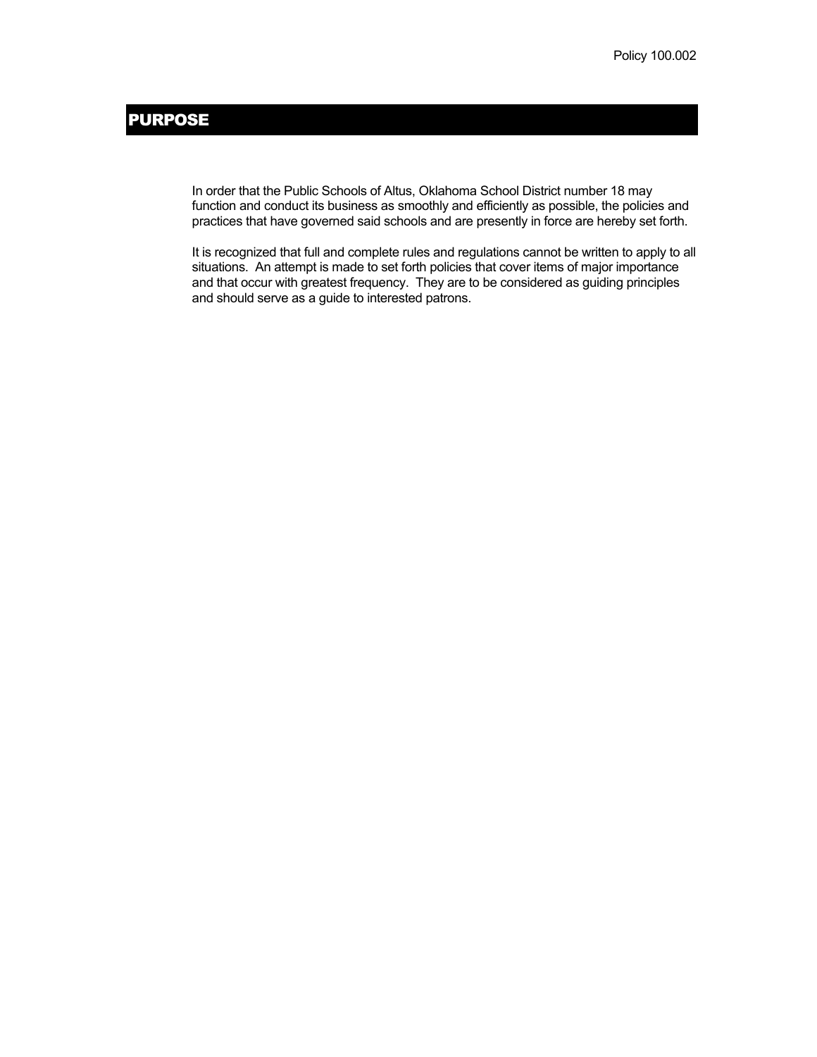Policy 100.002

# PURPOSE

In order that the Public Schools of Altus, Oklahoma School District number 18 may function and conduct its business as smoothly and efficiently as possible, the policies and practices that have governed said schools and are presently in force are hereby set forth.

It is recognized that full and complete rules and regulations cannot be written to apply to all situations. An attempt is made to set forth policies that cover items of major importance and that occur with greatest frequency. They are to be considered as guiding principles and should serve as a guide to interested patrons.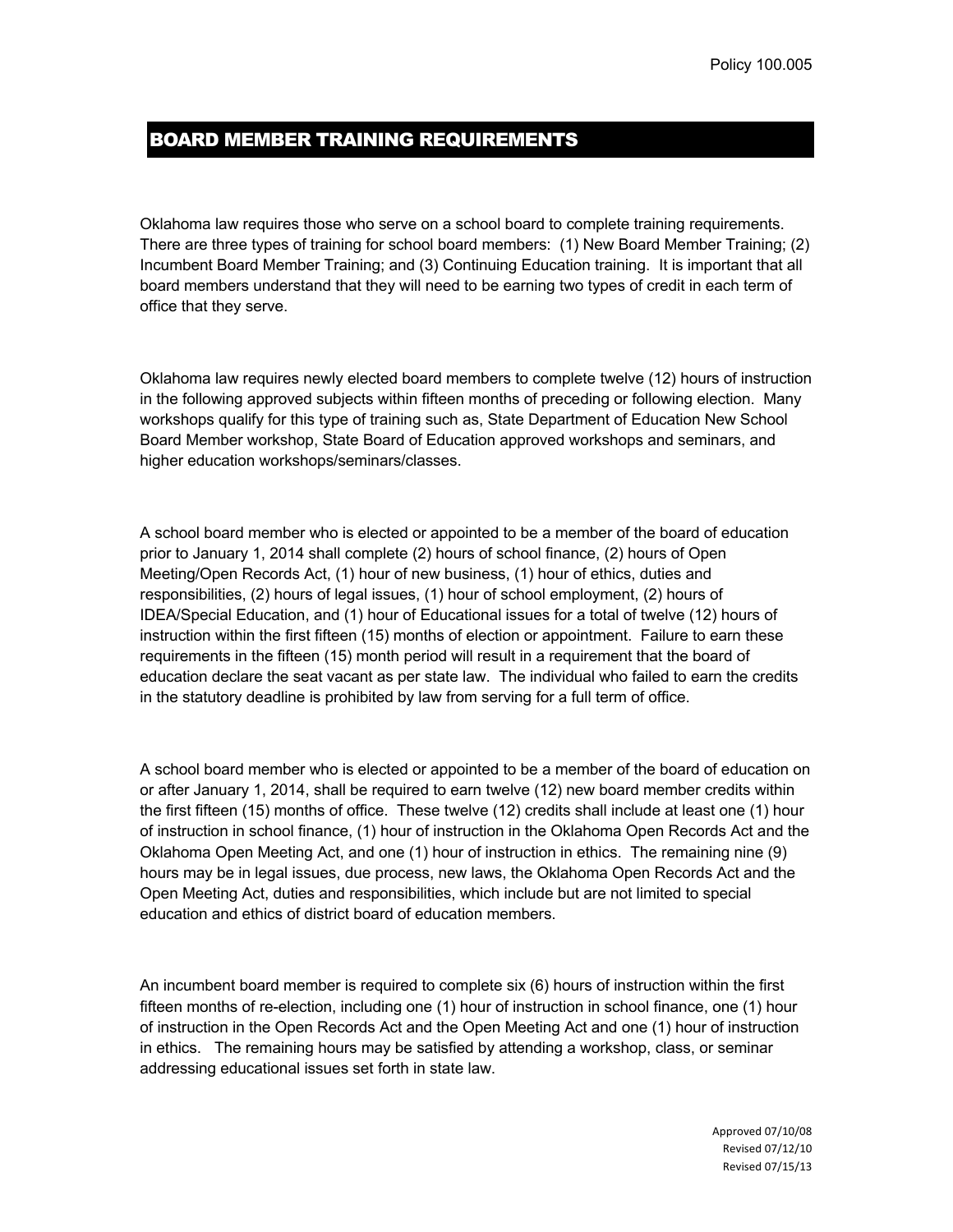Policy 100.005

# BOARD MEMBER TRAINING REQUIREMENTS

Oklahoma law requires those who serve on a school board to complete training requirements. There are three types of training for school board members: (1) New Board Member Training; (2) Incumbent Board Member Training; and (3) Continuing Education training. It is important that all board members understand that they will need to be earning two types of credit in each term of office that they serve.

Oklahoma law requires newly elected board members to complete twelve (12) hours of instruction in the following approved subjects within fifteen months of preceding or following election. Many workshops qualify for this type of training such as, State Department of Education New School Board Member workshop, State Board of Education approved workshops and seminars, and higher education workshops/seminars/classes.

A school board member who is elected or appointed to be a member of the board of education prior to January 1, 2014 shall complete (2) hours of school finance, (2) hours of Open Meeting/Open Records Act, (1) hour of new business, (1) hour of ethics, duties and responsibilities, (2) hours of legal issues, (1) hour of school employment, (2) hours of IDEA/Special Education, and (1) hour of Educational issues for a total of twelve (12) hours of instruction within the first fifteen (15) months of election or appointment. Failure to earn these requirements in the fifteen (15) month period will result in a requirement that the board of education declare the seat vacant as per state law. The individual who failed to earn the credits in the statutory deadline is prohibited by law from serving for a full term of office.

A school board member who is elected or appointed to be a member of the board of education on or after January 1, 2014, shall be required to earn twelve (12) new board member credits within the first fifteen (15) months of office. These twelve (12) credits shall include at least one (1) hour of instruction in school finance, (1) hour of instruction in the Oklahoma Open Records Act and the Oklahoma Open Meeting Act, and one (1) hour of instruction in ethics. The remaining nine (9) hours may be in legal issues, due process, new laws, the Oklahoma Open Records Act and the Open Meeting Act, duties and responsibilities, which include but are not limited to special education and ethics of district board of education members.

An incumbent board member is required to complete six (6) hours of instruction within the first fifteen months of re-election, including one (1) hour of instruction in school finance, one (1) hour of instruction in the Open Records Act and the Open Meeting Act and one (1) hour of instruction in ethics. The remaining hours may be satisfied by attending a workshop, class, or seminar addressing educational issues set forth in state law.

Approved 07/10/08
Revised 07/12/10
Revised 07/15/13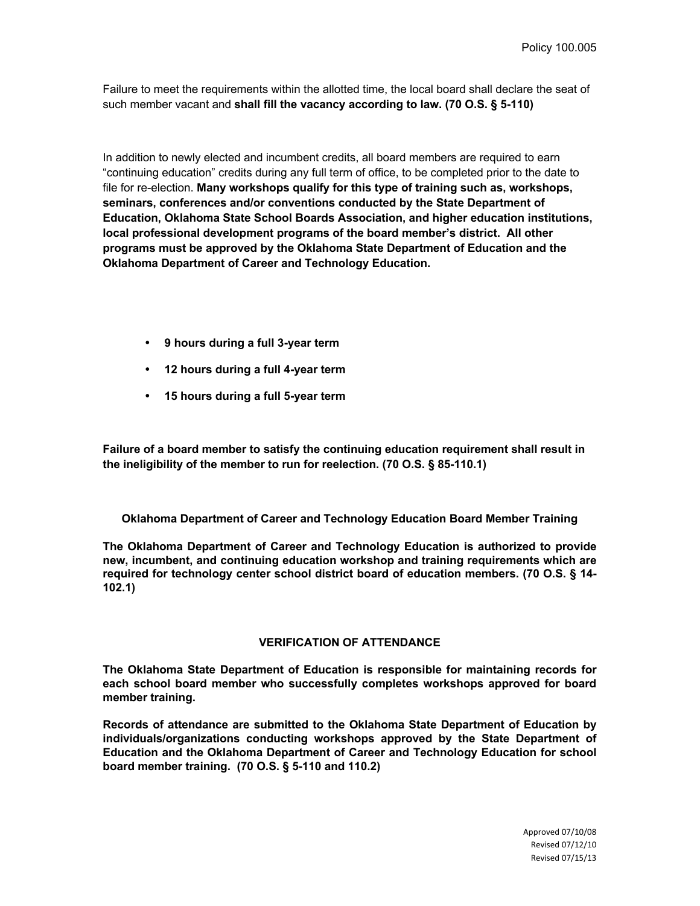Failure to meet the requirements within the allotted time, the local board shall declare the seat of such member vacant and **shall fill the vacancy according to law. (70 O.S. § 5-110)**

In addition to newly elected and incumbent credits, all board members are required to earn "continuing education" credits during any full term of office, to be completed prior to the date to file for re-election. **Many workshops qualify for this type of training such as, workshops, seminars, conferences and/or conventions conducted by the State Department of Education, Oklahoma State School Boards Association, and higher education institutions, local professional development programs of the board member's district. All other programs must be approved by the Oklahoma State Department of Education and the Oklahoma Department of Career and Technology Education.**

- **9 hours during a full 3-year term**
- **12 hours during a full 4-year term**
- **15 hours during a full 5-year term**

**Failure of a board member to satisfy the continuing education requirement shall result in the ineligibility of the member to run for reelection. (70 O.S. § 85-110.1)**

**Oklahoma Department of Career and Technology Education Board Member Training**

**The Oklahoma Department of Career and Technology Education is authorized to provide new, incumbent, and continuing education workshop and training requirements which are required for technology center school district board of education members. (70 O.S. § 14-102.1)**

## VERIFICATION OF ATTENDANCE

**The Oklahoma State Department of Education is responsible for maintaining records for each school board member who successfully completes workshops approved for board member training.**

**Records of attendance are submitted to the Oklahoma State Department of Education by individuals/organizations conducting workshops approved by the State Department of Education and the Oklahoma Department of Career and Technology Education for school board member training. (70 O.S. § 5-110 and 110.2)**

Approved 07/10/08
Revised 07/12/10
Revised 07/15/13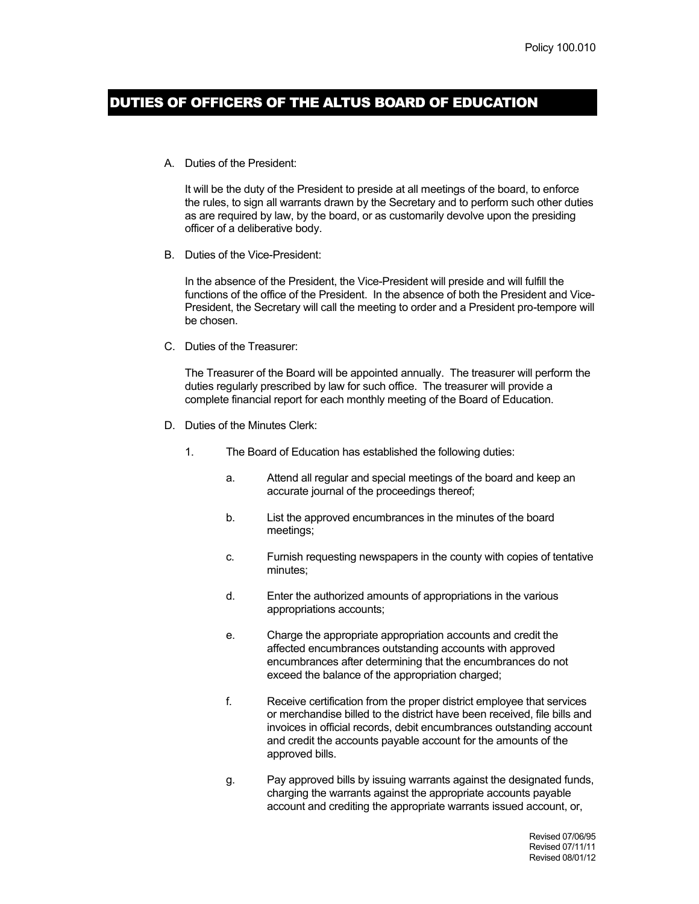Policy 100.010

# DUTIES OF OFFICERS OF THE ALTUS BOARD OF EDUCATION

A. Duties of the President:

   It will be the duty of the President to preside at all meetings of the board, to enforce the rules, to sign all warrants drawn by the Secretary and to perform such other duties as are required by law, by the board, or as customarily devolve upon the presiding officer of a deliberative body.

B. Duties of the Vice-President:

   In the absence of the President, the Vice-President will preside and will fulfill the functions of the office of the President. In the absence of both the President and Vice-President, the Secretary will call the meeting to order and a President pro-tempore will be chosen.

C. Duties of the Treasurer:

   The Treasurer of the Board will be appointed annually. The treasurer will perform the duties regularly prescribed by law for such office. The treasurer will provide a complete financial report for each monthly meeting of the Board of Education.

D. Duties of the Minutes Clerk:

   1. The Board of Education has established the following duties:

      a. Attend all regular and special meetings of the board and keep an accurate journal of the proceedings thereof;

      b. List the approved encumbrances in the minutes of the board meetings;

      c. Furnish requesting newspapers in the county with copies of tentative minutes;

      d. Enter the authorized amounts of appropriations in the various appropriations accounts;

      e. Charge the appropriate appropriation accounts and credit the affected encumbrances outstanding accounts with approved encumbrances after determining that the encumbrances do not exceed the balance of the appropriation charged;

      f. Receive certification from the proper district employee that services or merchandise billed to the district have been received, file bills and invoices in official records, debit encumbrances outstanding account and credit the accounts payable account for the amounts of the approved bills.

      g. Pay approved bills by issuing warrants against the designated funds, charging the warrants against the appropriate accounts payable account and crediting the appropriate warrants issued account, or,

Revised 07/06/95
Revised 07/11/11
Revised 08/01/12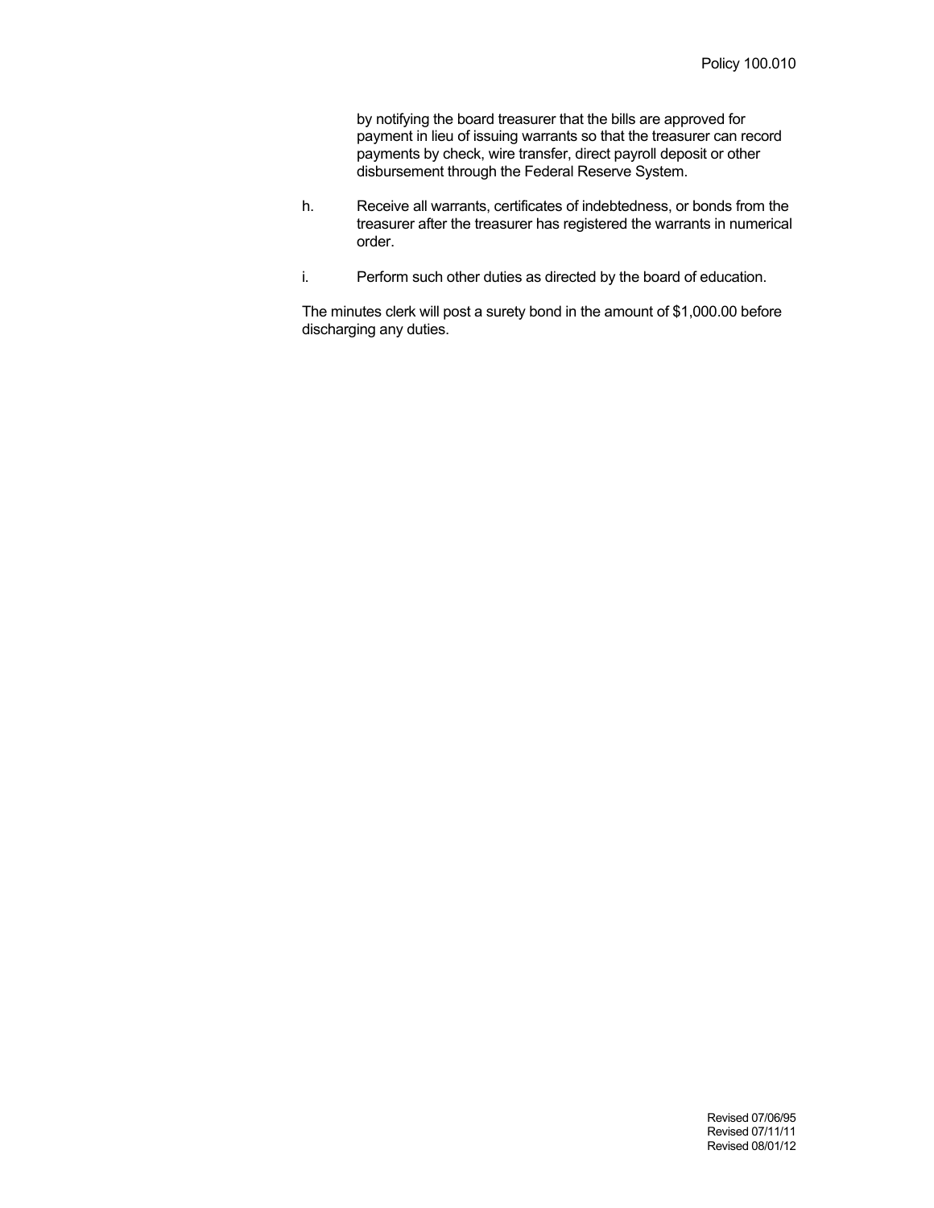by notifying the board treasurer that the bills are approved for payment in lieu of issuing warrants so that the treasurer can record payments by check, wire transfer, direct payroll deposit or other disbursement through the Federal Reserve System.

h. Receive all warrants, certificates of indebtedness, or bonds from the treasurer after the treasurer has registered the warrants in numerical order.

i. Perform such other duties as directed by the board of education.

The minutes clerk will post a surety bond in the amount of $1,000.00 before discharging any duties.

Revised 07/06/95
Revised 07/11/11
Revised 08/01/12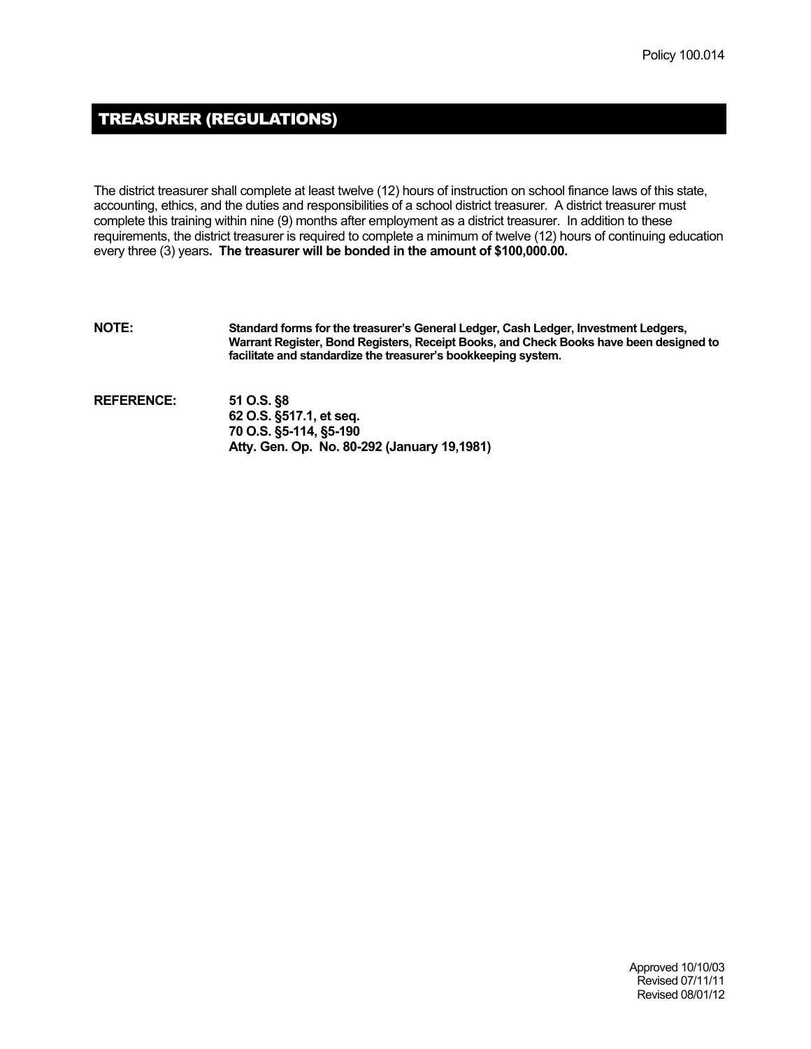Policy 100.014

## TREASURER (REGULATIONS)

The district treasurer shall complete at least twelve (12) hours of instruction on school finance laws of this state, accounting, ethics, and the duties and responsibilities of a school district treasurer. A district treasurer must complete this training within nine (9) months after employment as a district treasurer. In addition to these requirements, the district treasurer is required to complete a minimum of twelve (12) hours of continuing education every three (3) years**. The treasurer will be bonded in the amount of $100,000.00.**

**NOTE:** **Standard forms for the treasurer's General Ledger, Cash Ledger, Investment Ledgers, Warrant Register, Bond Registers, Receipt Books, and Check Books have been designed to facilitate and standardize the treasurer's bookkeeping system.**

**REFERENCE:** **51 O.S. §8**
**62 O.S. §517.1, et seq.**
**70 O.S. §5-114, §5-190**
**Atty. Gen. Op. No. 80-292 (January 19,1981)**

Approved 10/10/03
Revised 07/11/11
Revised 08/01/12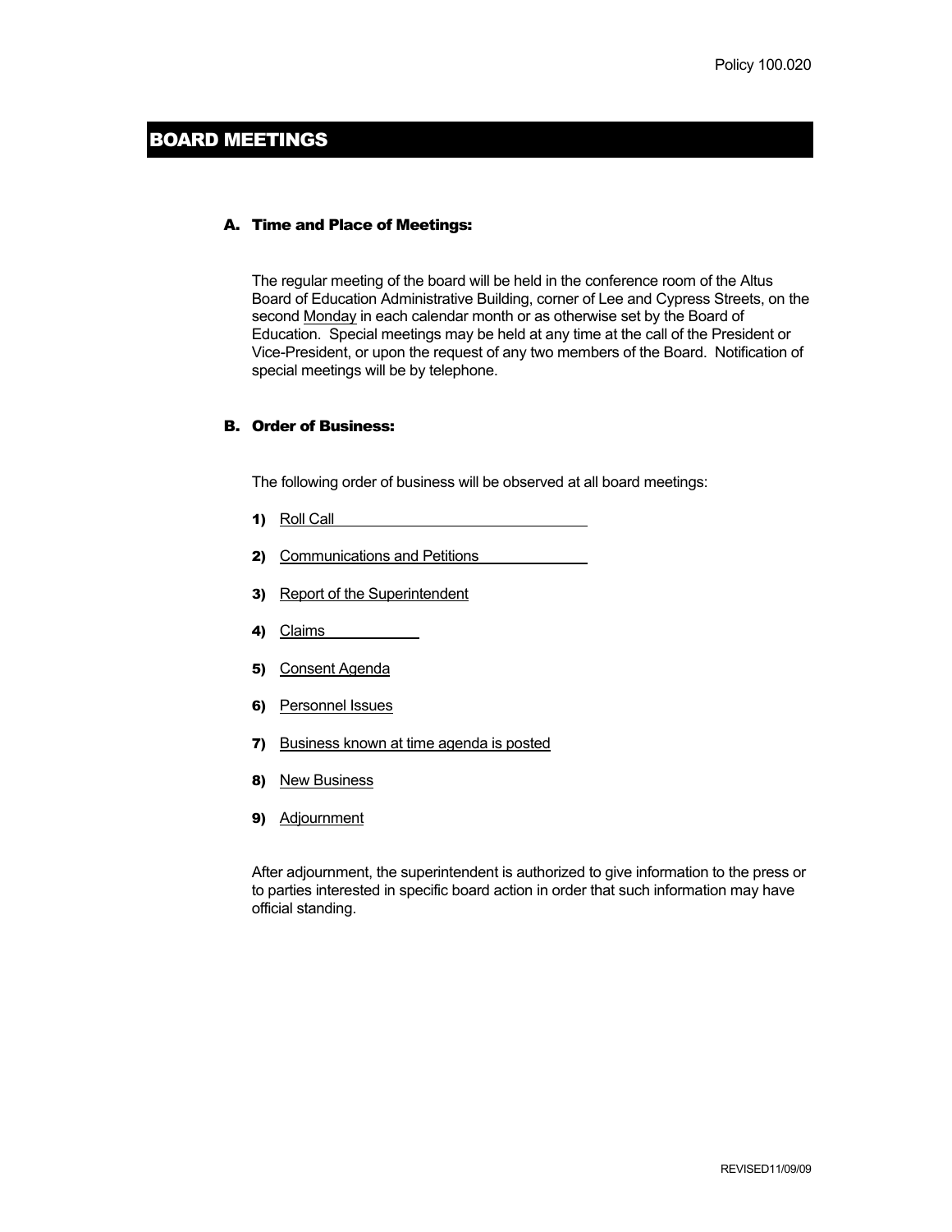Policy 100.020

# BOARD MEETINGS

### A. Time and Place of Meetings:

The regular meeting of the board will be held in the conference room of the Altus Board of Education Administrative Building, corner of Lee and Cypress Streets, on the second Monday in each calendar month or as otherwise set by the Board of Education. Special meetings may be held at any time at the call of the President or Vice-President, or upon the request of any two members of the Board. Notification of special meetings will be by telephone.

### B. Order of Business:

The following order of business will be observed at all board meetings:

1) Roll Call
2) Communications and Petitions
3) Report of the Superintendent
4) Claims
5) Consent Agenda
6) Personnel Issues
7) Business known at time agenda is posted
8) New Business
9) Adjournment

After adjournment, the superintendent is authorized to give information to the press or to parties interested in specific board action in order that such information may have official standing.

REVISED11/09/09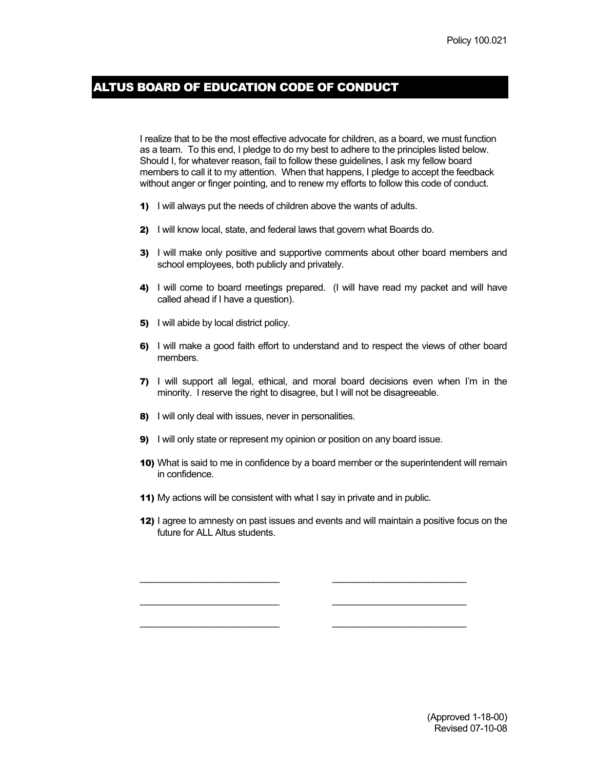Policy 100.021

# ALTUS BOARD OF EDUCATION CODE OF CONDUCT

I realize that to be the most effective advocate for children, as a board, we must function as a team. To this end, I pledge to do my best to adhere to the principles listed below. Should I, for whatever reason, fail to follow these guidelines, I ask my fellow board members to call it to my attention. When that happens, I pledge to accept the feedback without anger or finger pointing, and to renew my efforts to follow this code of conduct.

**1)** I will always put the needs of children above the wants of adults.

**2)** I will know local, state, and federal laws that govern what Boards do.

**3)** I will make only positive and supportive comments about other board members and school employees, both publicly and privately.

**4)** I will come to board meetings prepared. (I will have read my packet and will have called ahead if I have a question).

**5)** I will abide by local district policy.

**6)** I will make a good faith effort to understand and to respect the views of other board members.

**7)** I will support all legal, ethical, and moral board decisions even when I'm in the minority. I reserve the right to disagree, but I will not be disagreeable.

**8)** I will only deal with issues, never in personalities.

**9)** I will only state or represent my opinion or position on any board issue.

**10)** What is said to me in confidence by a board member or the superintendent will remain in confidence.

**11)** My actions will be consistent with what I say in private and in public.

**12)** I agree to amnesty on past issues and events and will maintain a positive focus on the future for ALL Altus students.

\_\_\_\_\_\_\_\_\_\_\_\_\_\_\_\_\_\_\_\_\_\_\_\_\_\_\_\_ \_\_\_\_\_\_\_\_\_\_\_\_\_\_\_\_\_\_\_\_\_\_\_\_\_\_\_\_

\_\_\_\_\_\_\_\_\_\_\_\_\_\_\_\_\_\_\_\_\_\_\_\_\_\_\_\_ \_\_\_\_\_\_\_\_\_\_\_\_\_\_\_\_\_\_\_\_\_\_\_\_\_\_\_\_

\_\_\_\_\_\_\_\_\_\_\_\_\_\_\_\_\_\_\_\_\_\_\_\_\_\_\_\_ \_\_\_\_\_\_\_\_\_\_\_\_\_\_\_\_\_\_\_\_\_\_\_\_\_\_\_\_

(Approved 1-18-00)
Revised 07-10-08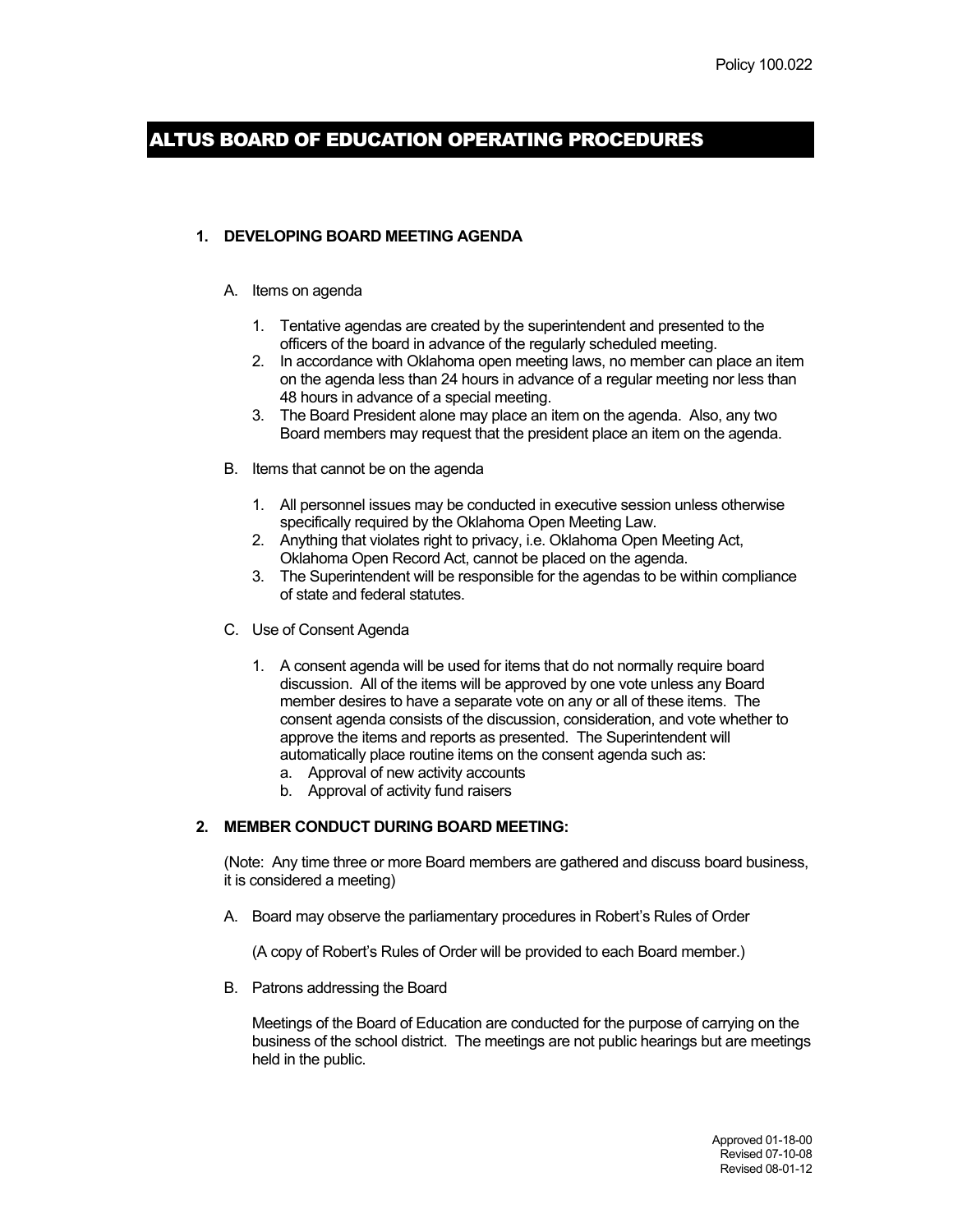Policy 100.022

# ALTUS BOARD OF EDUCATION OPERATING PROCEDURES

## 1. DEVELOPING BOARD MEETING AGENDA

A. Items on agenda

1. Tentative agendas are created by the superintendent and presented to the officers of the board in advance of the regularly scheduled meeting.
2. In accordance with Oklahoma open meeting laws, no member can place an item on the agenda less than 24 hours in advance of a regular meeting nor less than 48 hours in advance of a special meeting.
3. The Board President alone may place an item on the agenda. Also, any two Board members may request that the president place an item on the agenda.

B. Items that cannot be on the agenda

1. All personnel issues may be conducted in executive session unless otherwise specifically required by the Oklahoma Open Meeting Law.
2. Anything that violates right to privacy, i.e. Oklahoma Open Meeting Act, Oklahoma Open Record Act, cannot be placed on the agenda.
3. The Superintendent will be responsible for the agendas to be within compliance of state and federal statutes.

C. Use of Consent Agenda

1. A consent agenda will be used for items that do not normally require board discussion. All of the items will be approved by one vote unless any Board member desires to have a separate vote on any or all of these items. The consent agenda consists of the discussion, consideration, and vote whether to approve the items and reports as presented. The Superintendent will automatically place routine items on the consent agenda such as:
   a. Approval of new activity accounts
   b. Approval of activity fund raisers

## 2. MEMBER CONDUCT DURING BOARD MEETING:

(Note: Any time three or more Board members are gathered and discuss board business, it is considered a meeting)

A. Board may observe the parliamentary procedures in Robert's Rules of Order

(A copy of Robert's Rules of Order will be provided to each Board member.)

B. Patrons addressing the Board

Meetings of the Board of Education are conducted for the purpose of carrying on the business of the school district. The meetings are not public hearings but are meetings held in the public.

Approved 01-18-00
Revised 07-10-08
Revised 08-01-12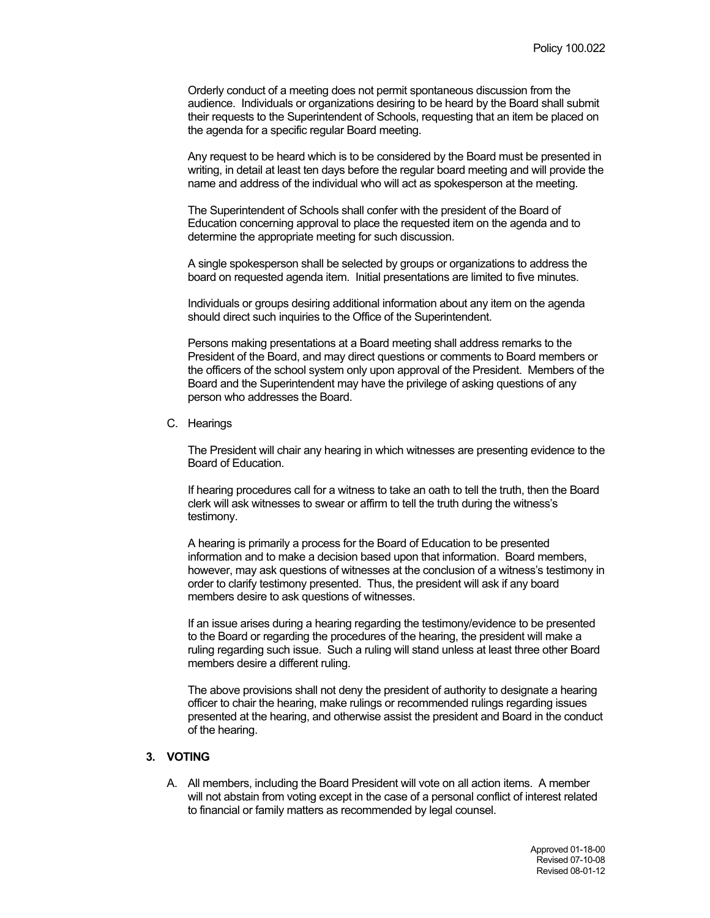Orderly conduct of a meeting does not permit spontaneous discussion from the audience. Individuals or organizations desiring to be heard by the Board shall submit their requests to the Superintendent of Schools, requesting that an item be placed on the agenda for a specific regular Board meeting.

Any request to be heard which is to be considered by the Board must be presented in writing, in detail at least ten days before the regular board meeting and will provide the name and address of the individual who will act as spokesperson at the meeting.

The Superintendent of Schools shall confer with the president of the Board of Education concerning approval to place the requested item on the agenda and to determine the appropriate meeting for such discussion.

A single spokesperson shall be selected by groups or organizations to address the board on requested agenda item. Initial presentations are limited to five minutes.

Individuals or groups desiring additional information about any item on the agenda should direct such inquiries to the Office of the Superintendent.

Persons making presentations at a Board meeting shall address remarks to the President of the Board, and may direct questions or comments to Board members or the officers of the school system only upon approval of the President. Members of the Board and the Superintendent may have the privilege of asking questions of any person who addresses the Board.

C. Hearings

The President will chair any hearing in which witnesses are presenting evidence to the Board of Education.

If hearing procedures call for a witness to take an oath to tell the truth, then the Board clerk will ask witnesses to swear or affirm to tell the truth during the witness's testimony.

A hearing is primarily a process for the Board of Education to be presented information and to make a decision based upon that information. Board members, however, may ask questions of witnesses at the conclusion of a witness's testimony in order to clarify testimony presented. Thus, the president will ask if any board members desire to ask questions of witnesses.

If an issue arises during a hearing regarding the testimony/evidence to be presented to the Board or regarding the procedures of the hearing, the president will make a ruling regarding such issue. Such a ruling will stand unless at least three other Board members desire a different ruling.

The above provisions shall not deny the president of authority to designate a hearing officer to chair the hearing, make rulings or recommended rulings regarding issues presented at the hearing, and otherwise assist the president and Board in the conduct of the hearing.

## 3. VOTING

A. All members, including the Board President will vote on all action items. A member will not abstain from voting except in the case of a personal conflict of interest related to financial or family matters as recommended by legal counsel.

Approved 01-18-00
Revised 07-10-08
Revised 08-01-12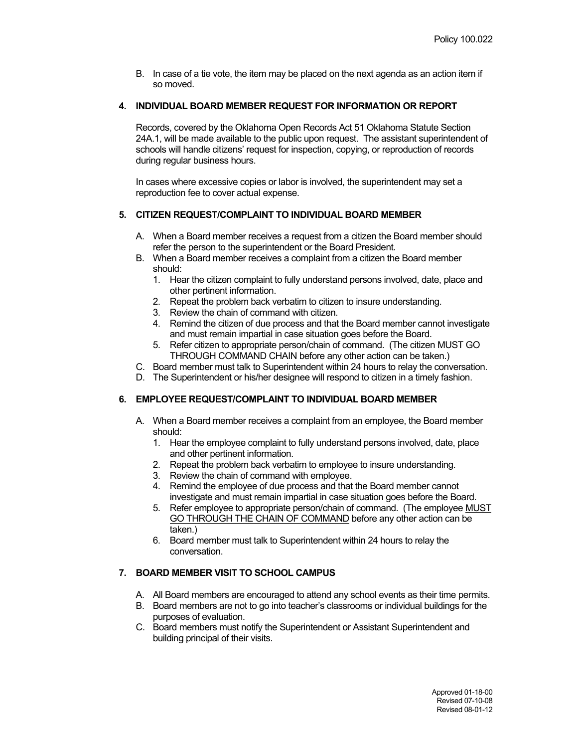B. In case of a tie vote, the item may be placed on the next agenda as an action item if so moved.

### 4. INDIVIDUAL BOARD MEMBER REQUEST FOR INFORMATION OR REPORT

Records, covered by the Oklahoma Open Records Act 51 Oklahoma Statute Section 24A.1, will be made available to the public upon request. The assistant superintendent of schools will handle citizens' request for inspection, copying, or reproduction of records during regular business hours.

In cases where excessive copies or labor is involved, the superintendent may set a reproduction fee to cover actual expense.

### 5. CITIZEN REQUEST/COMPLAINT TO INDIVIDUAL BOARD MEMBER

A. When a Board member receives a request from a citizen the Board member should refer the person to the superintendent or the Board President.

B. When a Board member receives a complaint from a citizen the Board member should:
   1. Hear the citizen complaint to fully understand persons involved, date, place and other pertinent information.
   2. Repeat the problem back verbatim to citizen to insure understanding.
   3. Review the chain of command with citizen.
   4. Remind the citizen of due process and that the Board member cannot investigate and must remain impartial in case situation goes before the Board.
   5. Refer citizen to appropriate person/chain of command. (The citizen MUST GO THROUGH COMMAND CHAIN before any other action can be taken.)

C. Board member must talk to Superintendent within 24 hours to relay the conversation.

D. The Superintendent or his/her designee will respond to citizen in a timely fashion.

### 6. EMPLOYEE REQUEST/COMPLAINT TO INDIVIDUAL BOARD MEMBER

A. When a Board member receives a complaint from an employee, the Board member should:
   1. Hear the employee complaint to fully understand persons involved, date, place and other pertinent information.
   2. Repeat the problem back verbatim to employee to insure understanding.
   3. Review the chain of command with employee.
   4. Remind the employee of due process and that the Board member cannot investigate and must remain impartial in case situation goes before the Board.
   5. Refer employee to appropriate person/chain of command. (The employee MUST GO THROUGH THE CHAIN OF COMMAND before any other action can be taken.)
   6. Board member must talk to Superintendent within 24 hours to relay the conversation.

### 7. BOARD MEMBER VISIT TO SCHOOL CAMPUS

A. All Board members are encouraged to attend any school events as their time permits.

B. Board members are not to go into teacher's classrooms or individual buildings for the purposes of evaluation.

C. Board members must notify the Superintendent or Assistant Superintendent and building principal of their visits.

Approved 01-18-00
Revised 07-10-08
Revised 08-01-12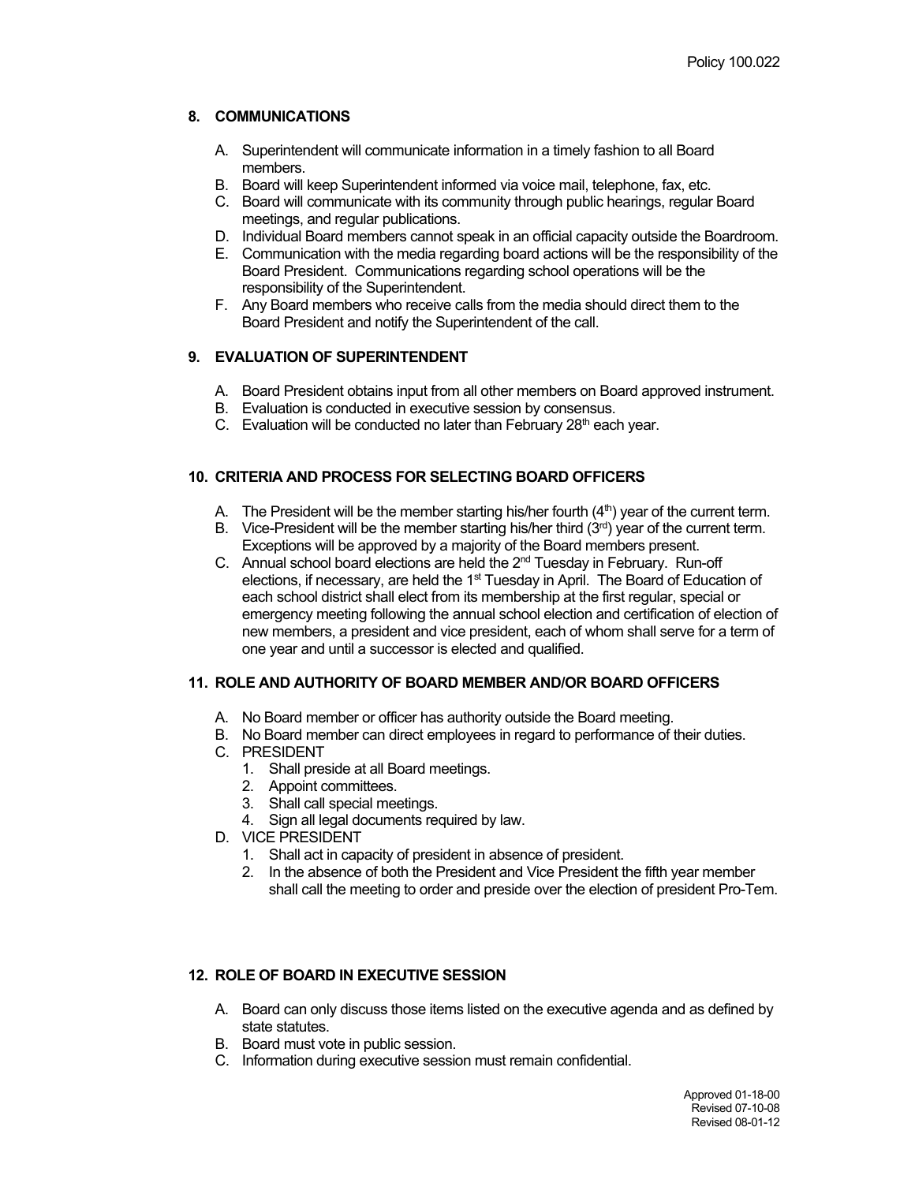## 8. COMMUNICATIONS

A. Superintendent will communicate information in a timely fashion to all Board members.
B. Board will keep Superintendent informed via voice mail, telephone, fax, etc.
C. Board will communicate with its community through public hearings, regular Board meetings, and regular publications.
D. Individual Board members cannot speak in an official capacity outside the Boardroom.
E. Communication with the media regarding board actions will be the responsibility of the Board President. Communications regarding school operations will be the responsibility of the Superintendent.
F. Any Board members who receive calls from the media should direct them to the Board President and notify the Superintendent of the call.

## 9. EVALUATION OF SUPERINTENDENT

A. Board President obtains input from all other members on Board approved instrument.
B. Evaluation is conducted in executive session by consensus.
C. Evaluation will be conducted no later than February 28th each year.

## 10. CRITERIA AND PROCESS FOR SELECTING BOARD OFFICERS

A. The President will be the member starting his/her fourth (4th) year of the current term.
B. Vice-President will be the member starting his/her third (3rd) year of the current term. Exceptions will be approved by a majority of the Board members present.
C. Annual school board elections are held the 2nd Tuesday in February. Run-off elections, if necessary, are held the 1st Tuesday in April. The Board of Education of each school district shall elect from its membership at the first regular, special or emergency meeting following the annual school election and certification of election of new members, a president and vice president, each of whom shall serve for a term of one year and until a successor is elected and qualified.

## 11. ROLE AND AUTHORITY OF BOARD MEMBER AND/OR BOARD OFFICERS

A. No Board member or officer has authority outside the Board meeting.
B. No Board member can direct employees in regard to performance of their duties.
C. PRESIDENT
   1. Shall preside at all Board meetings.
   2. Appoint committees.
   3. Shall call special meetings.
   4. Sign all legal documents required by law.
D. VICE PRESIDENT
   1. Shall act in capacity of president in absence of president.
   2. In the absence of both the President and Vice President the fifth year member shall call the meeting to order and preside over the election of president Pro-Tem.

## 12. ROLE OF BOARD IN EXECUTIVE SESSION

A. Board can only discuss those items listed on the executive agenda and as defined by state statutes.
B. Board must vote in public session.
C. Information during executive session must remain confidential.

Approved 01-18-00
Revised 07-10-08
Revised 08-01-12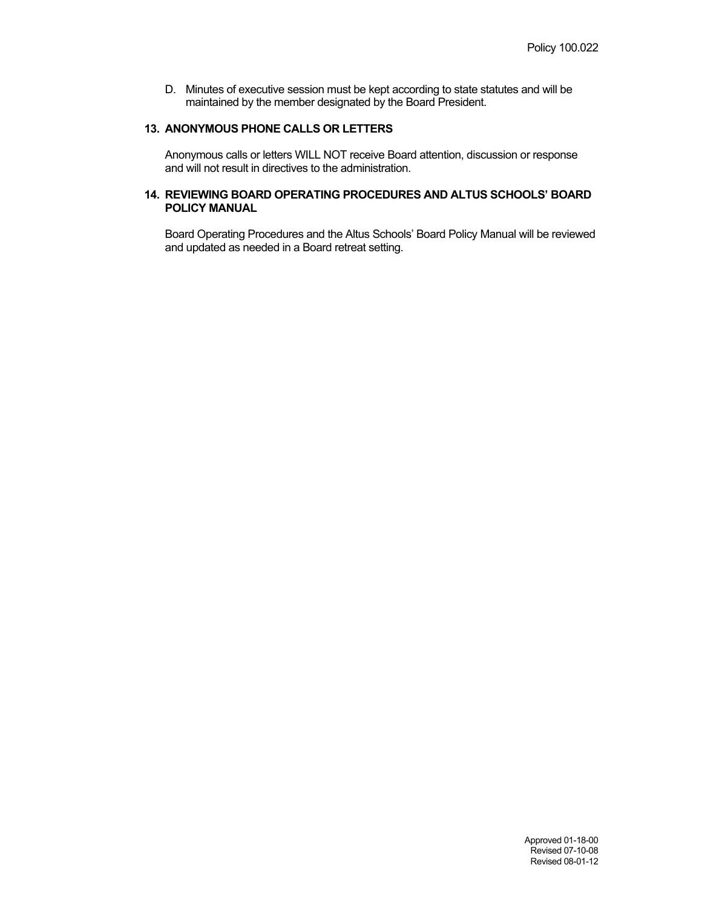D. Minutes of executive session must be kept according to state statutes and will be maintained by the member designated by the Board President.

## 13. ANONYMOUS PHONE CALLS OR LETTERS

Anonymous calls or letters WILL NOT receive Board attention, discussion or response and will not result in directives to the administration.

## 14. REVIEWING BOARD OPERATING PROCEDURES AND ALTUS SCHOOLS' BOARD POLICY MANUAL

Board Operating Procedures and the Altus Schools' Board Policy Manual will be reviewed and updated as needed in a Board retreat setting.

Approved 01-18-00
Revised 07-10-08
Revised 08-01-12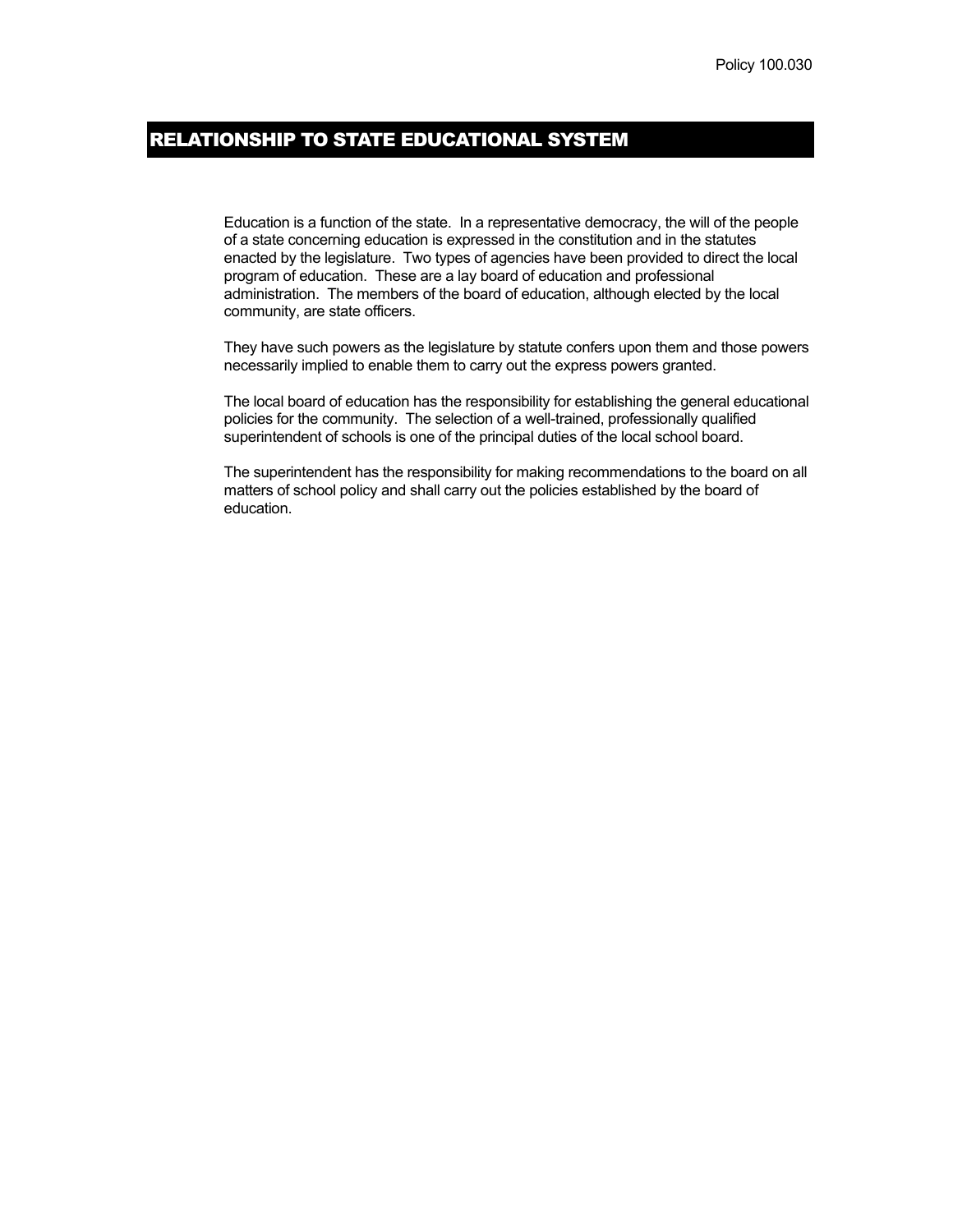Policy 100.030

# RELATIONSHIP TO STATE EDUCATIONAL SYSTEM

Education is a function of the state. In a representative democracy, the will of the people of a state concerning education is expressed in the constitution and in the statutes enacted by the legislature. Two types of agencies have been provided to direct the local program of education. These are a lay board of education and professional administration. The members of the board of education, although elected by the local community, are state officers.

They have such powers as the legislature by statute confers upon them and those powers necessarily implied to enable them to carry out the express powers granted.

The local board of education has the responsibility for establishing the general educational policies for the community. The selection of a well-trained, professionally qualified superintendent of schools is one of the principal duties of the local school board.

The superintendent has the responsibility for making recommendations to the board on all matters of school policy and shall carry out the policies established by the board of education.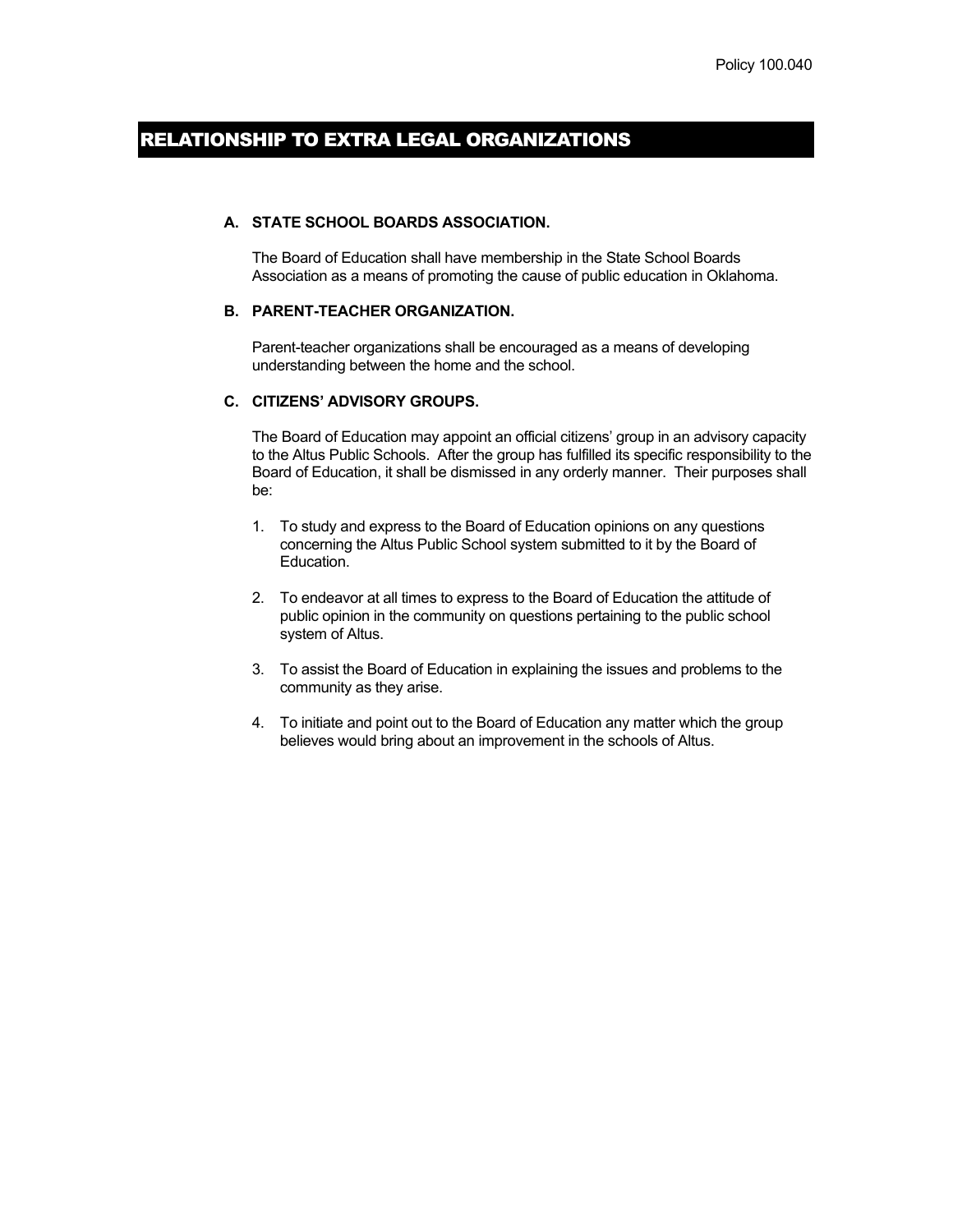Policy 100.040

# RELATIONSHIP TO EXTRA LEGAL ORGANIZATIONS

**A. STATE SCHOOL BOARDS ASSOCIATION.**

The Board of Education shall have membership in the State School Boards Association as a means of promoting the cause of public education in Oklahoma.

**B. PARENT-TEACHER ORGANIZATION.**

Parent-teacher organizations shall be encouraged as a means of developing understanding between the home and the school.

**C. CITIZENS' ADVISORY GROUPS.**

The Board of Education may appoint an official citizens' group in an advisory capacity to the Altus Public Schools. After the group has fulfilled its specific responsibility to the Board of Education, it shall be dismissed in any orderly manner. Their purposes shall be:

1. To study and express to the Board of Education opinions on any questions concerning the Altus Public School system submitted to it by the Board of Education.

2. To endeavor at all times to express to the Board of Education the attitude of public opinion in the community on questions pertaining to the public school system of Altus.

3. To assist the Board of Education in explaining the issues and problems to the community as they arise.

4. To initiate and point out to the Board of Education any matter which the group believes would bring about an improvement in the schools of Altus.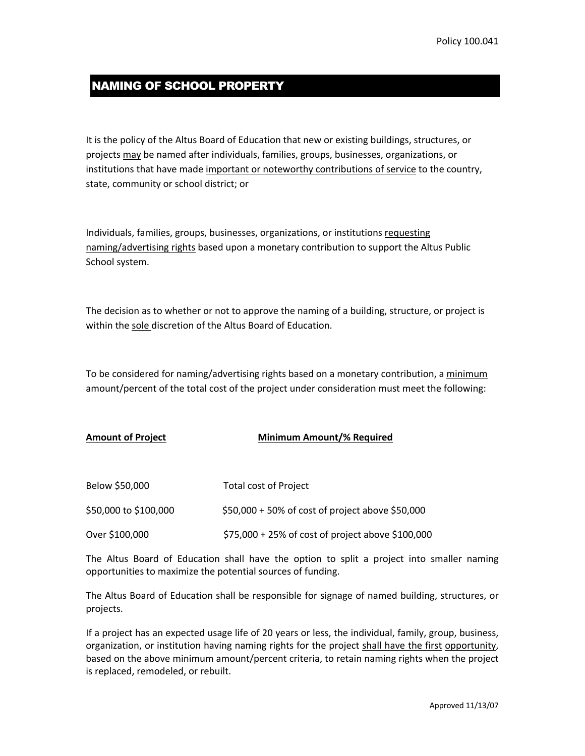Policy 100.041

## NAMING OF SCHOOL PROPERTY

It is the policy of the Altus Board of Education that new or existing buildings, structures, or projects may be named after individuals, families, groups, businesses, organizations, or institutions that have made important or noteworthy contributions of service to the country, state, community or school district; or

Individuals, families, groups, businesses, organizations, or institutions requesting naming/advertising rights based upon a monetary contribution to support the Altus Public School system.

The decision as to whether or not to approve the naming of a building, structure, or project is within the sole discretion of the Altus Board of Education.

To be considered for naming/advertising rights based on a monetary contribution, a minimum amount/percent of the total cost of the project under consideration must meet the following:

| Amount of Project | Minimum Amount/% Required |
|---|---|
| Below $50,000 | Total cost of Project |
| $50,000 to $100,000 | $50,000 + 50% of cost of project above $50,000 |
| Over $100,000 | $75,000 + 25% of cost of project above $100,000 |

The Altus Board of Education shall have the option to split a project into smaller naming opportunities to maximize the potential sources of funding.

The Altus Board of Education shall be responsible for signage of named building, structures, or projects.

If a project has an expected usage life of 20 years or less, the individual, family, group, business, organization, or institution having naming rights for the project shall have the first opportunity, based on the above minimum amount/percent criteria, to retain naming rights when the project is replaced, remodeled, or rebuilt.

Approved 11/13/07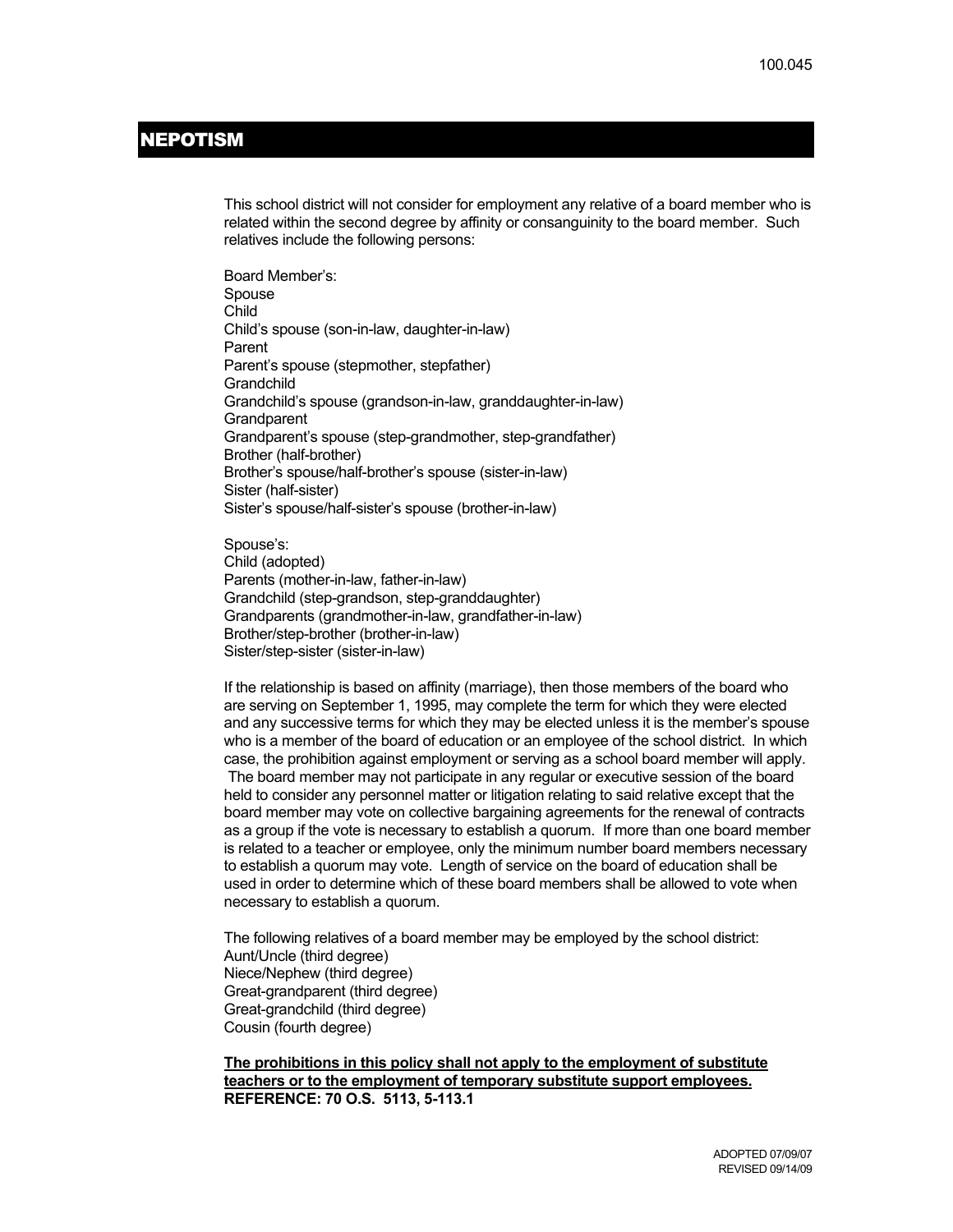# NEPOTISM

This school district will not consider for employment any relative of a board member who is related within the second degree by affinity or consanguinity to the board member. Such relatives include the following persons:

Board Member's:
Spouse
Child
Child's spouse (son-in-law, daughter-in-law)
Parent
Parent's spouse (stepmother, stepfather)
Grandchild
Grandchild's spouse (grandson-in-law, granddaughter-in-law)
Grandparent
Grandparent's spouse (step-grandmother, step-grandfather)
Brother (half-brother)
Brother's spouse/half-brother's spouse (sister-in-law)
Sister (half-sister)
Sister's spouse/half-sister's spouse (brother-in-law)

Spouse's:
Child (adopted)
Parents (mother-in-law, father-in-law)
Grandchild (step-grandson, step-granddaughter)
Grandparents (grandmother-in-law, grandfather-in-law)
Brother/step-brother (brother-in-law)
Sister/step-sister (sister-in-law)

If the relationship is based on affinity (marriage), then those members of the board who are serving on September 1, 1995, may complete the term for which they were elected and any successive terms for which they may be elected unless it is the member's spouse who is a member of the board of education or an employee of the school district. In which case, the prohibition against employment or serving as a school board member will apply. The board member may not participate in any regular or executive session of the board held to consider any personnel matter or litigation relating to said relative except that the board member may vote on collective bargaining agreements for the renewal of contracts as a group if the vote is necessary to establish a quorum. If more than one board member is related to a teacher or employee, only the minimum number board members necessary to establish a quorum may vote. Length of service on the board of education shall be used in order to determine which of these board members shall be allowed to vote when necessary to establish a quorum.

The following relatives of a board member may be employed by the school district:
Aunt/Uncle (third degree)
Niece/Nephew (third degree)
Great-grandparent (third degree)
Great-grandchild (third degree)
Cousin (fourth degree)

**The prohibitions in this policy shall not apply to the employment of substitute teachers or to the employment of temporary substitute support employees.**
**REFERENCE: 70 O.S. 5113, 5-113.1**

ADOPTED 07/09/07
REVISED 09/14/09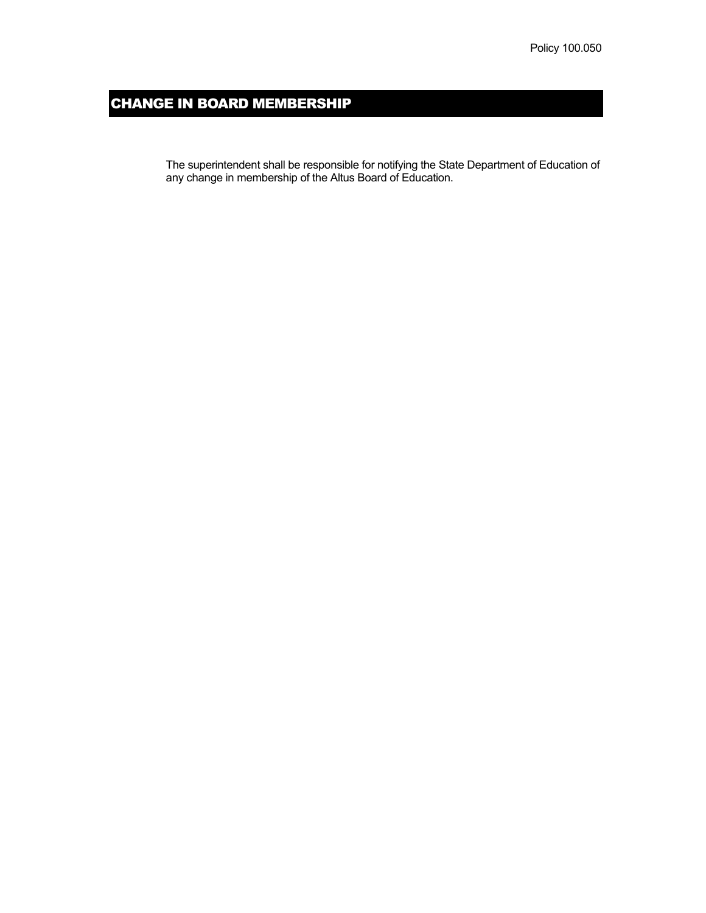Policy 100.050

# CHANGE IN BOARD MEMBERSHIP

The superintendent shall be responsible for notifying the State Department of Education of any change in membership of the Altus Board of Education.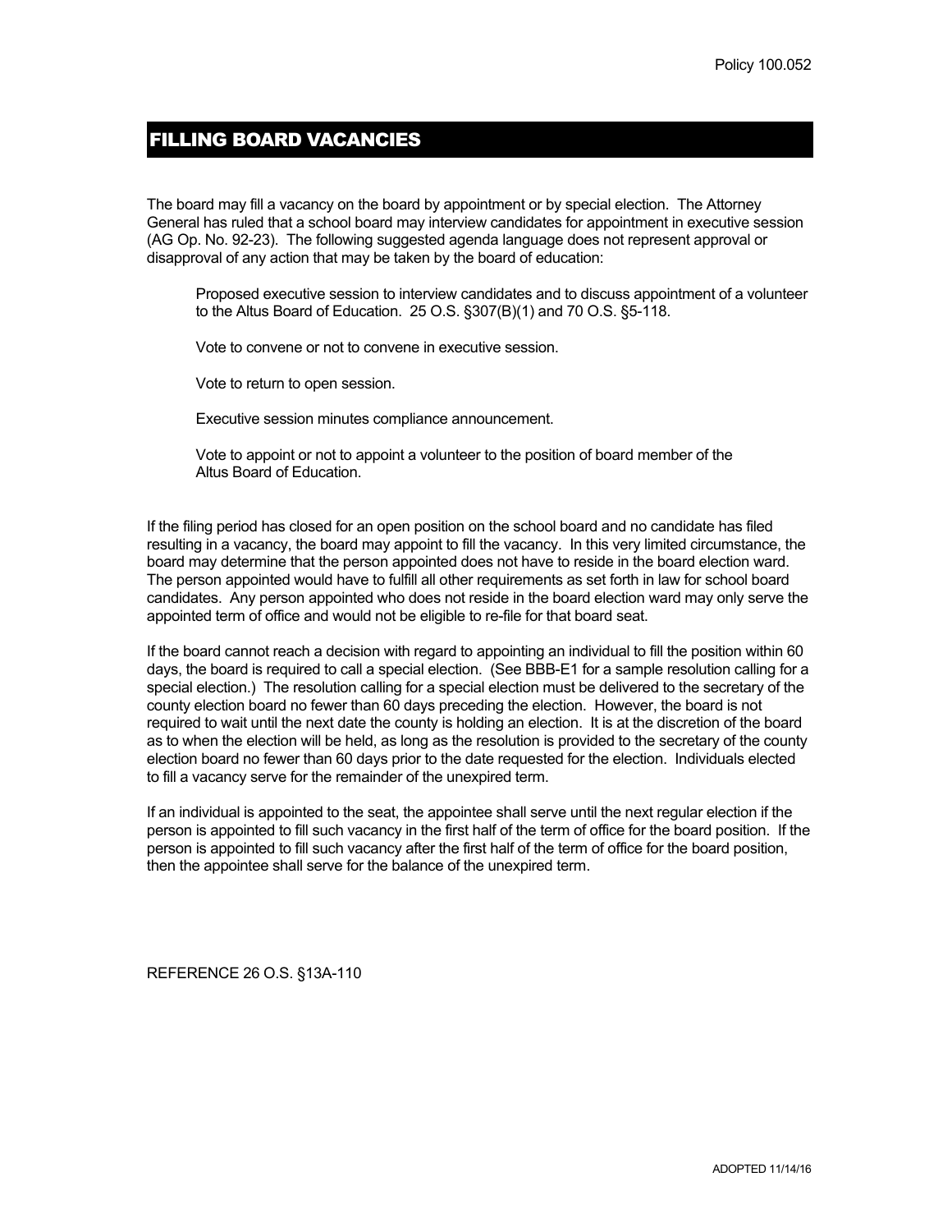# FILLING BOARD VACANCIES

The board may fill a vacancy on the board by appointment or by special election. The Attorney General has ruled that a school board may interview candidates for appointment in executive session (AG Op. No. 92-23). The following suggested agenda language does not represent approval or disapproval of any action that may be taken by the board of education:

> Proposed executive session to interview candidates and to discuss appointment of a volunteer to the Altus Board of Education. 25 O.S. §307(B)(1) and 70 O.S. §5-118.
>
> Vote to convene or not to convene in executive session.
>
> Vote to return to open session.
>
> Executive session minutes compliance announcement.
>
> Vote to appoint or not to appoint a volunteer to the position of board member of the Altus Board of Education.

If the filing period has closed for an open position on the school board and no candidate has filed resulting in a vacancy, the board may appoint to fill the vacancy. In this very limited circumstance, the board may determine that the person appointed does not have to reside in the board election ward. The person appointed would have to fulfill all other requirements as set forth in law for school board candidates. Any person appointed who does not reside in the board election ward may only serve the appointed term of office and would not be eligible to re-file for that board seat.

If the board cannot reach a decision with regard to appointing an individual to fill the position within 60 days, the board is required to call a special election. (See BBB-E1 for a sample resolution calling for a special election.) The resolution calling for a special election must be delivered to the secretary of the county election board no fewer than 60 days preceding the election. However, the board is not required to wait until the next date the county is holding an election. It is at the discretion of the board as to when the election will be held, as long as the resolution is provided to the secretary of the county election board no fewer than 60 days prior to the date requested for the election. Individuals elected to fill a vacancy serve for the remainder of the unexpired term.

If an individual is appointed to the seat, the appointee shall serve until the next regular election if the person is appointed to fill such vacancy in the first half of the term of office for the board position. If the person is appointed to fill such vacancy after the first half of the term of office for the board position, then the appointee shall serve for the balance of the unexpired term.

REFERENCE 26 O.S. §13A-110

ADOPTED 11/14/16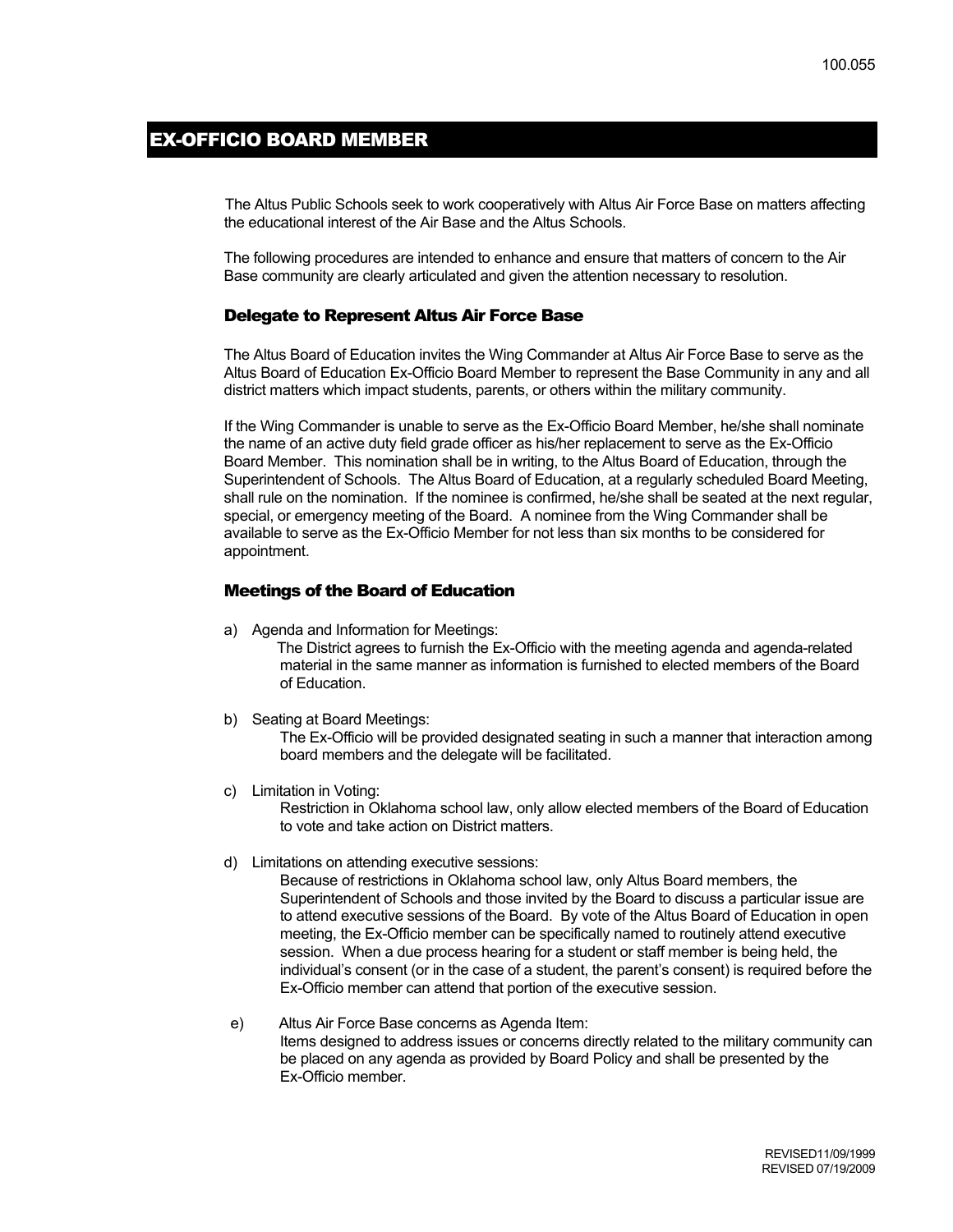100.055

# EX-OFFICIO BOARD MEMBER

The Altus Public Schools seek to work cooperatively with Altus Air Force Base on matters affecting the educational interest of the Air Base and the Altus Schools.

The following procedures are intended to enhance and ensure that matters of concern to the Air Base community are clearly articulated and given the attention necessary to resolution.

## Delegate to Represent Altus Air Force Base

The Altus Board of Education invites the Wing Commander at Altus Air Force Base to serve as the Altus Board of Education Ex-Officio Board Member to represent the Base Community in any and all district matters which impact students, parents, or others within the military community.

If the Wing Commander is unable to serve as the Ex-Officio Board Member, he/she shall nominate the name of an active duty field grade officer as his/her replacement to serve as the Ex-Officio Board Member. This nomination shall be in writing, to the Altus Board of Education, through the Superintendent of Schools. The Altus Board of Education, at a regularly scheduled Board Meeting, shall rule on the nomination. If the nominee is confirmed, he/she shall be seated at the next regular, special, or emergency meeting of the Board. A nominee from the Wing Commander shall be available to serve as the Ex-Officio Member for not less than six months to be considered for appointment.

## Meetings of the Board of Education

a) Agenda and Information for Meetings:
The District agrees to furnish the Ex-Officio with the meeting agenda and agenda-related material in the same manner as information is furnished to elected members of the Board of Education.

b) Seating at Board Meetings:
The Ex-Officio will be provided designated seating in such a manner that interaction among board members and the delegate will be facilitated.

c) Limitation in Voting:
Restriction in Oklahoma school law, only allow elected members of the Board of Education to vote and take action on District matters.

d) Limitations on attending executive sessions:
Because of restrictions in Oklahoma school law, only Altus Board members, the Superintendent of Schools and those invited by the Board to discuss a particular issue are to attend executive sessions of the Board. By vote of the Altus Board of Education in open meeting, the Ex-Officio member can be specifically named to routinely attend executive session. When a due process hearing for a student or staff member is being held, the individual's consent (or in the case of a student, the parent's consent) is required before the Ex-Officio member can attend that portion of the executive session.

e) Altus Air Force Base concerns as Agenda Item:
Items designed to address issues or concerns directly related to the military community can be placed on any agenda as provided by Board Policy and shall be presented by the Ex-Officio member.

REVISED11/09/1999
REVISED 07/19/2009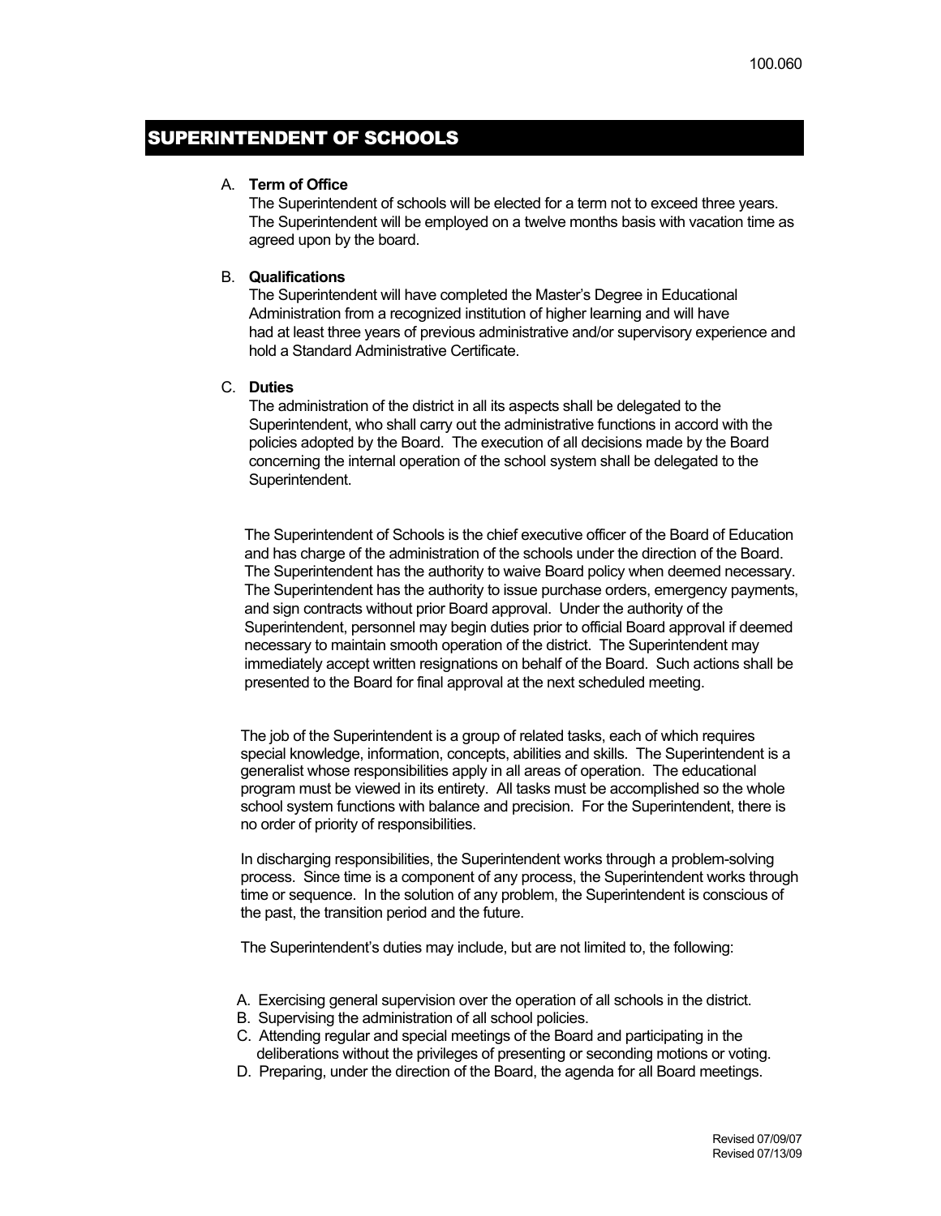100.060

# SUPERINTENDENT OF SCHOOLS

A. **Term of Office**
The Superintendent of schools will be elected for a term not to exceed three years. The Superintendent will be employed on a twelve months basis with vacation time as agreed upon by the board.

B. **Qualifications**
The Superintendent will have completed the Master's Degree in Educational Administration from a recognized institution of higher learning and will have had at least three years of previous administrative and/or supervisory experience and hold a Standard Administrative Certificate.

C. **Duties**
The administration of the district in all its aspects shall be delegated to the Superintendent, who shall carry out the administrative functions in accord with the policies adopted by the Board. The execution of all decisions made by the Board concerning the internal operation of the school system shall be delegated to the Superintendent.

The Superintendent of Schools is the chief executive officer of the Board of Education and has charge of the administration of the schools under the direction of the Board. The Superintendent has the authority to waive Board policy when deemed necessary. The Superintendent has the authority to issue purchase orders, emergency payments, and sign contracts without prior Board approval. Under the authority of the Superintendent, personnel may begin duties prior to official Board approval if deemed necessary to maintain smooth operation of the district. The Superintendent may immediately accept written resignations on behalf of the Board. Such actions shall be presented to the Board for final approval at the next scheduled meeting.

The job of the Superintendent is a group of related tasks, each of which requires special knowledge, information, concepts, abilities and skills. The Superintendent is a generalist whose responsibilities apply in all areas of operation. The educational program must be viewed in its entirety. All tasks must be accomplished so the whole school system functions with balance and precision. For the Superintendent, there is no order of priority of responsibilities.

In discharging responsibilities, the Superintendent works through a problem-solving process. Since time is a component of any process, the Superintendent works through time or sequence. In the solution of any problem, the Superintendent is conscious of the past, the transition period and the future.

The Superintendent's duties may include, but are not limited to, the following:

A. Exercising general supervision over the operation of all schools in the district.
B. Supervising the administration of all school policies.
C. Attending regular and special meetings of the Board and participating in the deliberations without the privileges of presenting or seconding motions or voting.
D. Preparing, under the direction of the Board, the agenda for all Board meetings.

Revised 07/09/07
Revised 07/13/09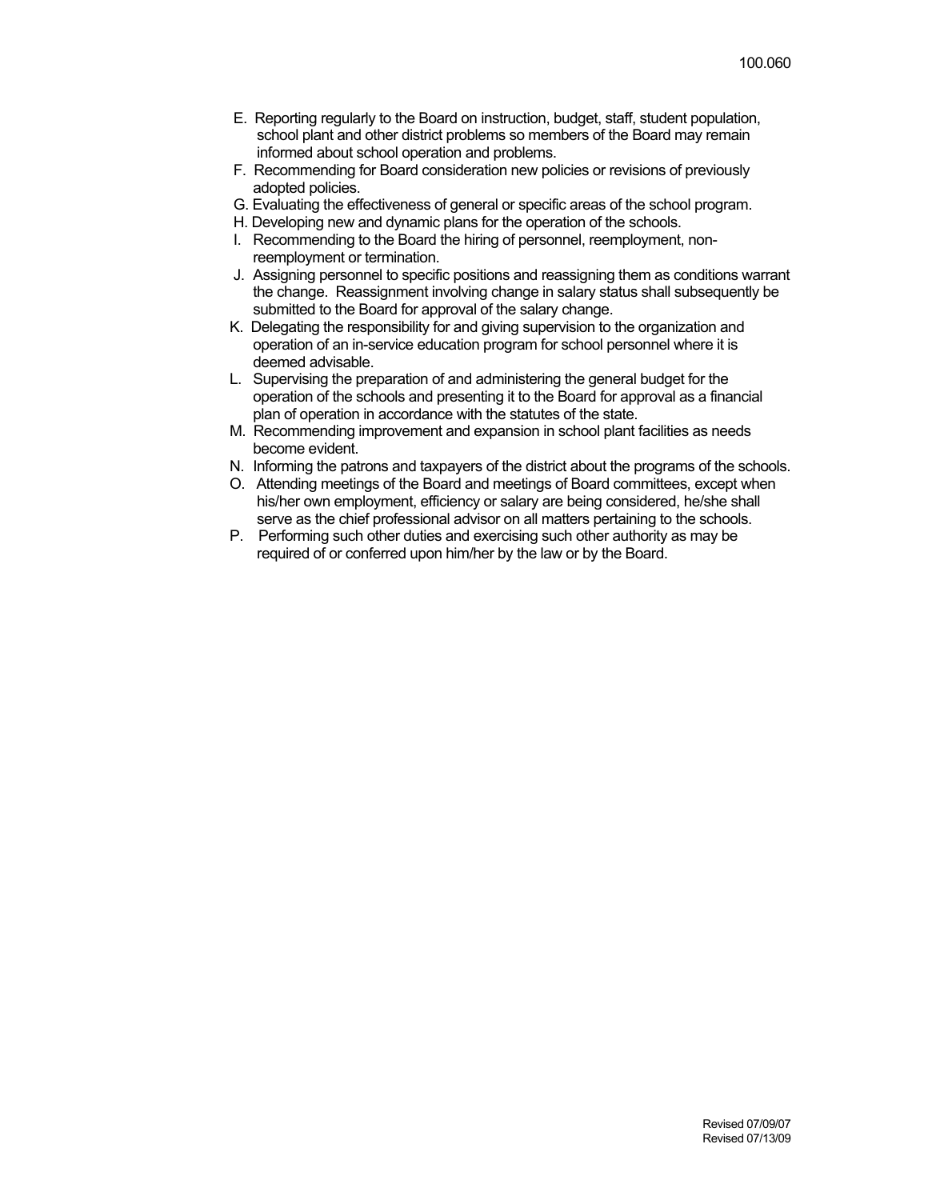E. Reporting regularly to the Board on instruction, budget, staff, student population, school plant and other district problems so members of the Board may remain informed about school operation and problems.
F. Recommending for Board consideration new policies or revisions of previously adopted policies.
G. Evaluating the effectiveness of general or specific areas of the school program.
H. Developing new and dynamic plans for the operation of the schools.
I. Recommending to the Board the hiring of personnel, reemployment, non-reemployment or termination.
J. Assigning personnel to specific positions and reassigning them as conditions warrant the change. Reassignment involving change in salary status shall subsequently be submitted to the Board for approval of the salary change.
K. Delegating the responsibility for and giving supervision to the organization and operation of an in-service education program for school personnel where it is deemed advisable.
L. Supervising the preparation of and administering the general budget for the operation of the schools and presenting it to the Board for approval as a financial plan of operation in accordance with the statutes of the state.
M. Recommending improvement and expansion in school plant facilities as needs become evident.
N. Informing the patrons and taxpayers of the district about the programs of the schools.
O. Attending meetings of the Board and meetings of Board committees, except when his/her own employment, efficiency or salary are being considered, he/she shall serve as the chief professional advisor on all matters pertaining to the schools.
P. Performing such other duties and exercising such other authority as may be required of or conferred upon him/her by the law or by the Board.

Revised 07/09/07
Revised 07/13/09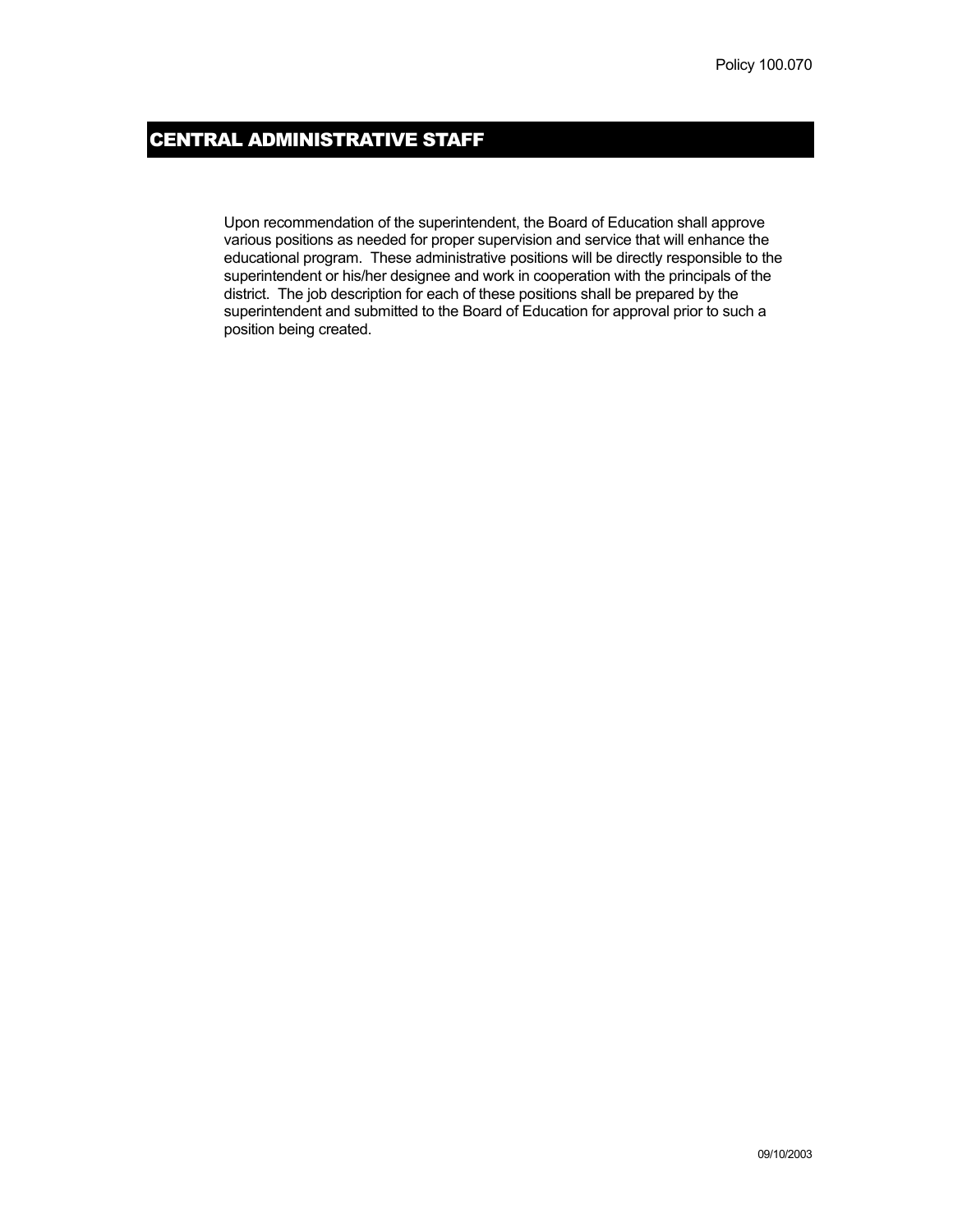Policy 100.070

# CENTRAL ADMINISTRATIVE STAFF

Upon recommendation of the superintendent, the Board of Education shall approve various positions as needed for proper supervision and service that will enhance the educational program. These administrative positions will be directly responsible to the superintendent or his/her designee and work in cooperation with the principals of the district. The job description for each of these positions shall be prepared by the superintendent and submitted to the Board of Education for approval prior to such a position being created.

09/10/2003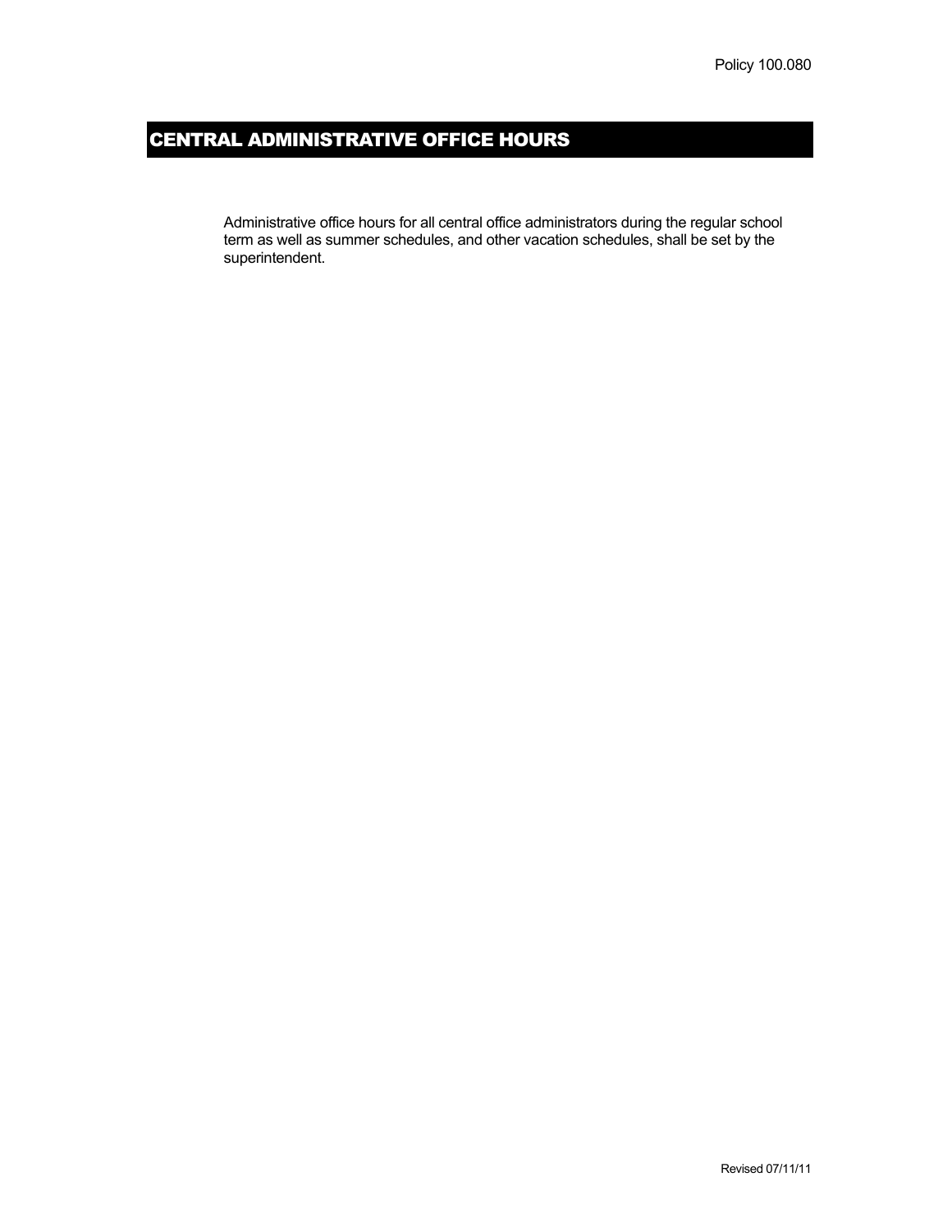Policy 100.080

# CENTRAL ADMINISTRATIVE OFFICE HOURS

Administrative office hours for all central office administrators during the regular school term as well as summer schedules, and other vacation schedules, shall be set by the superintendent.

Revised 07/11/11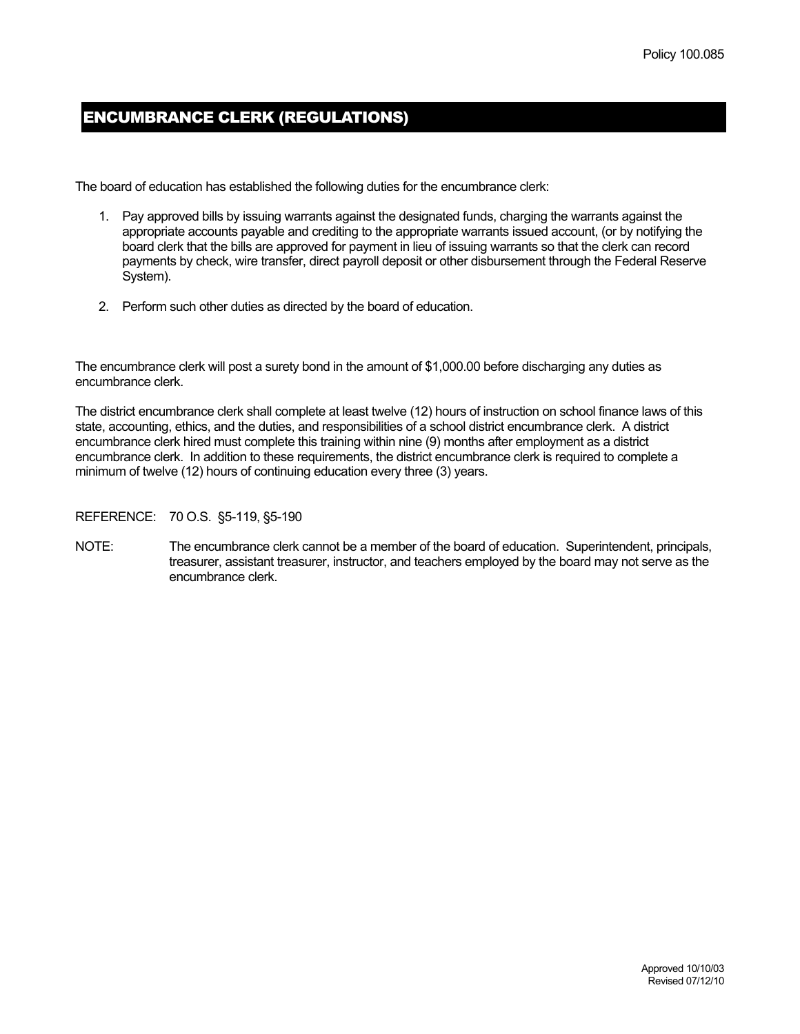Policy 100.085

# ENCUMBRANCE CLERK (REGULATIONS)

The board of education has established the following duties for the encumbrance clerk:

1. Pay approved bills by issuing warrants against the designated funds, charging the warrants against the appropriate accounts payable and crediting to the appropriate warrants issued account, (or by notifying the board clerk that the bills are approved for payment in lieu of issuing warrants so that the clerk can record payments by check, wire transfer, direct payroll deposit or other disbursement through the Federal Reserve System).

2. Perform such other duties as directed by the board of education.

The encumbrance clerk will post a surety bond in the amount of $1,000.00 before discharging any duties as encumbrance clerk.

The district encumbrance clerk shall complete at least twelve (12) hours of instruction on school finance laws of this state, accounting, ethics, and the duties, and responsibilities of a school district encumbrance clerk. A district encumbrance clerk hired must complete this training within nine (9) months after employment as a district encumbrance clerk. In addition to these requirements, the district encumbrance clerk is required to complete a minimum of twelve (12) hours of continuing education every three (3) years.

REFERENCE: 70 O.S. §5-119, §5-190

NOTE: The encumbrance clerk cannot be a member of the board of education. Superintendent, principals, treasurer, assistant treasurer, instructor, and teachers employed by the board may not serve as the encumbrance clerk.

Approved 10/10/03
Revised 07/12/10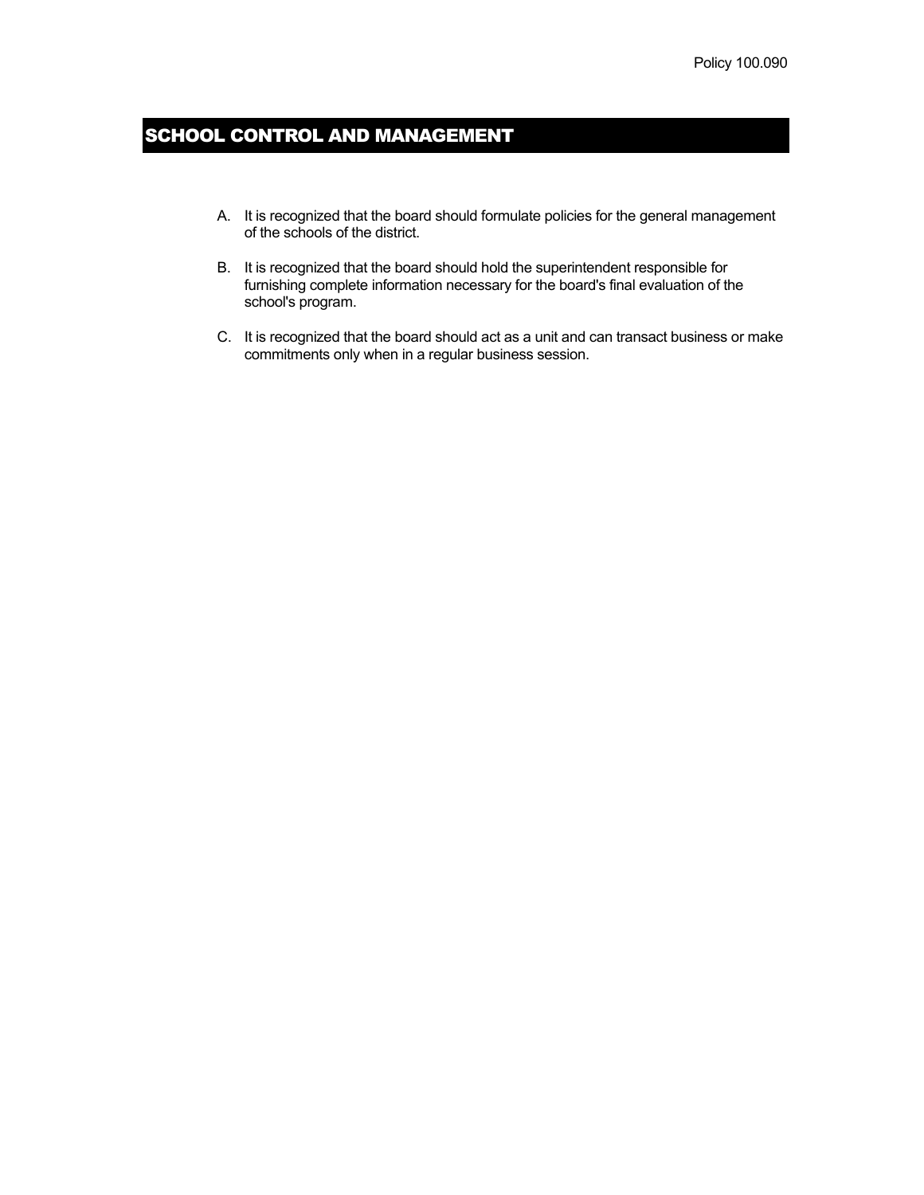Policy 100.090

# SCHOOL CONTROL AND MANAGEMENT

A. It is recognized that the board should formulate policies for the general management of the schools of the district.

B. It is recognized that the board should hold the superintendent responsible for furnishing complete information necessary for the board's final evaluation of the school's program.

C. It is recognized that the board should act as a unit and can transact business or make commitments only when in a regular business session.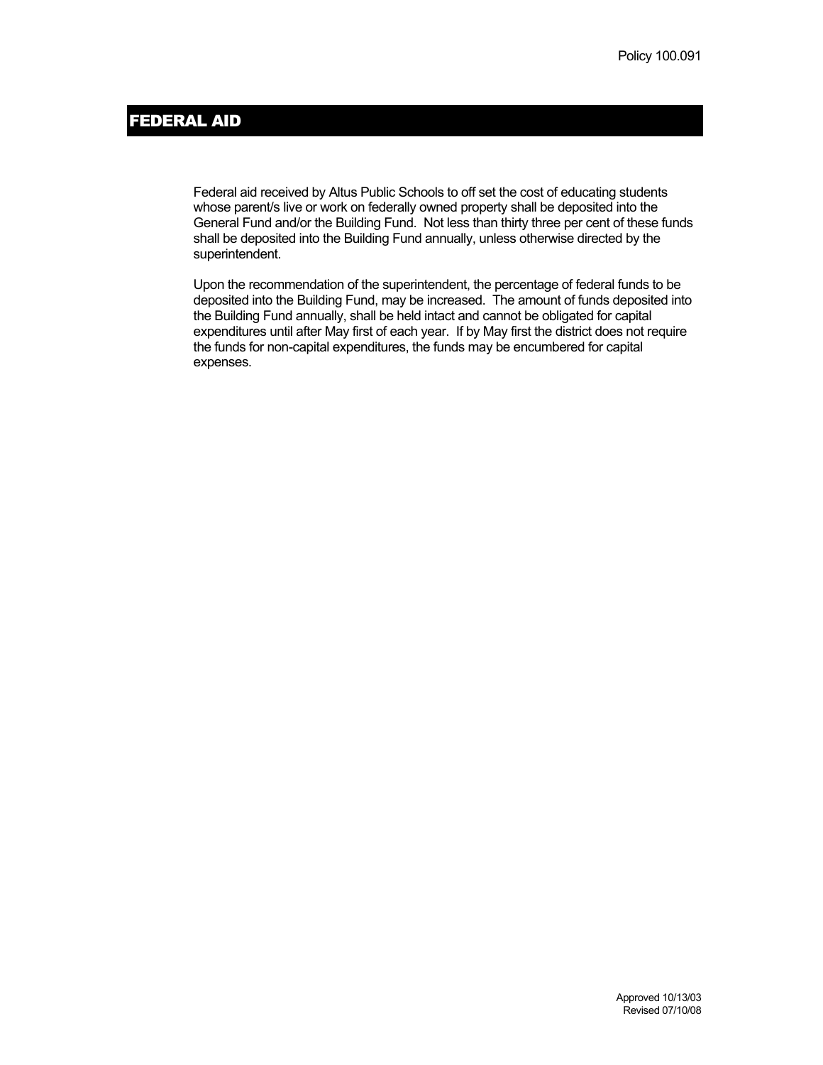Policy 100.091

# FEDERAL AID

Federal aid received by Altus Public Schools to off set the cost of educating students whose parent/s live or work on federally owned property shall be deposited into the General Fund and/or the Building Fund. Not less than thirty three per cent of these funds shall be deposited into the Building Fund annually, unless otherwise directed by the superintendent.

Upon the recommendation of the superintendent, the percentage of federal funds to be deposited into the Building Fund, may be increased. The amount of funds deposited into the Building Fund annually, shall be held intact and cannot be obligated for capital expenditures until after May first of each year. If by May first the district does not require the funds for non-capital expenditures, the funds may be encumbered for capital expenses.

Approved 10/13/03
Revised 07/10/08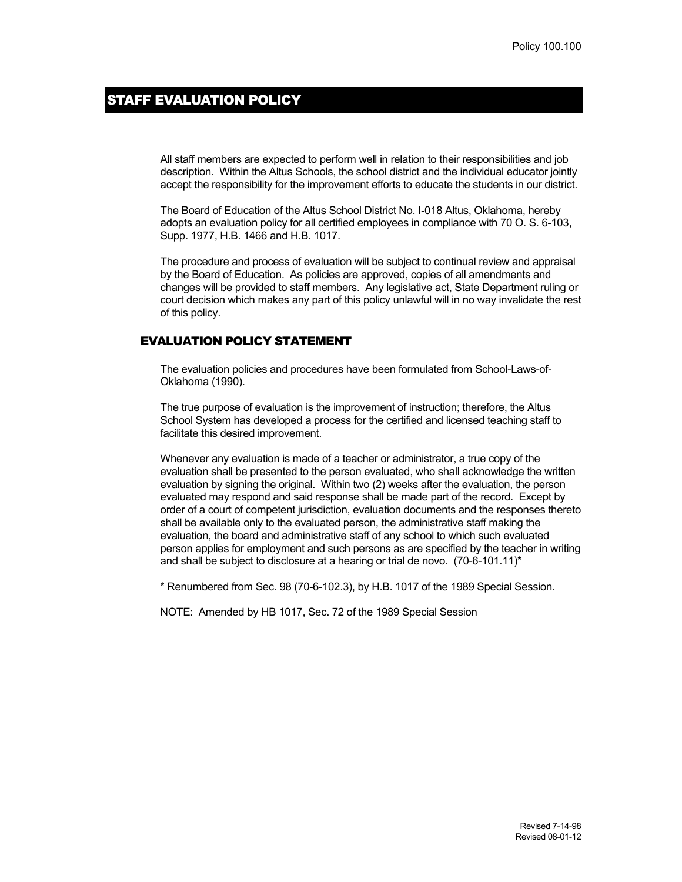Policy 100.100

# STAFF EVALUATION POLICY

All staff members are expected to perform well in relation to their responsibilities and job description. Within the Altus Schools, the school district and the individual educator jointly accept the responsibility for the improvement efforts to educate the students in our district.

The Board of Education of the Altus School District No. I-018 Altus, Oklahoma, hereby adopts an evaluation policy for all certified employees in compliance with 70 O. S. 6-103, Supp. 1977, H.B. 1466 and H.B. 1017.

The procedure and process of evaluation will be subject to continual review and appraisal by the Board of Education. As policies are approved, copies of all amendments and changes will be provided to staff members. Any legislative act, State Department ruling or court decision which makes any part of this policy unlawful will in no way invalidate the rest of this policy.

## EVALUATION POLICY STATEMENT

The evaluation policies and procedures have been formulated from School-Laws-of-Oklahoma (1990).

The true purpose of evaluation is the improvement of instruction; therefore, the Altus School System has developed a process for the certified and licensed teaching staff to facilitate this desired improvement.

Whenever any evaluation is made of a teacher or administrator, a true copy of the evaluation shall be presented to the person evaluated, who shall acknowledge the written evaluation by signing the original. Within two (2) weeks after the evaluation, the person evaluated may respond and said response shall be made part of the record. Except by order of a court of competent jurisdiction, evaluation documents and the responses thereto shall be available only to the evaluated person, the administrative staff making the evaluation, the board and administrative staff of any school to which such evaluated person applies for employment and such persons as are specified by the teacher in writing and shall be subject to disclosure at a hearing or trial de novo. (70-6-101.11)*

* Renumbered from Sec. 98 (70-6-102.3), by H.B. 1017 of the 1989 Special Session.

NOTE: Amended by HB 1017, Sec. 72 of the 1989 Special Session

Revised 7-14-98
Revised 08-01-12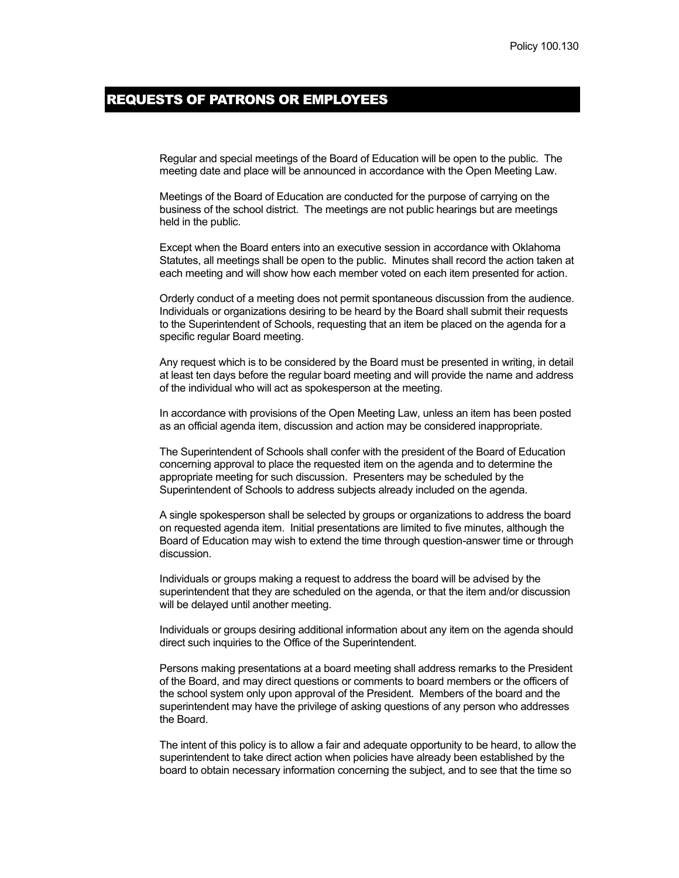Policy 100.130

## REQUESTS OF PATRONS OR EMPLOYEES

Regular and special meetings of the Board of Education will be open to the public. The meeting date and place will be announced in accordance with the Open Meeting Law.

Meetings of the Board of Education are conducted for the purpose of carrying on the business of the school district. The meetings are not public hearings but are meetings held in the public.

Except when the Board enters into an executive session in accordance with Oklahoma Statutes, all meetings shall be open to the public. Minutes shall record the action taken at each meeting and will show how each member voted on each item presented for action.

Orderly conduct of a meeting does not permit spontaneous discussion from the audience. Individuals or organizations desiring to be heard by the Board shall submit their requests to the Superintendent of Schools, requesting that an item be placed on the agenda for a specific regular Board meeting.

Any request which is to be considered by the Board must be presented in writing, in detail at least ten days before the regular board meeting and will provide the name and address of the individual who will act as spokesperson at the meeting.

In accordance with provisions of the Open Meeting Law, unless an item has been posted as an official agenda item, discussion and action may be considered inappropriate.

The Superintendent of Schools shall confer with the president of the Board of Education concerning approval to place the requested item on the agenda and to determine the appropriate meeting for such discussion. Presenters may be scheduled by the Superintendent of Schools to address subjects already included on the agenda.

A single spokesperson shall be selected by groups or organizations to address the board on requested agenda item. Initial presentations are limited to five minutes, although the Board of Education may wish to extend the time through question-answer time or through discussion.

Individuals or groups making a request to address the board will be advised by the superintendent that they are scheduled on the agenda, or that the item and/or discussion will be delayed until another meeting.

Individuals or groups desiring additional information about any item on the agenda should direct such inquiries to the Office of the Superintendent.

Persons making presentations at a board meeting shall address remarks to the President of the Board, and may direct questions or comments to board members or the officers of the school system only upon approval of the President. Members of the board and the superintendent may have the privilege of asking questions of any person who addresses the Board.

The intent of this policy is to allow a fair and adequate opportunity to be heard, to allow the superintendent to take direct action when policies have already been established by the board to obtain necessary information concerning the subject, and to see that the time so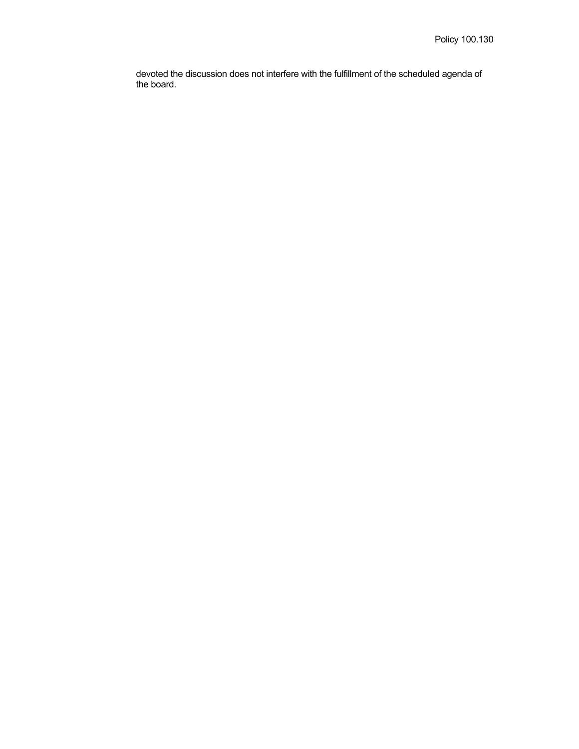devoted the discussion does not interfere with the fulfillment of the scheduled agenda of the board.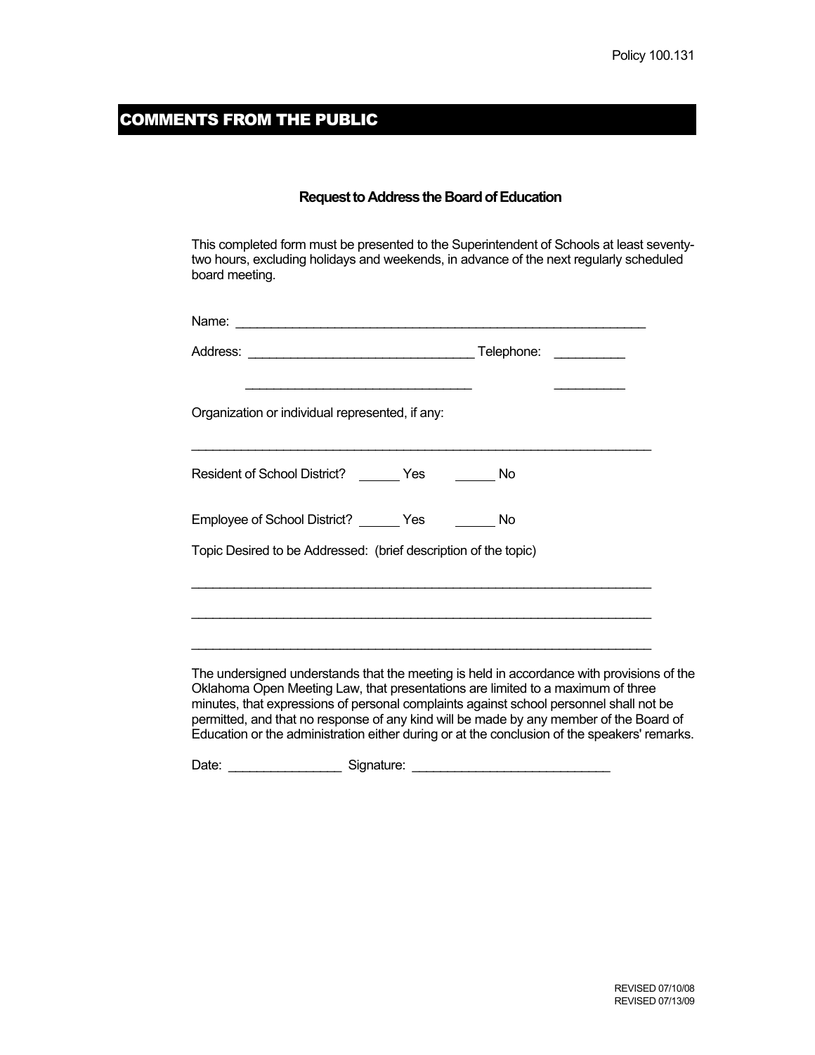Policy 100.131

# COMMENTS FROM THE PUBLIC

### Request to Address the Board of Education

This completed form must be presented to the Superintendent of Schools at least seventy-two hours, excluding holidays and weekends, in advance of the next regularly scheduled board meeting.

Name: ___________________________________________________________

Address: _________________________________ Telephone: __________

_________________________________ __________

Organization or individual represented, if any:

___________________________________________________________________

Resident of School District? ______ Yes ______ No

Employee of School District? ______ Yes ______ No

Topic Desired to be Addressed: (brief description of the topic)

___________________________________________________________________

___________________________________________________________________

___________________________________________________________________

The undersigned understands that the meeting is held in accordance with provisions of the Oklahoma Open Meeting Law, that presentations are limited to a maximum of three minutes, that expressions of personal complaints against school personnel shall not be permitted, and that no response of any kind will be made by any member of the Board of Education or the administration either during or at the conclusion of the speakers' remarks.

Date: ________________ Signature: ____________________________

REVISED 07/10/08
REVISED 07/13/09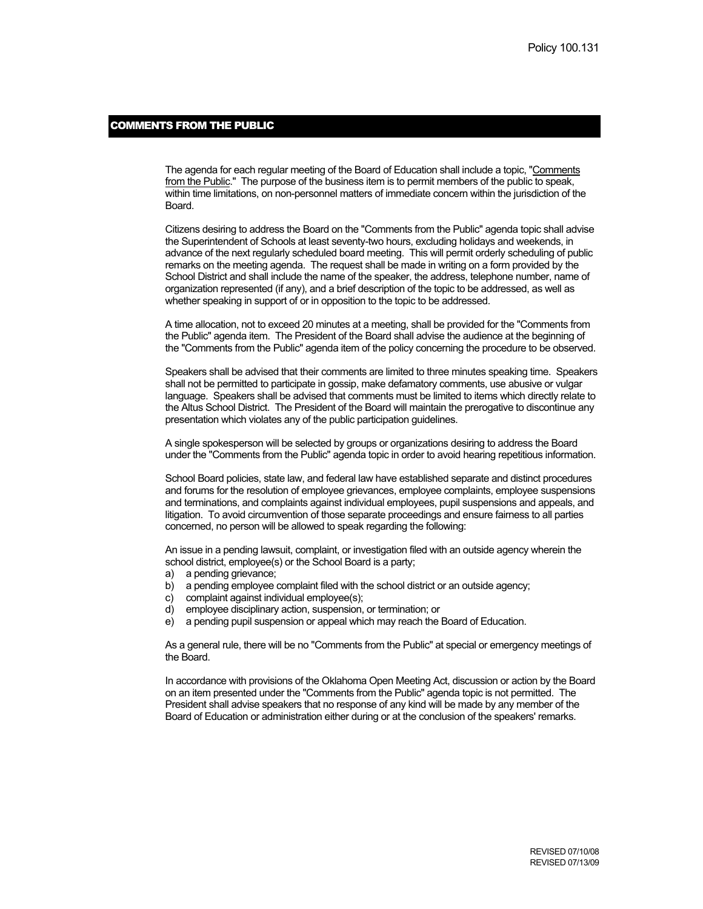Policy 100.131

## COMMENTS FROM THE PUBLIC

The agenda for each regular meeting of the Board of Education shall include a topic, "Comments from the Public." The purpose of the business item is to permit members of the public to speak, within time limitations, on non-personnel matters of immediate concern within the jurisdiction of the Board.

Citizens desiring to address the Board on the "Comments from the Public" agenda topic shall advise the Superintendent of Schools at least seventy-two hours, excluding holidays and weekends, in advance of the next regularly scheduled board meeting. This will permit orderly scheduling of public remarks on the meeting agenda. The request shall be made in writing on a form provided by the School District and shall include the name of the speaker, the address, telephone number, name of organization represented (if any), and a brief description of the topic to be addressed, as well as whether speaking in support of or in opposition to the topic to be addressed.

A time allocation, not to exceed 20 minutes at a meeting, shall be provided for the "Comments from the Public" agenda item. The President of the Board shall advise the audience at the beginning of the "Comments from the Public" agenda item of the policy concerning the procedure to be observed.

Speakers shall be advised that their comments are limited to three minutes speaking time. Speakers shall not be permitted to participate in gossip, make defamatory comments, use abusive or vulgar language. Speakers shall be advised that comments must be limited to items which directly relate to the Altus School District. The President of the Board will maintain the prerogative to discontinue any presentation which violates any of the public participation guidelines.

A single spokesperson will be selected by groups or organizations desiring to address the Board under the "Comments from the Public" agenda topic in order to avoid hearing repetitious information.

School Board policies, state law, and federal law have established separate and distinct procedures and forums for the resolution of employee grievances, employee complaints, employee suspensions and terminations, and complaints against individual employees, pupil suspensions and appeals, and litigation. To avoid circumvention of those separate proceedings and ensure fairness to all parties concerned, no person will be allowed to speak regarding the following:

An issue in a pending lawsuit, complaint, or investigation filed with an outside agency wherein the school district, employee(s) or the School Board is a party;

a) a pending grievance;
b) a pending employee complaint filed with the school district or an outside agency;
c) complaint against individual employee(s);
d) employee disciplinary action, suspension, or termination; or
e) a pending pupil suspension or appeal which may reach the Board of Education.

As a general rule, there will be no "Comments from the Public" at special or emergency meetings of the Board.

In accordance with provisions of the Oklahoma Open Meeting Act, discussion or action by the Board on an item presented under the "Comments from the Public" agenda topic is not permitted. The President shall advise speakers that no response of any kind will be made by any member of the Board of Education or administration either during or at the conclusion of the speakers' remarks.

REVISED 07/10/08
REVISED 07/13/09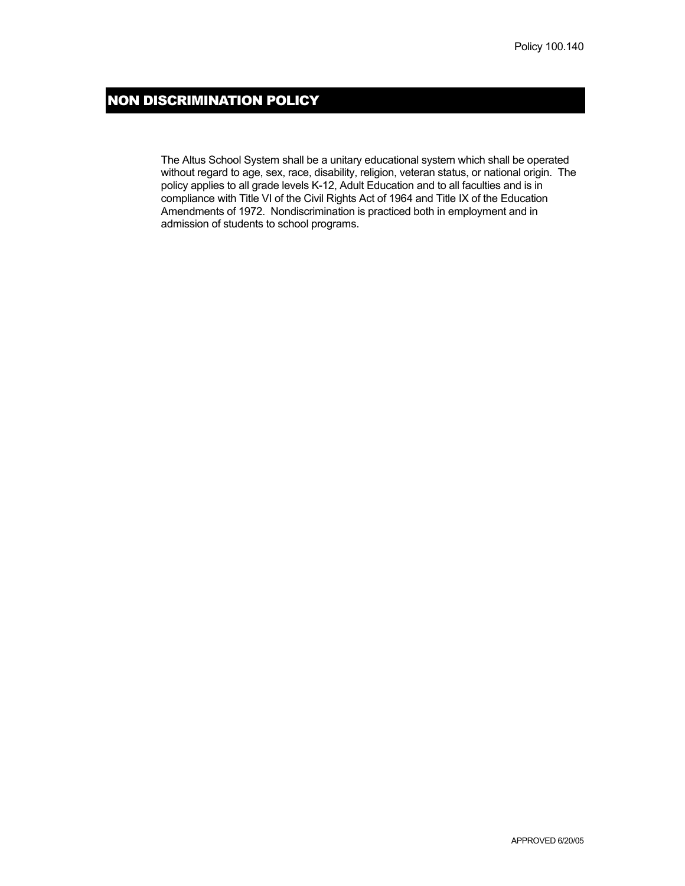Policy 100.140

# NON DISCRIMINATION POLICY

The Altus School System shall be a unitary educational system which shall be operated without regard to age, sex, race, disability, religion, veteran status, or national origin. The policy applies to all grade levels K-12, Adult Education and to all faculties and is in compliance with Title VI of the Civil Rights Act of 1964 and Title IX of the Education Amendments of 1972. Nondiscrimination is practiced both in employment and in admission of students to school programs.

APPROVED 6/20/05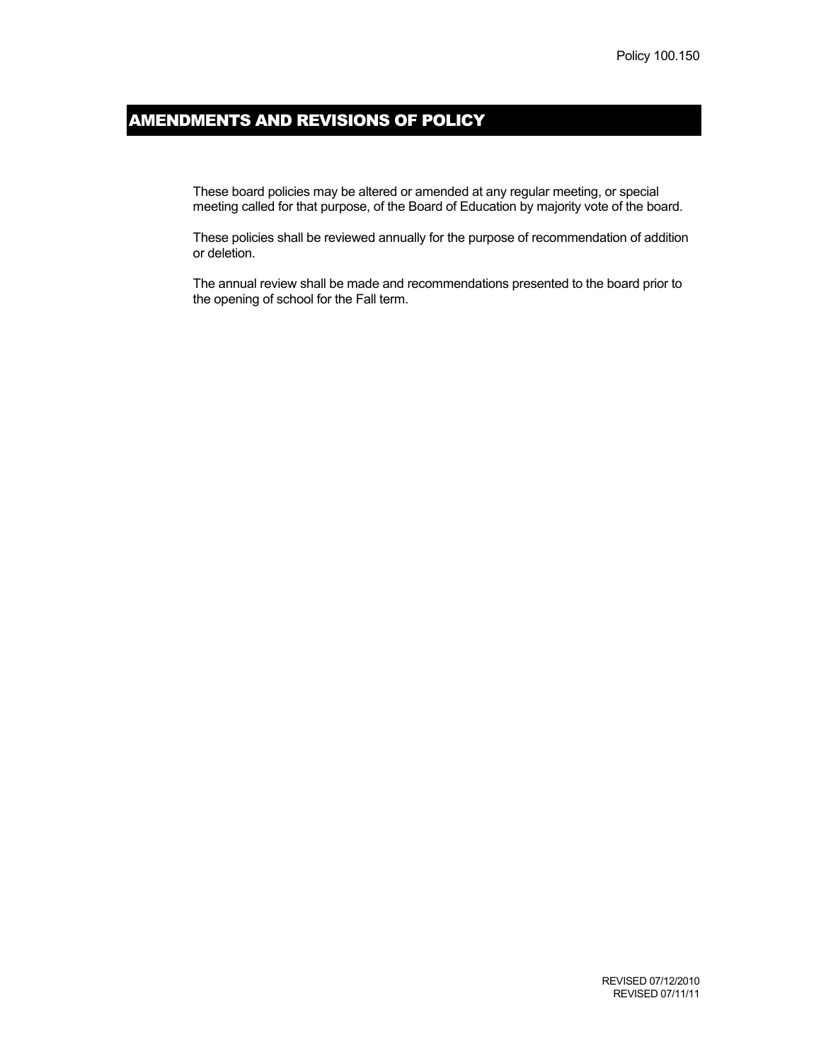Policy 100.150

# AMENDMENTS AND REVISIONS OF POLICY

These board policies may be altered or amended at any regular meeting, or special meeting called for that purpose, of the Board of Education by majority vote of the board.

These policies shall be reviewed annually for the purpose of recommendation of addition or deletion.

The annual review shall be made and recommendations presented to the board prior to the opening of school for the Fall term.

REVISED 07/12/2010
REVISED 07/11/11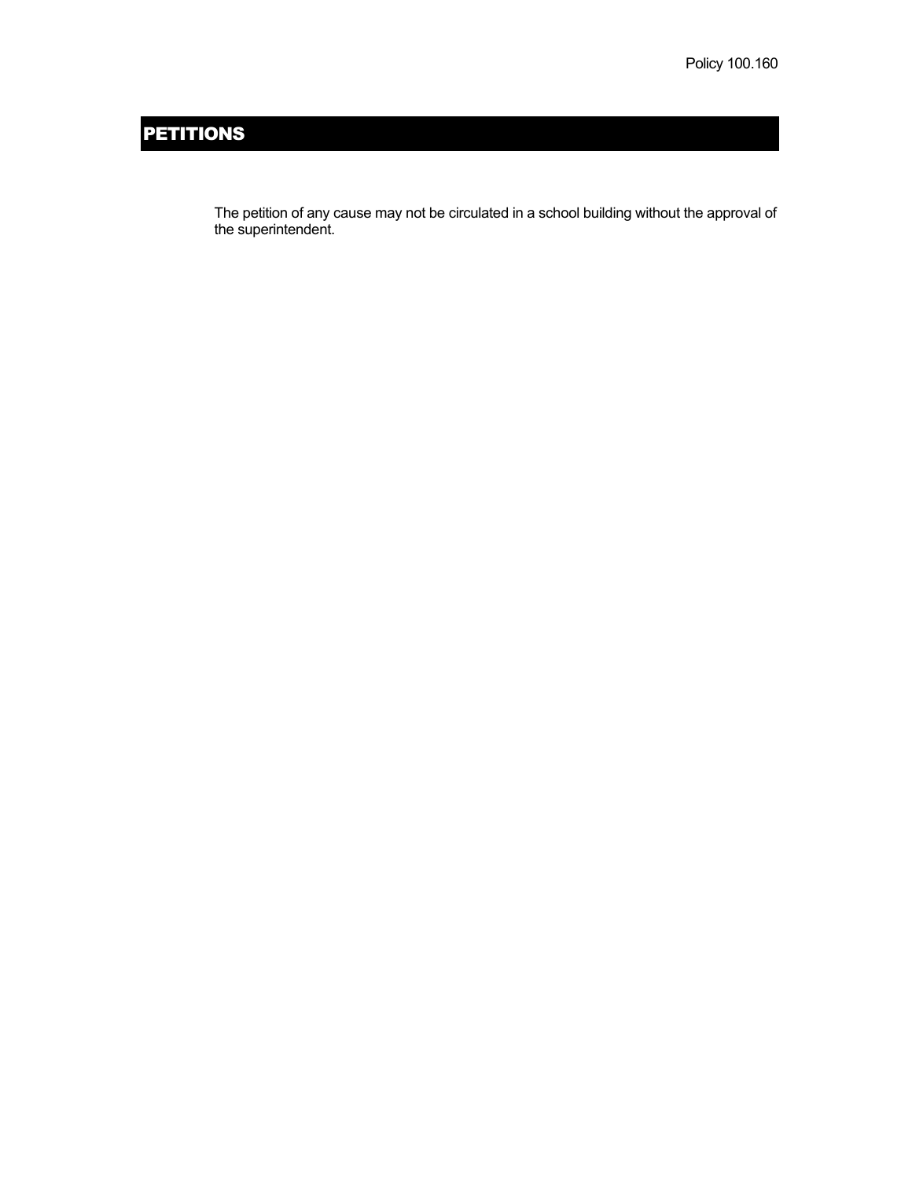Policy 100.160

# PETITIONS

The petition of any cause may not be circulated in a school building without the approval of the superintendent.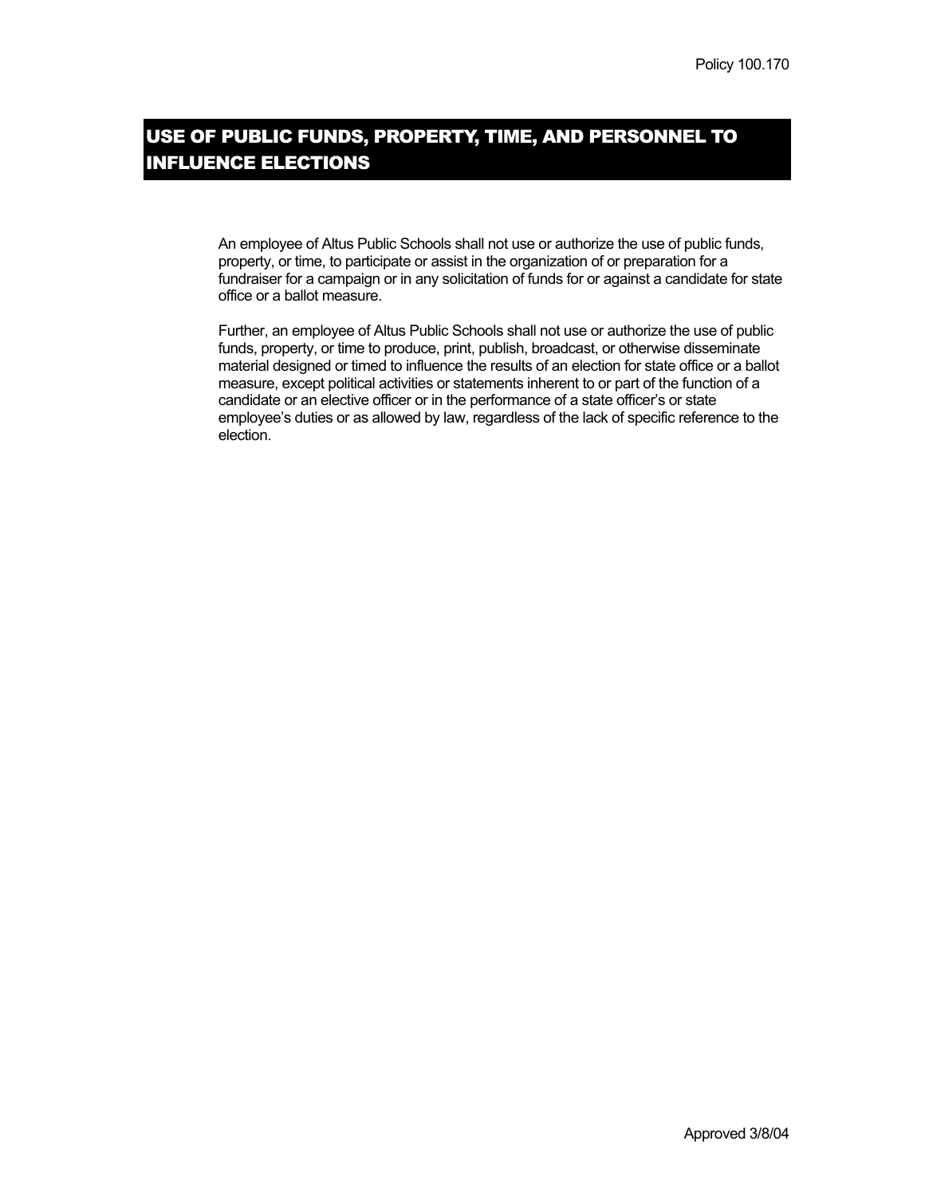Policy 100.170

# USE OF PUBLIC FUNDS, PROPERTY, TIME, AND PERSONNEL TO INFLUENCE ELECTIONS

An employee of Altus Public Schools shall not use or authorize the use of public funds, property, or time, to participate or assist in the organization of or preparation for a fundraiser for a campaign or in any solicitation of funds for or against a candidate for state office or a ballot measure.

Further, an employee of Altus Public Schools shall not use or authorize the use of public funds, property, or time to produce, print, publish, broadcast, or otherwise disseminate material designed or timed to influence the results of an election for state office or a ballot measure, except political activities or statements inherent to or part of the function of a candidate or an elective officer or in the performance of a state officer's or state employee's duties or as allowed by law, regardless of the lack of specific reference to the election.

Approved 3/8/04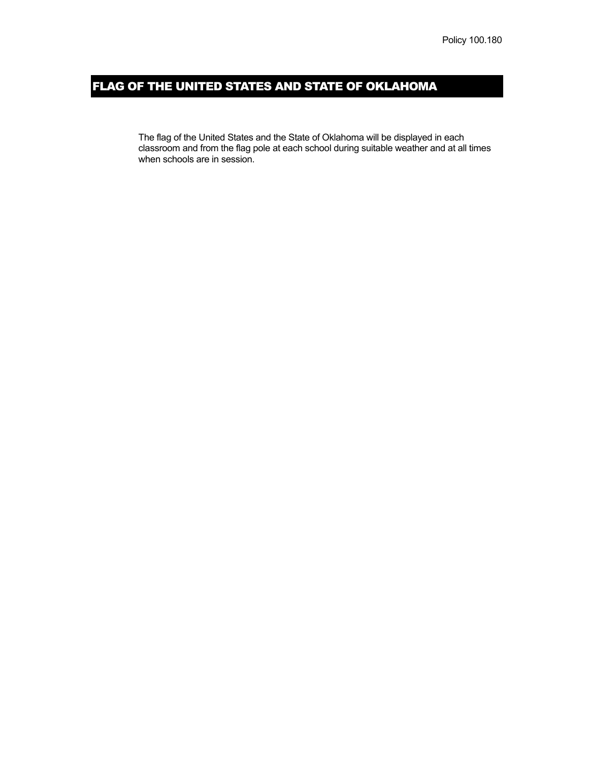Policy 100.180

# FLAG OF THE UNITED STATES AND STATE OF OKLAHOMA

The flag of the United States and the State of Oklahoma will be displayed in each classroom and from the flag pole at each school during suitable weather and at all times when schools are in session.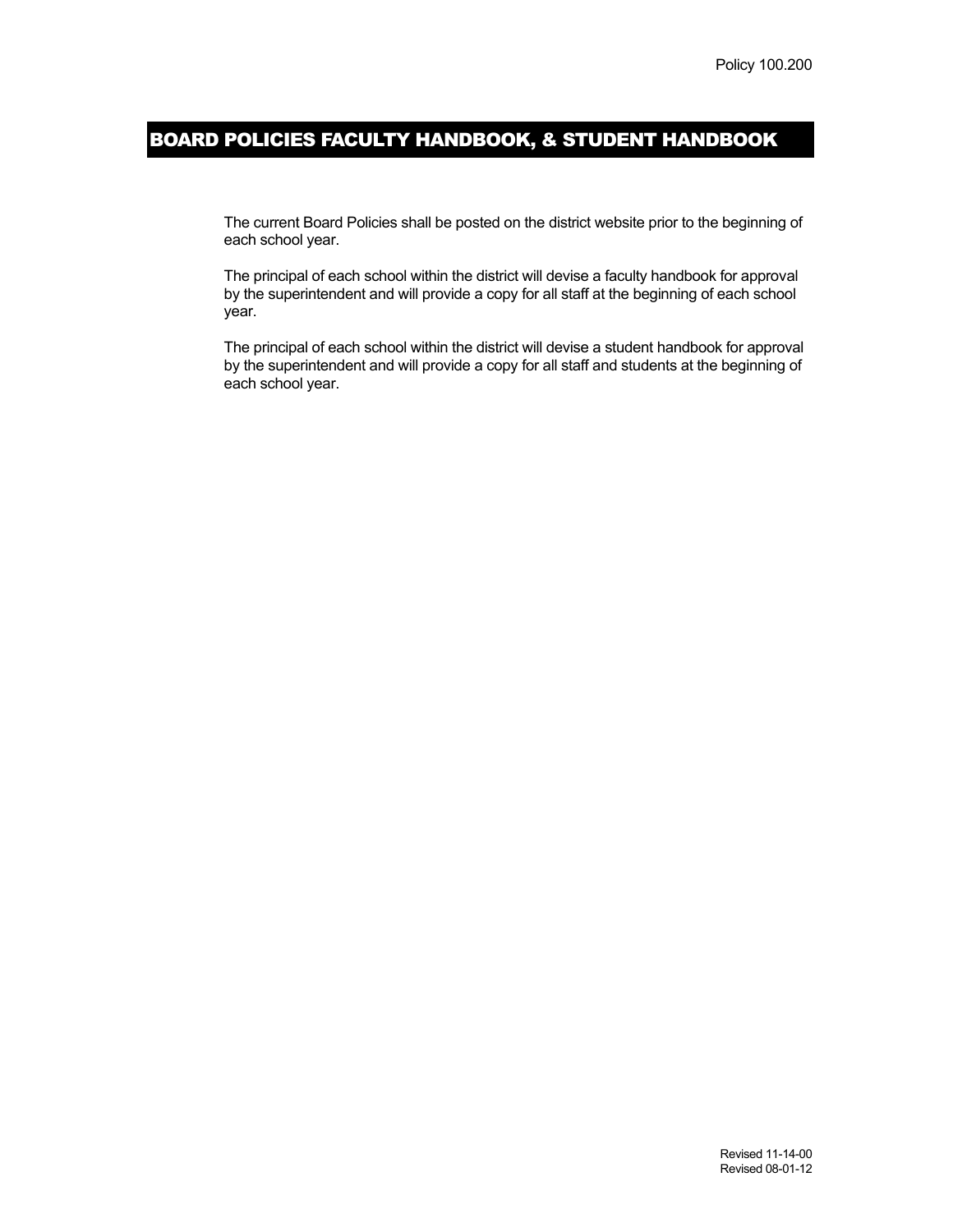Policy 100.200

# BOARD POLICIES FACULTY HANDBOOK, & STUDENT HANDBOOK

The current Board Policies shall be posted on the district website prior to the beginning of each school year.

The principal of each school within the district will devise a faculty handbook for approval by the superintendent and will provide a copy for all staff at the beginning of each school year.

The principal of each school within the district will devise a student handbook for approval by the superintendent and will provide a copy for all staff and students at the beginning of each school year.

Revised 11-14-00
Revised 08-01-12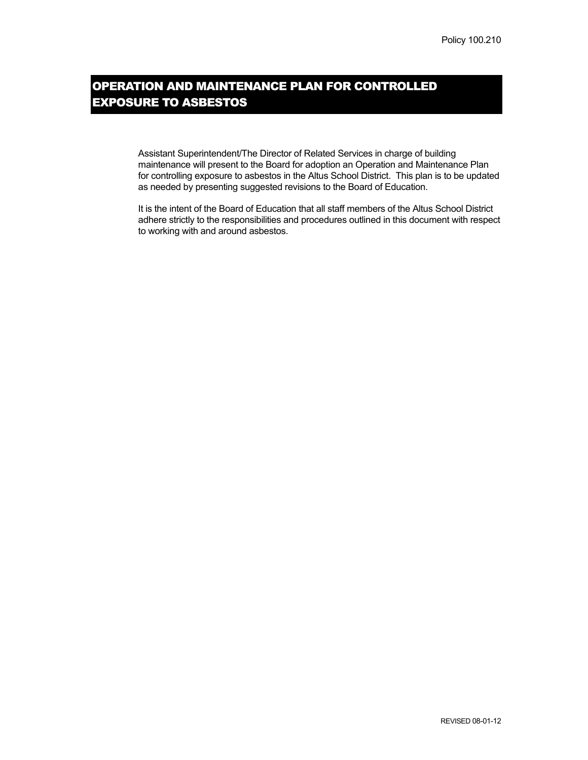Policy 100.210

# OPERATION AND MAINTENANCE PLAN FOR CONTROLLED EXPOSURE TO ASBESTOS

Assistant Superintendent/The Director of Related Services in charge of building maintenance will present to the Board for adoption an Operation and Maintenance Plan for controlling exposure to asbestos in the Altus School District. This plan is to be updated as needed by presenting suggested revisions to the Board of Education.

It is the intent of the Board of Education that all staff members of the Altus School District adhere strictly to the responsibilities and procedures outlined in this document with respect to working with and around asbestos.

REVISED 08-01-12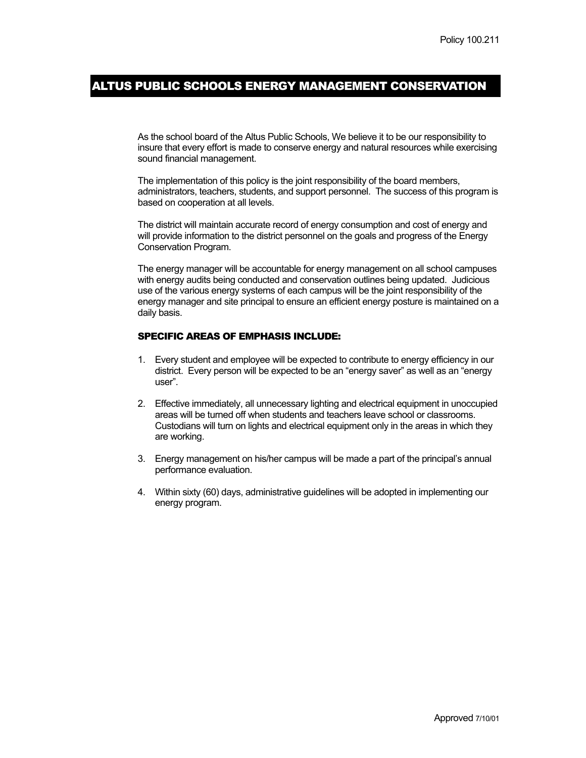Policy 100.211

# ALTUS PUBLIC SCHOOLS ENERGY MANAGEMENT CONSERVATION

As the school board of the Altus Public Schools, We believe it to be our responsibility to insure that every effort is made to conserve energy and natural resources while exercising sound financial management.

The implementation of this policy is the joint responsibility of the board members, administrators, teachers, students, and support personnel. The success of this program is based on cooperation at all levels.

The district will maintain accurate record of energy consumption and cost of energy and will provide information to the district personnel on the goals and progress of the Energy Conservation Program.

The energy manager will be accountable for energy management on all school campuses with energy audits being conducted and conservation outlines being updated. Judicious use of the various energy systems of each campus will be the joint responsibility of the energy manager and site principal to ensure an efficient energy posture is maintained on a daily basis.

## SPECIFIC AREAS OF EMPHASIS INCLUDE:

1. Every student and employee will be expected to contribute to energy efficiency in our district. Every person will be expected to be an "energy saver" as well as an "energy user".
2. Effective immediately, all unnecessary lighting and electrical equipment in unoccupied areas will be turned off when students and teachers leave school or classrooms. Custodians will turn on lights and electrical equipment only in the areas in which they are working.
3. Energy management on his/her campus will be made a part of the principal's annual performance evaluation.
4. Within sixty (60) days, administrative guidelines will be adopted in implementing our energy program.

Approved 7/10/01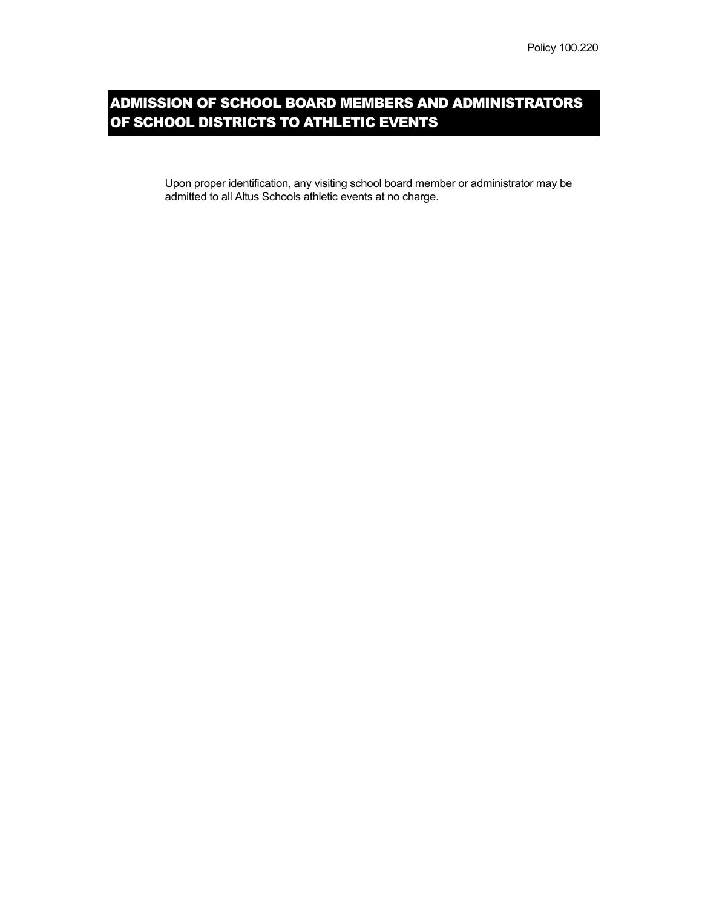Policy 100.220

# ADMISSION OF SCHOOL BOARD MEMBERS AND ADMINISTRATORS OF SCHOOL DISTRICTS TO ATHLETIC EVENTS

Upon proper identification, any visiting school board member or administrator may be admitted to all Altus Schools athletic events at no charge.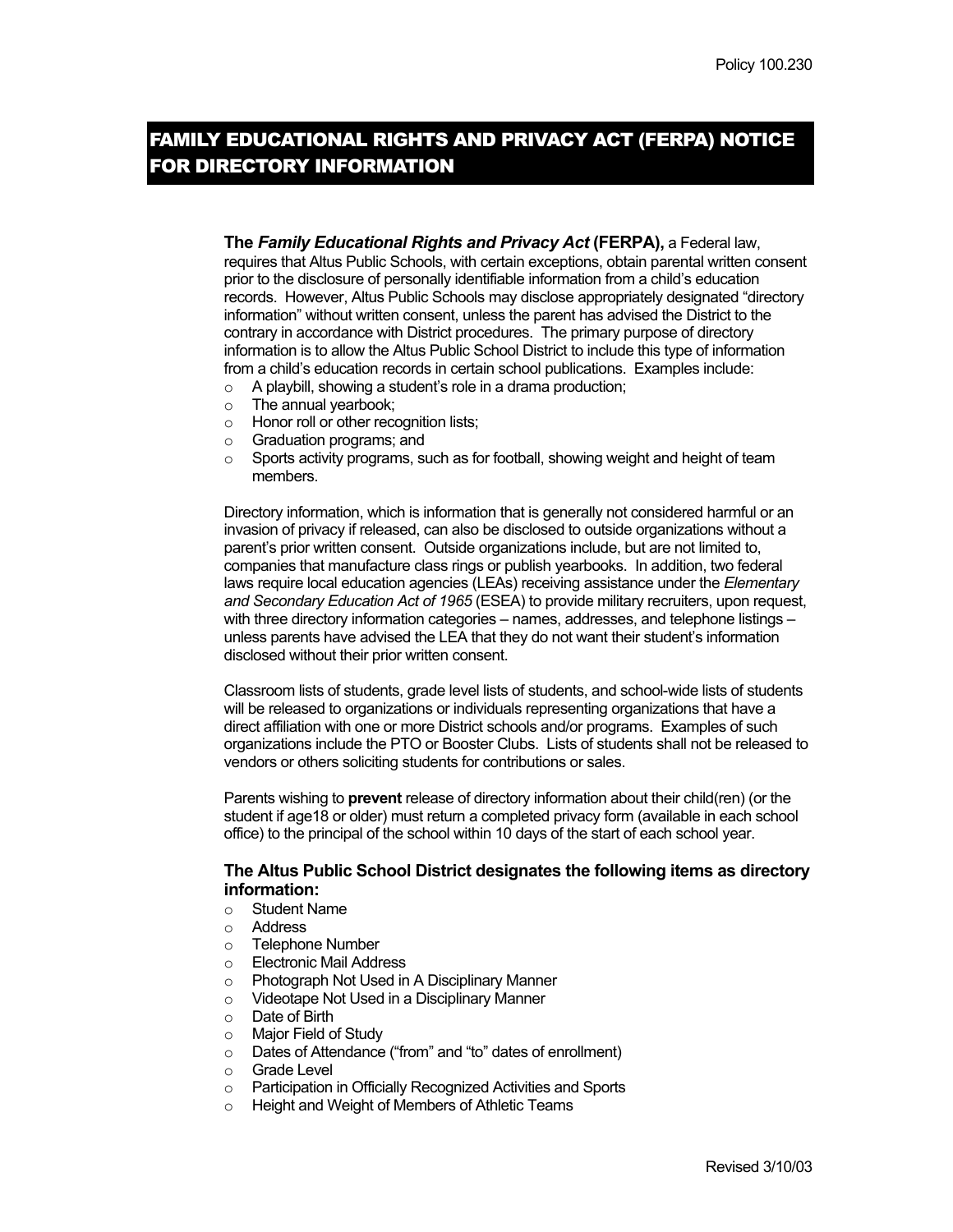Policy 100.230

# FAMILY EDUCATIONAL RIGHTS AND PRIVACY ACT (FERPA) NOTICE FOR DIRECTORY INFORMATION

**The *Family Educational Rights and Privacy Act* (FERPA),** a Federal law, requires that Altus Public Schools, with certain exceptions, obtain parental written consent prior to the disclosure of personally identifiable information from a child's education records. However, Altus Public Schools may disclose appropriately designated "directory information" without written consent, unless the parent has advised the District to the contrary in accordance with District procedures. The primary purpose of directory information is to allow the Altus Public School District to include this type of information from a child's education records in certain school publications. Examples include:

- A playbill, showing a student's role in a drama production;
- The annual yearbook;
- Honor roll or other recognition lists;
- Graduation programs; and
- Sports activity programs, such as for football, showing weight and height of team members.

Directory information, which is information that is generally not considered harmful or an invasion of privacy if released, can also be disclosed to outside organizations without a parent's prior written consent. Outside organizations include, but are not limited to, companies that manufacture class rings or publish yearbooks. In addition, two federal laws require local education agencies (LEAs) receiving assistance under the *Elementary and Secondary Education Act of 1965* (ESEA) to provide military recruiters, upon request, with three directory information categories – names, addresses, and telephone listings – unless parents have advised the LEA that they do not want their student's information disclosed without their prior written consent.

Classroom lists of students, grade level lists of students, and school-wide lists of students will be released to organizations or individuals representing organizations that have a direct affiliation with one or more District schools and/or programs. Examples of such organizations include the PTO or Booster Clubs. Lists of students shall not be released to vendors or others soliciting students for contributions or sales.

Parents wishing to **prevent** release of directory information about their child(ren) (or the student if age18 or older) must return a completed privacy form (available in each school office) to the principal of the school within 10 days of the start of each school year.

**The Altus Public School District designates the following items as directory information:**

- Student Name
- Address
- Telephone Number
- Electronic Mail Address
- Photograph Not Used in A Disciplinary Manner
- Videotape Not Used in a Disciplinary Manner
- Date of Birth
- Major Field of Study
- Dates of Attendance ("from" and "to" dates of enrollment)
- Grade Level
- Participation in Officially Recognized Activities and Sports
- Height and Weight of Members of Athletic Teams

Revised 3/10/03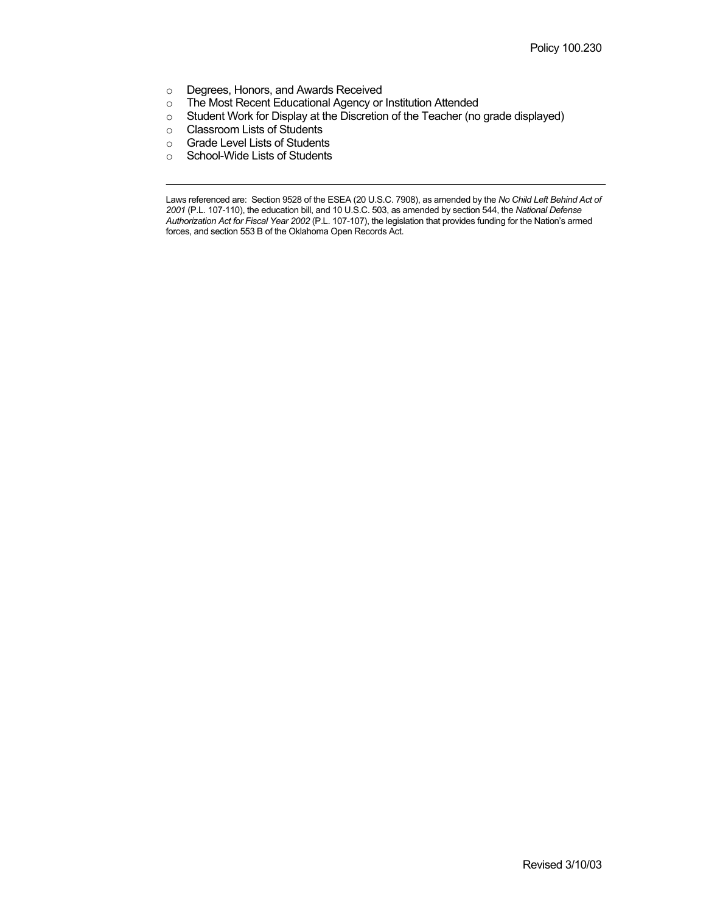- Degrees, Honors, and Awards Received
- The Most Recent Educational Agency or Institution Attended
- Student Work for Display at the Discretion of the Teacher (no grade displayed)
- Classroom Lists of Students
- Grade Level Lists of Students
- School-Wide Lists of Students

---

Laws referenced are: Section 9528 of the ESEA (20 U.S.C. 7908), as amended by the *No Child Left Behind Act of 2001* (P.L. 107-110), the education bill, and 10 U.S.C. 503, as amended by section 544, the *National Defense Authorization Act for Fiscal Year 2002* (P.L. 107-107), the legislation that provides funding for the Nation's armed forces, and section 553 B of the Oklahoma Open Records Act.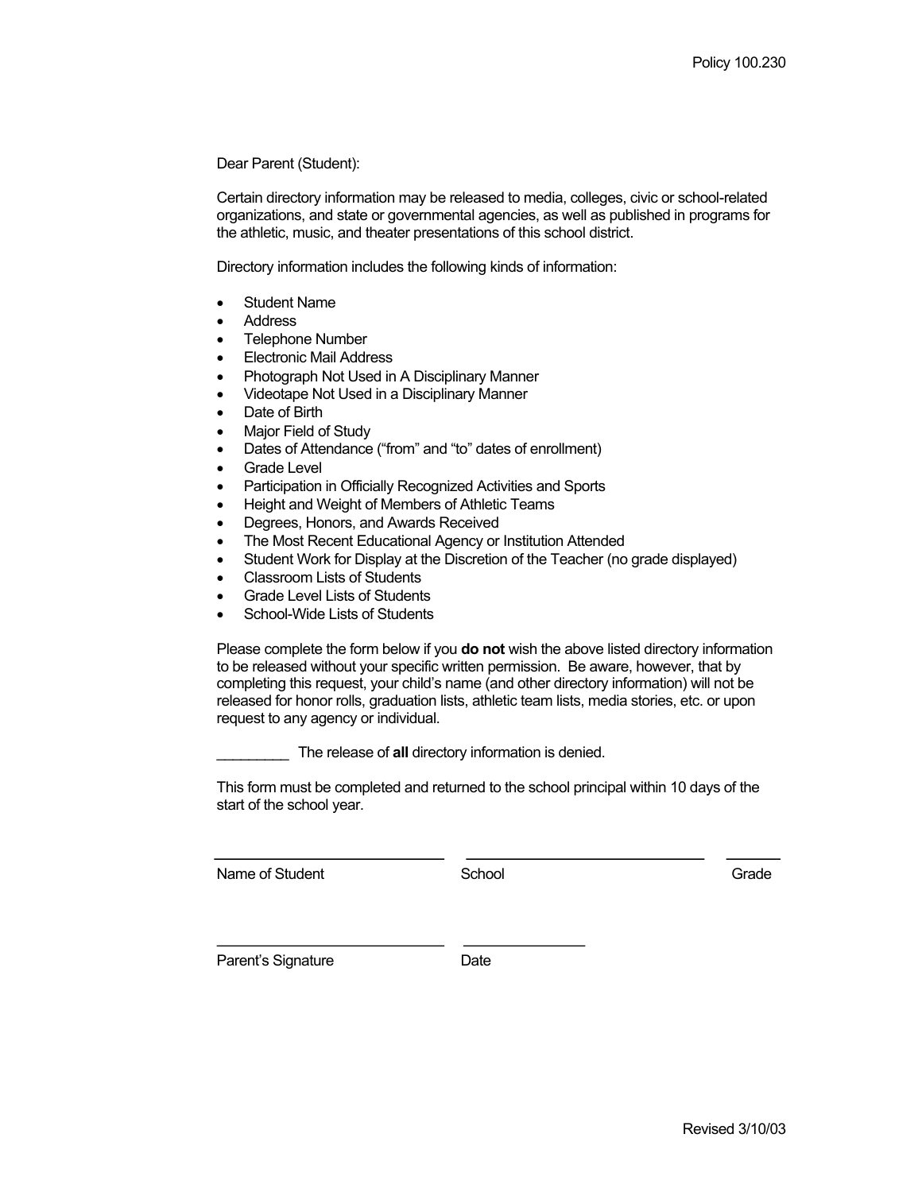Policy 100.230

Dear Parent (Student):

Certain directory information may be released to media, colleges, civic or school-related organizations, and state or governmental agencies, as well as published in programs for the athletic, music, and theater presentations of this school district.

Directory information includes the following kinds of information:

- Student Name
- Address
- Telephone Number
- Electronic Mail Address
- Photograph Not Used in A Disciplinary Manner
- Videotape Not Used in a Disciplinary Manner
- Date of Birth
- Major Field of Study
- Dates of Attendance ("from" and "to" dates of enrollment)
- Grade Level
- Participation in Officially Recognized Activities and Sports
- Height and Weight of Members of Athletic Teams
- Degrees, Honors, and Awards Received
- The Most Recent Educational Agency or Institution Attended
- Student Work for Display at the Discretion of the Teacher (no grade displayed)
- Classroom Lists of Students
- Grade Level Lists of Students
- School-Wide Lists of Students

Please complete the form below if you **do not** wish the above listed directory information to be released without your specific written permission. Be aware, however, that by completing this request, your child's name (and other directory information) will not be released for honor rolls, graduation lists, athletic team lists, media stories, etc. or upon request to any agency or individual.

_________ The release of **all** directory information is denied.

This form must be completed and returned to the school principal within 10 days of the start of the school year.

______________________________ ______________________________ _______

Name of Student School Grade

______________________________ ________________

Parent's Signature Date

Revised 3/10/03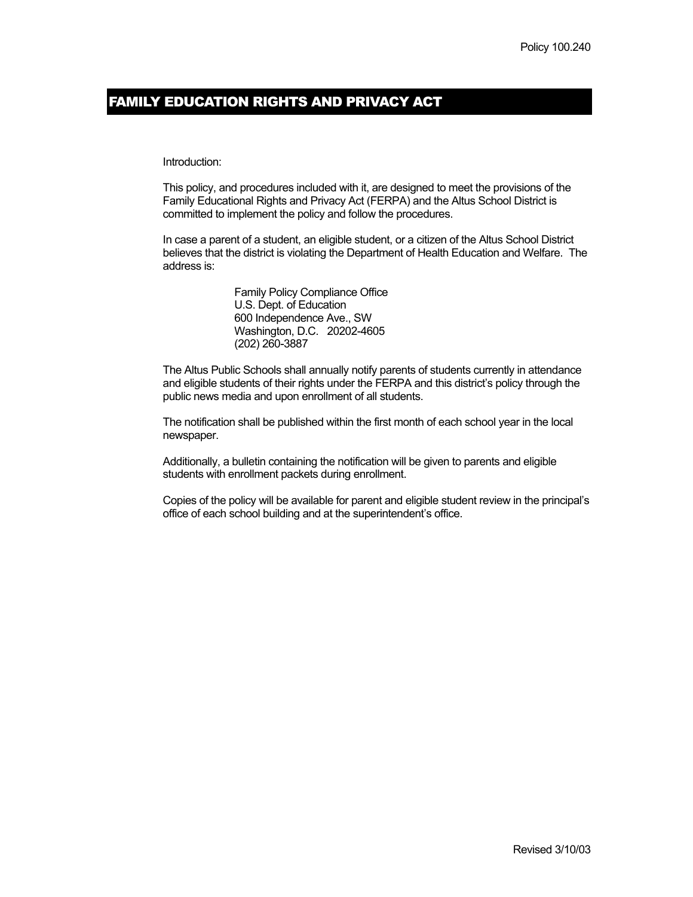Policy 100.240

# FAMILY EDUCATION RIGHTS AND PRIVACY ACT

Introduction:

This policy, and procedures included with it, are designed to meet the provisions of the Family Educational Rights and Privacy Act (FERPA) and the Altus School District is committed to implement the policy and follow the procedures.

In case a parent of a student, an eligible student, or a citizen of the Altus School District believes that the district is violating the Department of Health Education and Welfare. The address is:

> Family Policy Compliance Office
> U.S. Dept. of Education
> 600 Independence Ave., SW
> Washington, D.C. 20202-4605
> (202) 260-3887

The Altus Public Schools shall annually notify parents of students currently in attendance and eligible students of their rights under the FERPA and this district's policy through the public news media and upon enrollment of all students.

The notification shall be published within the first month of each school year in the local newspaper.

Additionally, a bulletin containing the notification will be given to parents and eligible students with enrollment packets during enrollment.

Copies of the policy will be available for parent and eligible student review in the principal's office of each school building and at the superintendent's office.

Revised 3/10/03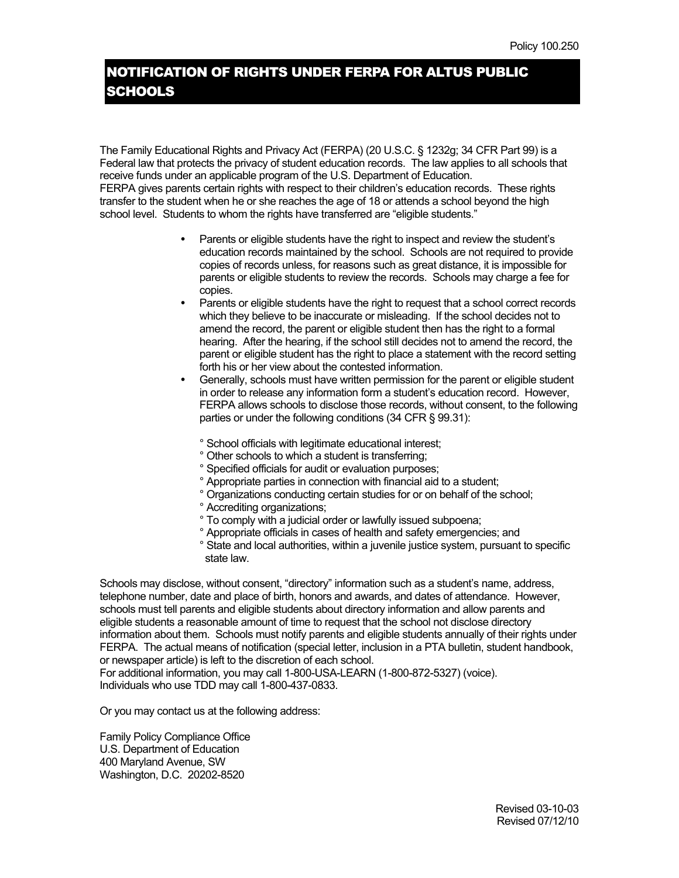Policy 100.250

# NOTIFICATION OF RIGHTS UNDER FERPA FOR ALTUS PUBLIC SCHOOLS

The Family Educational Rights and Privacy Act (FERPA) (20 U.S.C. § 1232g; 34 CFR Part 99) is a Federal law that protects the privacy of student education records. The law applies to all schools that receive funds under an applicable program of the U.S. Department of Education.
FERPA gives parents certain rights with respect to their children's education records. These rights transfer to the student when he or she reaches the age of 18 or attends a school beyond the high school level. Students to whom the rights have transferred are "eligible students."

- Parents or eligible students have the right to inspect and review the student's education records maintained by the school. Schools are not required to provide copies of records unless, for reasons such as great distance, it is impossible for parents or eligible students to review the records. Schools may charge a fee for copies.
- Parents or eligible students have the right to request that a school correct records which they believe to be inaccurate or misleading. If the school decides not to amend the record, the parent or eligible student then has the right to a formal hearing. After the hearing, if the school still decides not to amend the record, the parent or eligible student has the right to place a statement with the record setting forth his or her view about the contested information.
- Generally, schools must have written permission for the parent or eligible student in order to release any information form a student's education record. However, FERPA allows schools to disclose those records, without consent, to the following parties or under the following conditions (34 CFR § 99.31):

  ° School officials with legitimate educational interest;
  ° Other schools to which a student is transferring;
  ° Specified officials for audit or evaluation purposes;
  ° Appropriate parties in connection with financial aid to a student;
  ° Organizations conducting certain studies for or on behalf of the school;
  ° Accrediting organizations;
  ° To comply with a judicial order or lawfully issued subpoena;
  ° Appropriate officials in cases of health and safety emergencies; and
  ° State and local authorities, within a juvenile justice system, pursuant to specific state law.

Schools may disclose, without consent, "directory" information such as a student's name, address, telephone number, date and place of birth, honors and awards, and dates of attendance. However, schools must tell parents and eligible students about directory information and allow parents and eligible students a reasonable amount of time to request that the school not disclose directory information about them. Schools must notify parents and eligible students annually of their rights under FERPA. The actual means of notification (special letter, inclusion in a PTA bulletin, student handbook, or newspaper article) is left to the discretion of each school.
For additional information, you may call 1-800-USA-LEARN (1-800-872-5327) (voice).
Individuals who use TDD may call 1-800-437-0833.

Or you may contact us at the following address:

Family Policy Compliance Office
U.S. Department of Education
400 Maryland Avenue, SW
Washington, D.C. 20202-8520

Revised 03-10-03
Revised 07/12/10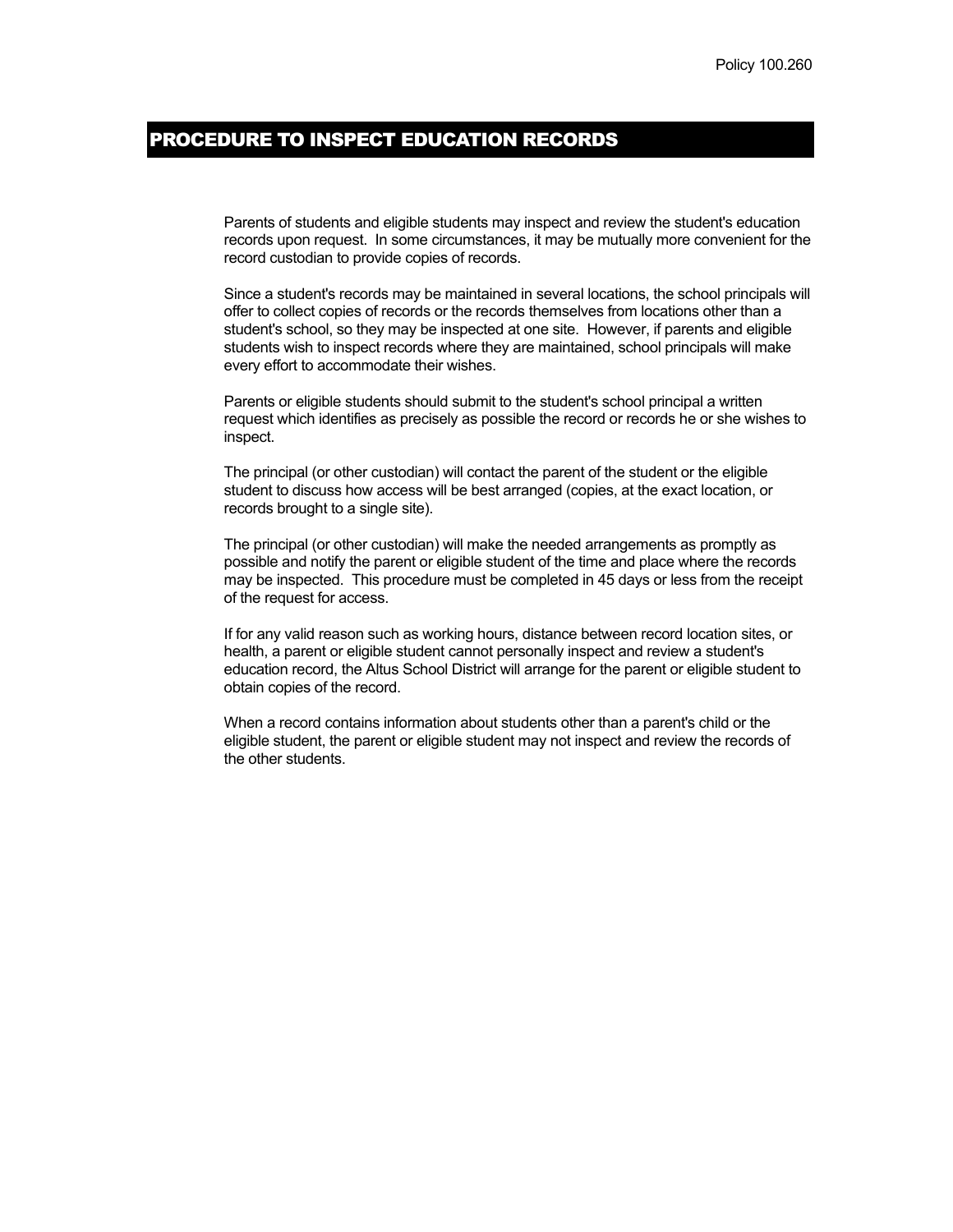Policy 100.260

# PROCEDURE TO INSPECT EDUCATION RECORDS

Parents of students and eligible students may inspect and review the student's education records upon request. In some circumstances, it may be mutually more convenient for the record custodian to provide copies of records.

Since a student's records may be maintained in several locations, the school principals will offer to collect copies of records or the records themselves from locations other than a student's school, so they may be inspected at one site. However, if parents and eligible students wish to inspect records where they are maintained, school principals will make every effort to accommodate their wishes.

Parents or eligible students should submit to the student's school principal a written request which identifies as precisely as possible the record or records he or she wishes to inspect.

The principal (or other custodian) will contact the parent of the student or the eligible student to discuss how access will be best arranged (copies, at the exact location, or records brought to a single site).

The principal (or other custodian) will make the needed arrangements as promptly as possible and notify the parent or eligible student of the time and place where the records may be inspected. This procedure must be completed in 45 days or less from the receipt of the request for access.

If for any valid reason such as working hours, distance between record location sites, or health, a parent or eligible student cannot personally inspect and review a student's education record, the Altus School District will arrange for the parent or eligible student to obtain copies of the record.

When a record contains information about students other than a parent's child or the eligible student, the parent or eligible student may not inspect and review the records of the other students.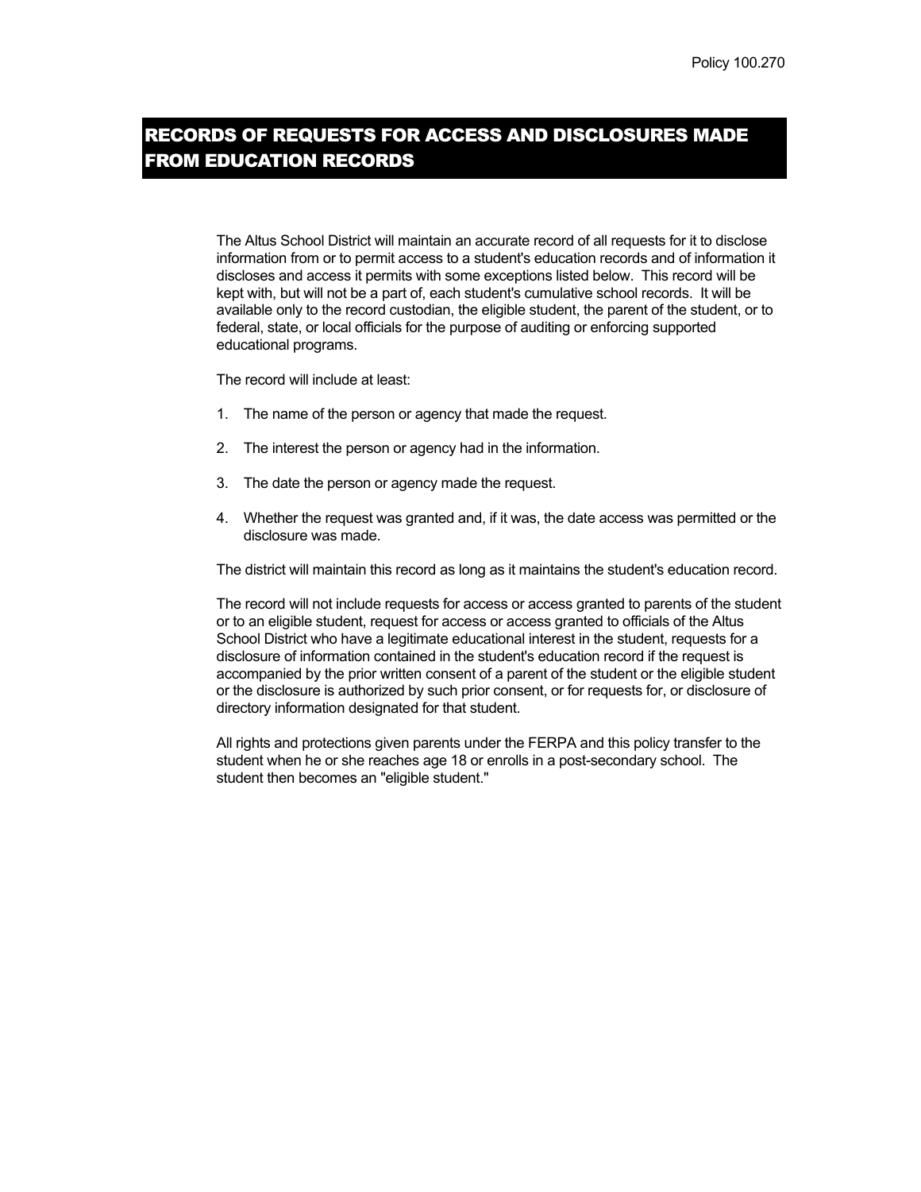# RECORDS OF REQUESTS FOR ACCESS AND DISCLOSURES MADE FROM EDUCATION RECORDS

The Altus School District will maintain an accurate record of all requests for it to disclose information from or to permit access to a student's education records and of information it discloses and access it permits with some exceptions listed below. This record will be kept with, but will not be a part of, each student's cumulative school records. It will be available only to the record custodian, the eligible student, the parent of the student, or to federal, state, or local officials for the purpose of auditing or enforcing supported educational programs.

The record will include at least:

1. The name of the person or agency that made the request.
2. The interest the person or agency had in the information.
3. The date the person or agency made the request.
4. Whether the request was granted and, if it was, the date access was permitted or the disclosure was made.

The district will maintain this record as long as it maintains the student's education record.

The record will not include requests for access or access granted to parents of the student or to an eligible student, request for access or access granted to officials of the Altus School District who have a legitimate educational interest in the student, requests for a disclosure of information contained in the student's education record if the request is accompanied by the prior written consent of a parent of the student or the eligible student or the disclosure is authorized by such prior consent, or for requests for, or disclosure of directory information designated for that student.

All rights and protections given parents under the FERPA and this policy transfer to the student when he or she reaches age 18 or enrolls in a post-secondary school. The student then becomes an "eligible student."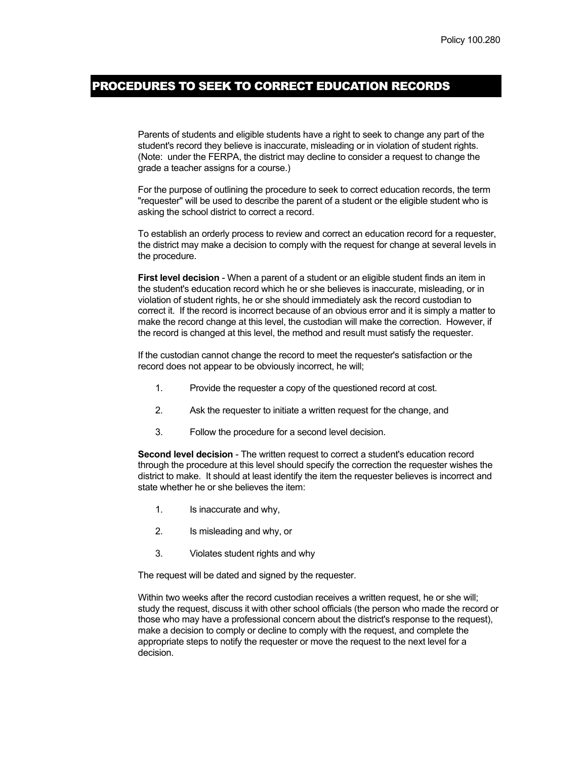# PROCEDURES TO SEEK TO CORRECT EDUCATION RECORDS

Parents of students and eligible students have a right to seek to change any part of the student's record they believe is inaccurate, misleading or in violation of student rights. (Note: under the FERPA, the district may decline to consider a request to change the grade a teacher assigns for a course.)

For the purpose of outlining the procedure to seek to correct education records, the term "requester" will be used to describe the parent of a student or the eligible student who is asking the school district to correct a record.

To establish an orderly process to review and correct an education record for a requester, the district may make a decision to comply with the request for change at several levels in the procedure.

**First level decision** - When a parent of a student or an eligible student finds an item in the student's education record which he or she believes is inaccurate, misleading, or in violation of student rights, he or she should immediately ask the record custodian to correct it. If the record is incorrect because of an obvious error and it is simply a matter to make the record change at this level, the custodian will make the correction. However, if the record is changed at this level, the method and result must satisfy the requester.

If the custodian cannot change the record to meet the requester's satisfaction or the record does not appear to be obviously incorrect, he will;

1. Provide the requester a copy of the questioned record at cost.
2. Ask the requester to initiate a written request for the change, and
3. Follow the procedure for a second level decision.

**Second level decision** - The written request to correct a student's education record through the procedure at this level should specify the correction the requester wishes the district to make. It should at least identify the item the requester believes is incorrect and state whether he or she believes the item:

1. Is inaccurate and why,
2. Is misleading and why, or
3. Violates student rights and why

The request will be dated and signed by the requester.

Within two weeks after the record custodian receives a written request, he or she will; study the request, discuss it with other school officials (the person who made the record or those who may have a professional concern about the district's response to the request), make a decision to comply or decline to comply with the request, and complete the appropriate steps to notify the requester or move the request to the next level for a decision.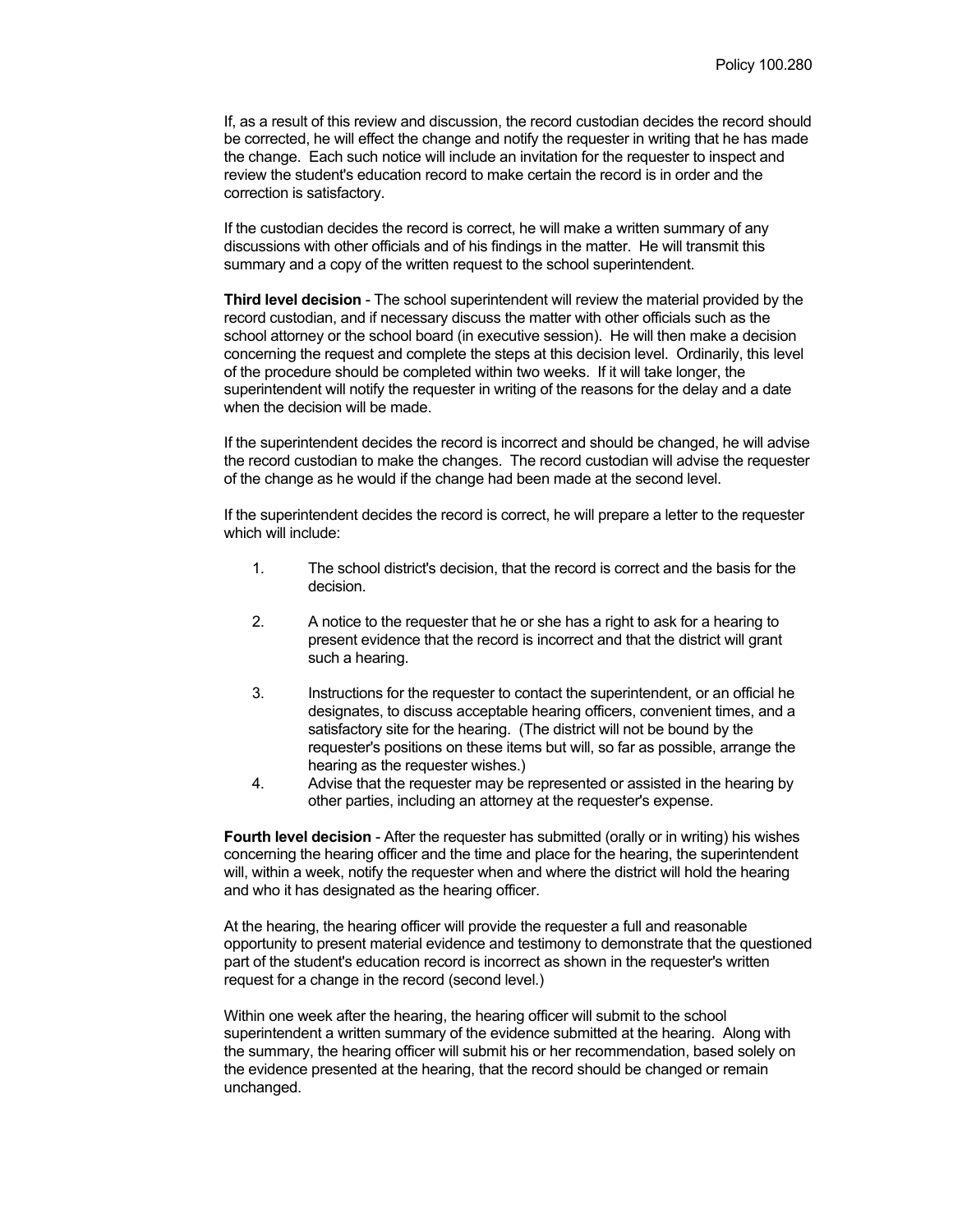If, as a result of this review and discussion, the record custodian decides the record should be corrected, he will effect the change and notify the requester in writing that he has made the change. Each such notice will include an invitation for the requester to inspect and review the student's education record to make certain the record is in order and the correction is satisfactory.

If the custodian decides the record is correct, he will make a written summary of any discussions with other officials and of his findings in the matter. He will transmit this summary and a copy of the written request to the school superintendent.

**Third level decision** - The school superintendent will review the material provided by the record custodian, and if necessary discuss the matter with other officials such as the school attorney or the school board (in executive session). He will then make a decision concerning the request and complete the steps at this decision level. Ordinarily, this level of the procedure should be completed within two weeks. If it will take longer, the superintendent will notify the requester in writing of the reasons for the delay and a date when the decision will be made.

If the superintendent decides the record is incorrect and should be changed, he will advise the record custodian to make the changes. The record custodian will advise the requester of the change as he would if the change had been made at the second level.

If the superintendent decides the record is correct, he will prepare a letter to the requester which will include:

1. The school district's decision, that the record is correct and the basis for the decision.
2. A notice to the requester that he or she has a right to ask for a hearing to present evidence that the record is incorrect and that the district will grant such a hearing.
3. Instructions for the requester to contact the superintendent, or an official he designates, to discuss acceptable hearing officers, convenient times, and a satisfactory site for the hearing. (The district will not be bound by the requester's positions on these items but will, so far as possible, arrange the hearing as the requester wishes.)
4. Advise that the requester may be represented or assisted in the hearing by other parties, including an attorney at the requester's expense.

**Fourth level decision** - After the requester has submitted (orally or in writing) his wishes concerning the hearing officer and the time and place for the hearing, the superintendent will, within a week, notify the requester when and where the district will hold the hearing and who it has designated as the hearing officer.

At the hearing, the hearing officer will provide the requester a full and reasonable opportunity to present material evidence and testimony to demonstrate that the questioned part of the student's education record is incorrect as shown in the requester's written request for a change in the record (second level.)

Within one week after the hearing, the hearing officer will submit to the school superintendent a written summary of the evidence submitted at the hearing. Along with the summary, the hearing officer will submit his or her recommendation, based solely on the evidence presented at the hearing, that the record should be changed or remain unchanged.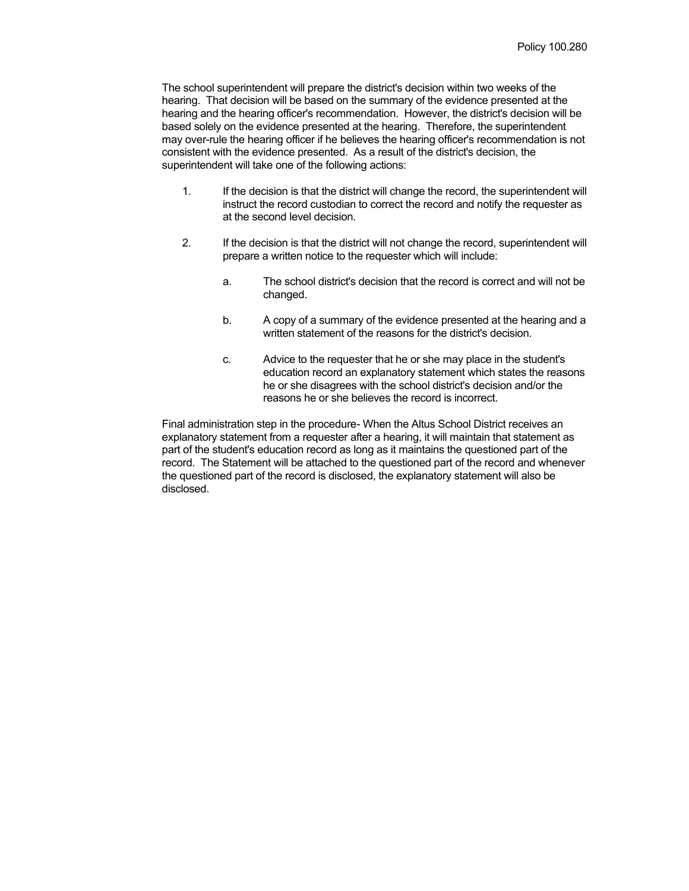The school superintendent will prepare the district's decision within two weeks of the hearing. That decision will be based on the summary of the evidence presented at the hearing and the hearing officer's recommendation. However, the district's decision will be based solely on the evidence presented at the hearing. Therefore, the superintendent may over-rule the hearing officer if he believes the hearing officer's recommendation is not consistent with the evidence presented. As a result of the district's decision, the superintendent will take one of the following actions:

1. If the decision is that the district will change the record, the superintendent will instruct the record custodian to correct the record and notify the requester as at the second level decision.

2. If the decision is that the district will not change the record, superintendent will prepare a written notice to the requester which will include:

   a. The school district's decision that the record is correct and will not be changed.

   b. A copy of a summary of the evidence presented at the hearing and a written statement of the reasons for the district's decision.

   c. Advice to the requester that he or she may place in the student's education record an explanatory statement which states the reasons he or she disagrees with the school district's decision and/or the reasons he or she believes the record is incorrect.

Final administration step in the procedure- When the Altus School District receives an explanatory statement from a requester after a hearing, it will maintain that statement as part of the student's education record as long as it maintains the questioned part of the record. The Statement will be attached to the questioned part of the record and whenever the questioned part of the record is disclosed, the explanatory statement will also be disclosed.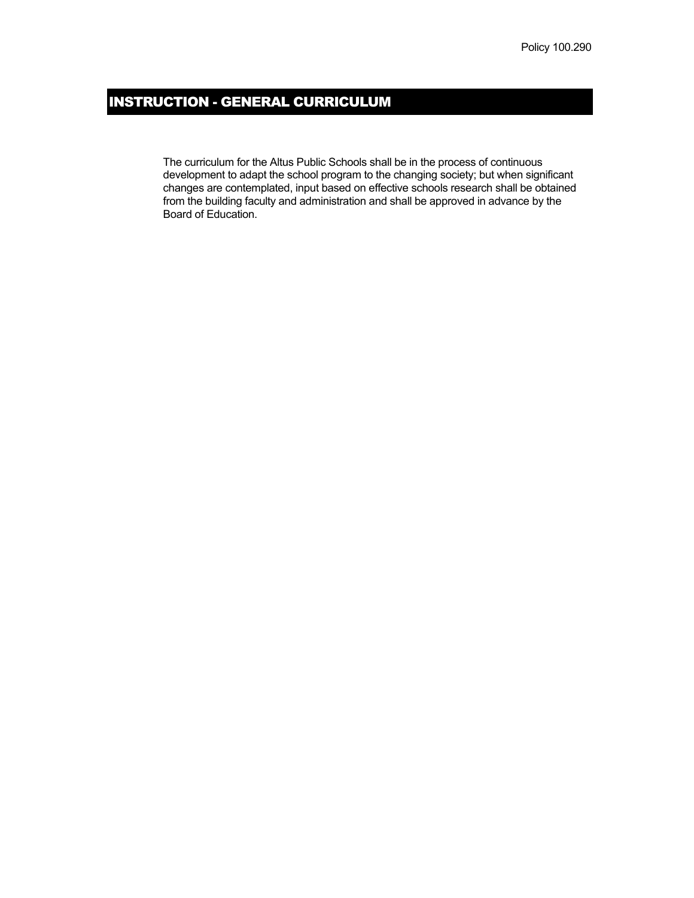Policy 100.290

# INSTRUCTION - GENERAL CURRICULUM

The curriculum for the Altus Public Schools shall be in the process of continuous development to adapt the school program to the changing society; but when significant changes are contemplated, input based on effective schools research shall be obtained from the building faculty and administration and shall be approved in advance by the Board of Education.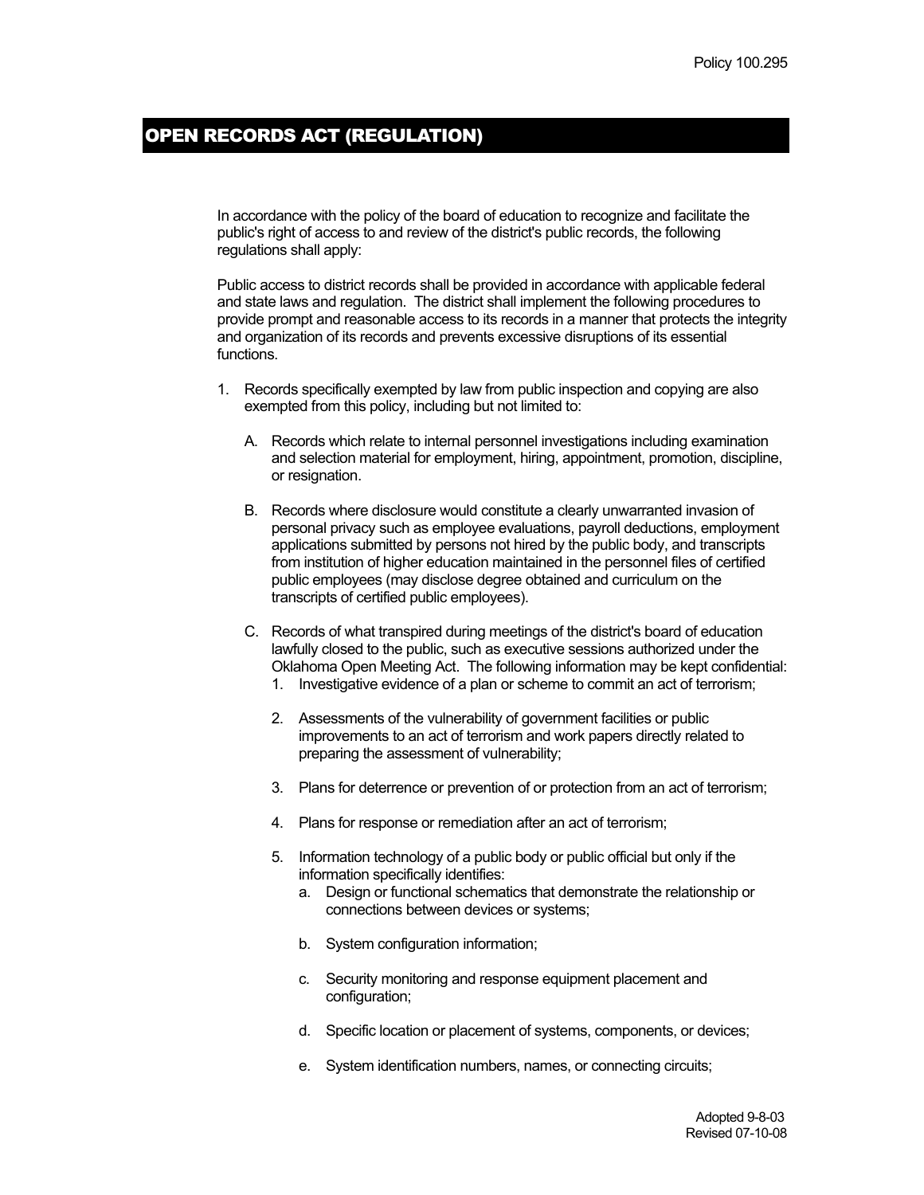# OPEN RECORDS ACT (REGULATION)

In accordance with the policy of the board of education to recognize and facilitate the public's right of access to and review of the district's public records, the following regulations shall apply:

Public access to district records shall be provided in accordance with applicable federal and state laws and regulation. The district shall implement the following procedures to provide prompt and reasonable access to its records in a manner that protects the integrity and organization of its records and prevents excessive disruptions of its essential functions.

1. Records specifically exempted by law from public inspection and copying are also exempted from this policy, including but not limited to:

   A. Records which relate to internal personnel investigations including examination and selection material for employment, hiring, appointment, promotion, discipline, or resignation.

   B. Records where disclosure would constitute a clearly unwarranted invasion of personal privacy such as employee evaluations, payroll deductions, employment applications submitted by persons not hired by the public body, and transcripts from institution of higher education maintained in the personnel files of certified public employees (may disclose degree obtained and curriculum on the transcripts of certified public employees).

   C. Records of what transpired during meetings of the district's board of education lawfully closed to the public, such as executive sessions authorized under the Oklahoma Open Meeting Act. The following information may be kept confidential:

      1. Investigative evidence of a plan or scheme to commit an act of terrorism;

      2. Assessments of the vulnerability of government facilities or public improvements to an act of terrorism and work papers directly related to preparing the assessment of vulnerability;

      3. Plans for deterrence or prevention of or protection from an act of terrorism;

      4. Plans for response or remediation after an act of terrorism;

      5. Information technology of a public body or public official but only if the information specifically identifies:

         a. Design or functional schematics that demonstrate the relationship or connections between devices or systems;

         b. System configuration information;

         c. Security monitoring and response equipment placement and configuration;

         d. Specific location or placement of systems, components, or devices;

         e. System identification numbers, names, or connecting circuits;

Adopted 9-8-03
Revised 07-10-08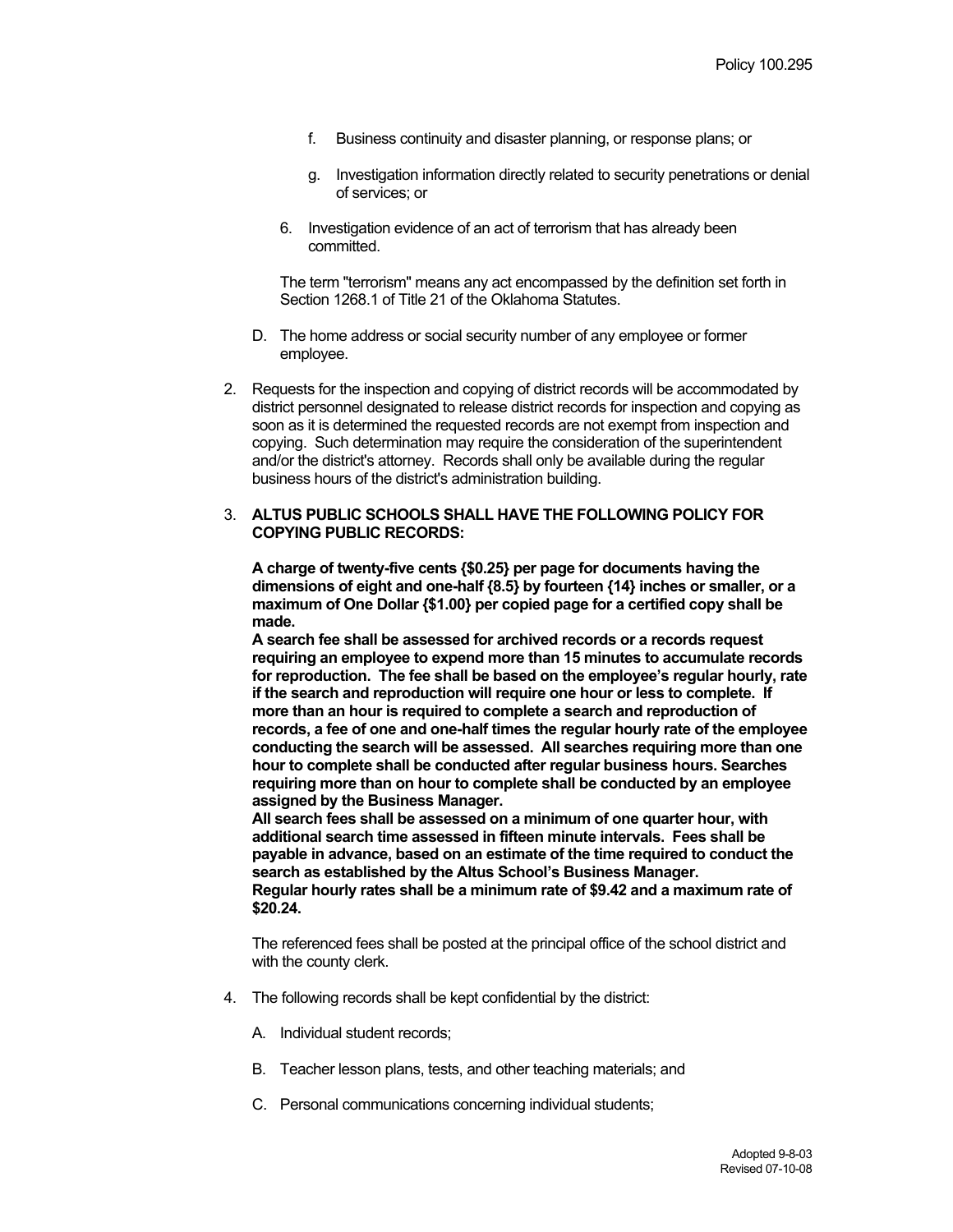f. Business continuity and disaster planning, or response plans; or

g. Investigation information directly related to security penetrations or denial of services; or

6. Investigation evidence of an act of terrorism that has already been committed.

The term "terrorism" means any act encompassed by the definition set forth in Section 1268.1 of Title 21 of the Oklahoma Statutes.

D. The home address or social security number of any employee or former employee.

2. Requests for the inspection and copying of district records will be accommodated by district personnel designated to release district records for inspection and copying as soon as it is determined the requested records are not exempt from inspection and copying. Such determination may require the consideration of the superintendent and/or the district's attorney. Records shall only be available during the regular business hours of the district's administration building.

3. **ALTUS PUBLIC SCHOOLS SHALL HAVE THE FOLLOWING POLICY FOR COPYING PUBLIC RECORDS:**

**A charge of twenty-five cents {$0.25} per page for documents having the dimensions of eight and one-half {8.5} by fourteen {14} inches or smaller, or a maximum of One Dollar {$1.00} per copied page for a certified copy shall be made.**
**A search fee shall be assessed for archived records or a records request requiring an employee to expend more than 15 minutes to accumulate records for reproduction. The fee shall be based on the employee's regular hourly, rate if the search and reproduction will require one hour or less to complete. If more than an hour is required to complete a search and reproduction of records, a fee of one and one-half times the regular hourly rate of the employee conducting the search will be assessed. All searches requiring more than one hour to complete shall be conducted after regular business hours. Searches requiring more than on hour to complete shall be conducted by an employee assigned by the Business Manager.**
**All search fees shall be assessed on a minimum of one quarter hour, with additional search time assessed in fifteen minute intervals. Fees shall be payable in advance, based on an estimate of the time required to conduct the search as established by the Altus School's Business Manager.**
**Regular hourly rates shall be a minimum rate of $9.42 and a maximum rate of $20.24.**

The referenced fees shall be posted at the principal office of the school district and with the county clerk.

4. The following records shall be kept confidential by the district:

A. Individual student records;

B. Teacher lesson plans, tests, and other teaching materials; and

C. Personal communications concerning individual students;

Adopted 9-8-03
Revised 07-10-08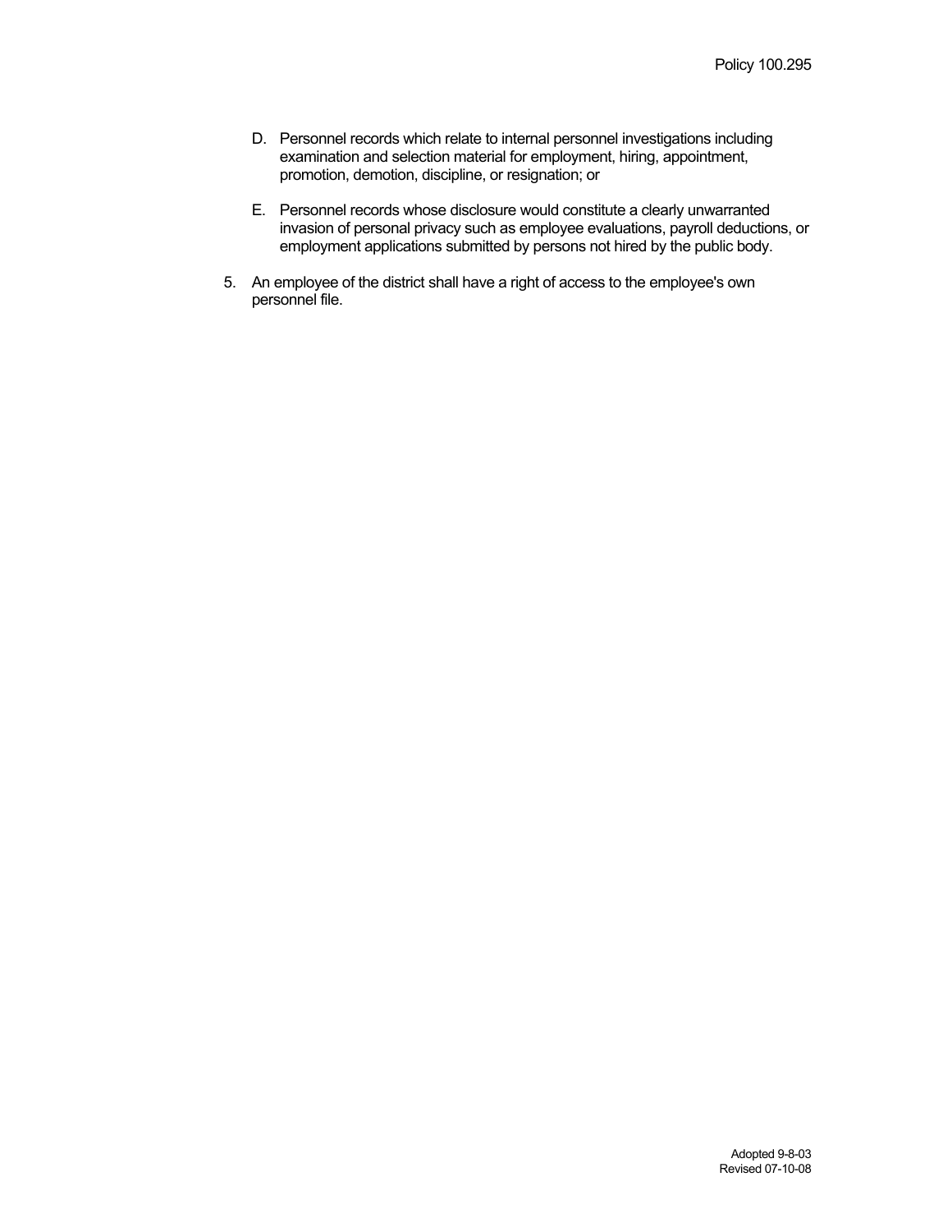D. Personnel records which relate to internal personnel investigations including examination and selection material for employment, hiring, appointment, promotion, demotion, discipline, or resignation; or

E. Personnel records whose disclosure would constitute a clearly unwarranted invasion of personal privacy such as employee evaluations, payroll deductions, or employment applications submitted by persons not hired by the public body.

5. An employee of the district shall have a right of access to the employee's own personnel file.

Adopted 9-8-03
Revised 07-10-08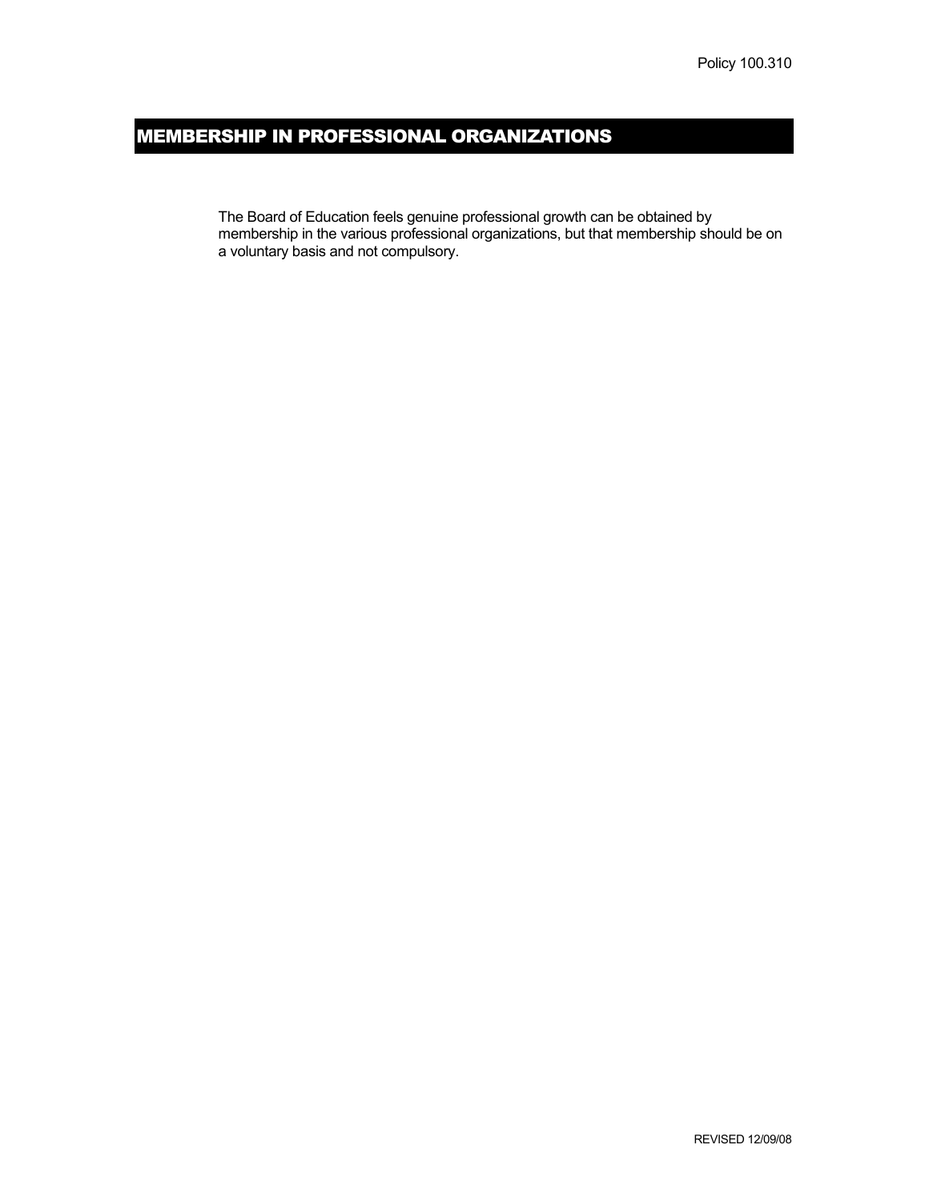Policy 100.310

# MEMBERSHIP IN PROFESSIONAL ORGANIZATIONS

The Board of Education feels genuine professional growth can be obtained by membership in the various professional organizations, but that membership should be on a voluntary basis and not compulsory.

REVISED 12/09/08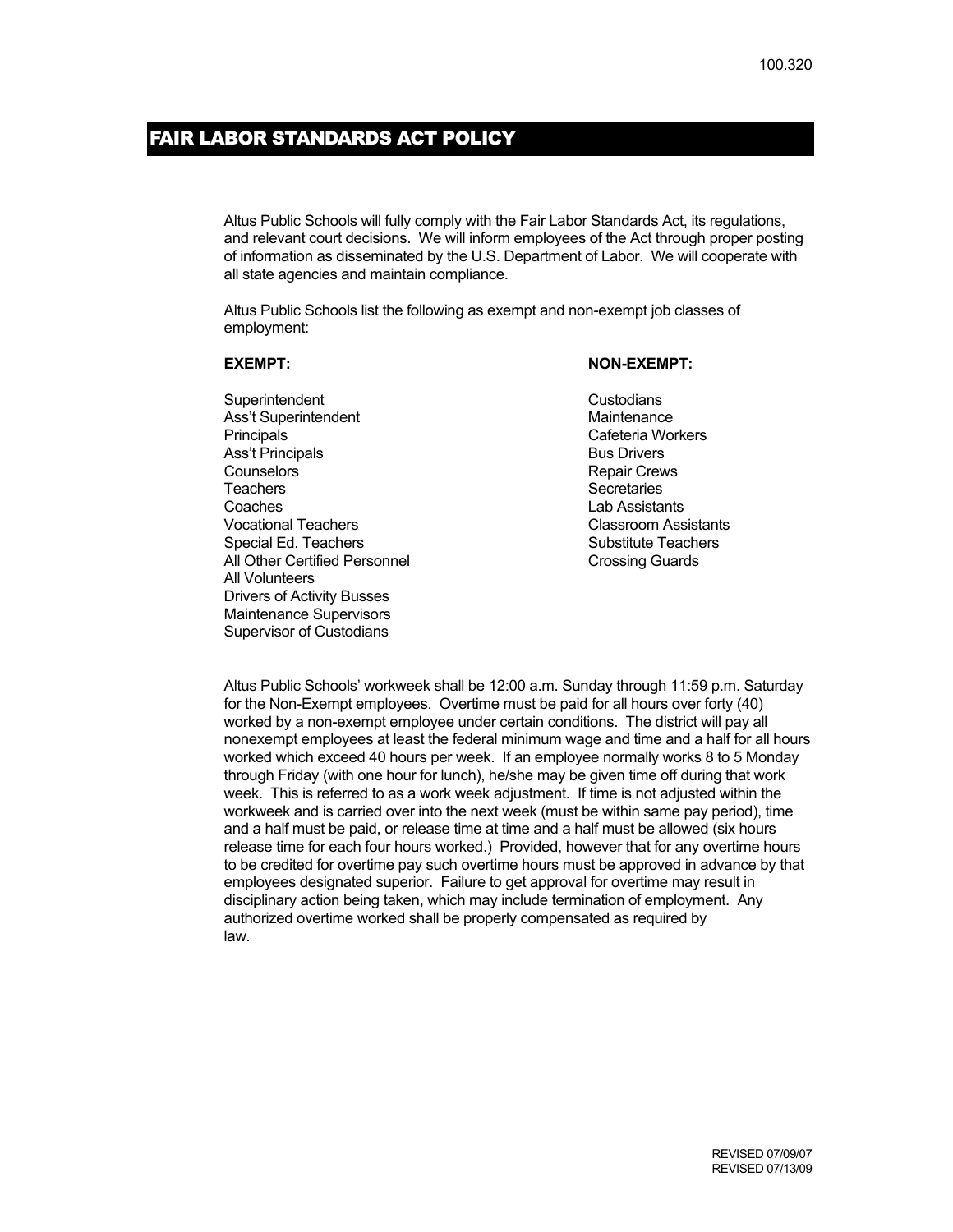# FAIR LABOR STANDARDS ACT POLICY

Altus Public Schools will fully comply with the Fair Labor Standards Act, its regulations, and relevant court decisions. We will inform employees of the Act through proper posting of information as disseminated by the U.S. Department of Labor. We will cooperate with all state agencies and maintain compliance.

Altus Public Schools list the following as exempt and non-exempt job classes of employment:

| **EXEMPT:** | **NON-EXEMPT:** |
| --- | --- |
| Superintendent | Custodians |
| Ass't Superintendent | Maintenance |
| Principals | Cafeteria Workers |
| Ass't Principals | Bus Drivers |
| Counselors | Repair Crews |
| Teachers | Secretaries |
| Coaches | Lab Assistants |
| Vocational Teachers | Classroom Assistants |
| Special Ed. Teachers | Substitute Teachers |
| All Other Certified Personnel | Crossing Guards |
| All Volunteers | |
| Drivers of Activity Busses | |
| Maintenance Supervisors | |
| Supervisor of Custodians | |

Altus Public Schools' workweek shall be 12:00 a.m. Sunday through 11:59 p.m. Saturday for the Non-Exempt employees. Overtime must be paid for all hours over forty (40) worked by a non-exempt employee under certain conditions. The district will pay all nonexempt employees at least the federal minimum wage and time and a half for all hours worked which exceed 40 hours per week. If an employee normally works 8 to 5 Monday through Friday (with one hour for lunch), he/she may be given time off during that work week. This is referred to as a work week adjustment. If time is not adjusted within the workweek and is carried over into the next week (must be within same pay period), time and a half must be paid, or release time at time and a half must be allowed (six hours release time for each four hours worked.) Provided, however that for any overtime hours to be credited for overtime pay such overtime hours must be approved in advance by that employees designated superior. Failure to get approval for overtime may result in disciplinary action being taken, which may include termination of employment. Any authorized overtime worked shall be properly compensated as required by law.

REVISED 07/09/07
REVISED 07/13/09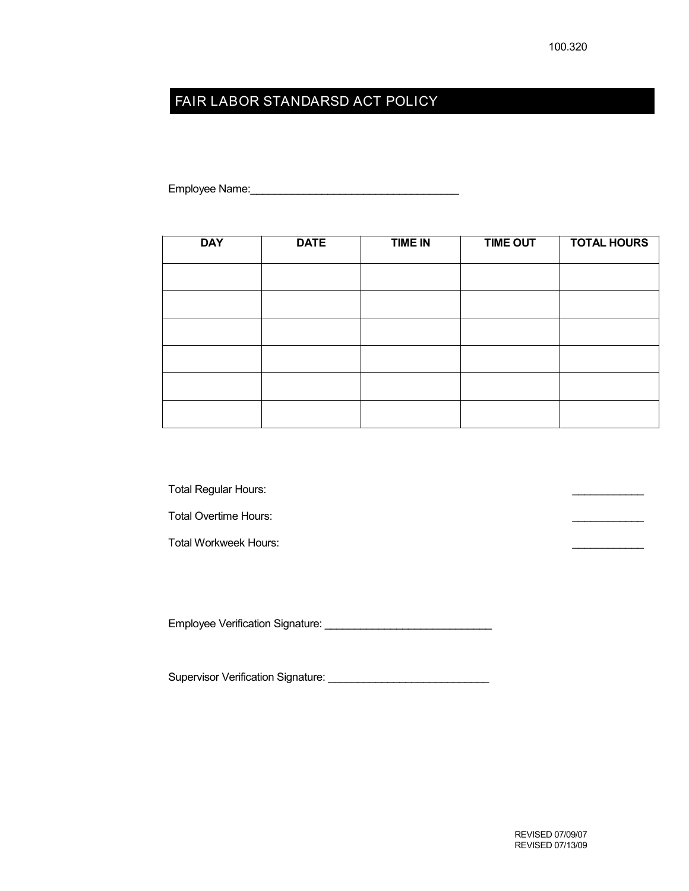100.320

# FAIR LABOR STANDARSD ACT POLICY

Employee Name:___________________________________

| DAY | DATE | TIME IN | TIME OUT | TOTAL HOURS |
|---|---|---|---|---|
| | | | | |
| | | | | |
| | | | | |
| | | | | |
| | | | | |
| | | | | |

Total Regular Hours: ____________

Total Overtime Hours: ____________

Total Workweek Hours: ____________

Employee Verification Signature: ____________________________

Supervisor Verification Signature: ___________________________

REVISED 07/09/07
REVISED 07/13/09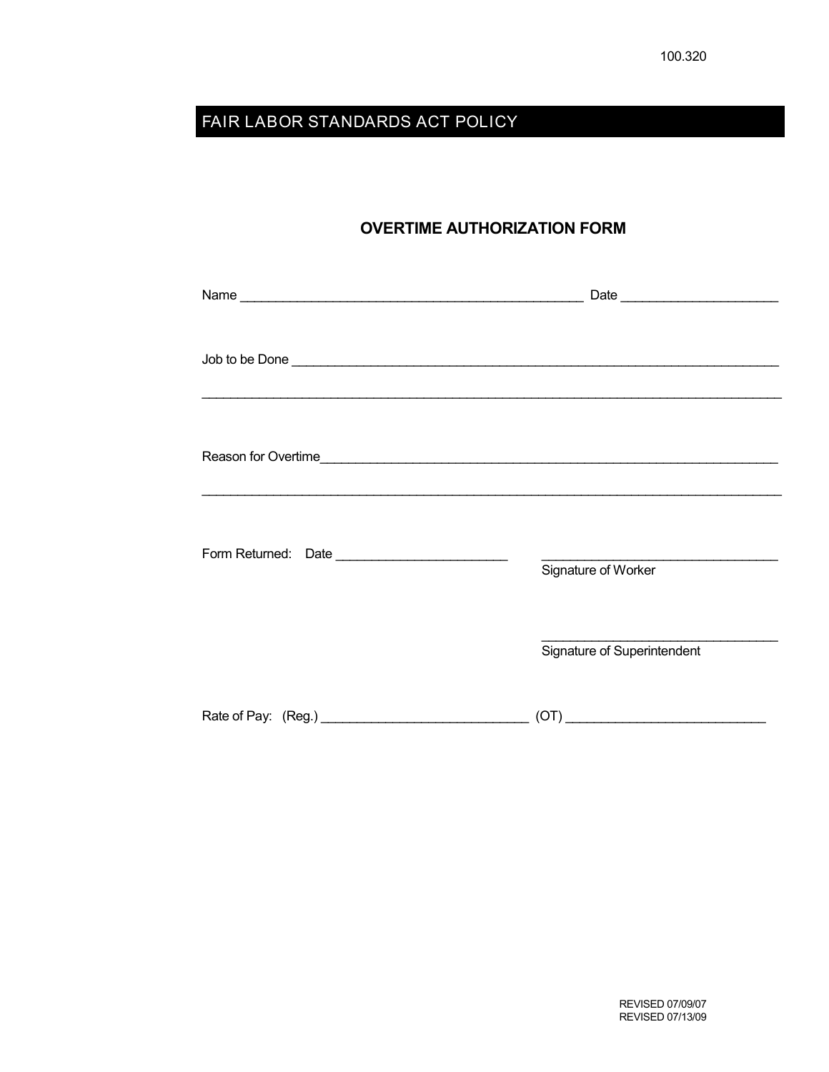100.320

# FAIR LABOR STANDARDS ACT POLICY

## OVERTIME AUTHORIZATION FORM

Name ________________________________________________ Date ______________________

Job to be Done ______________________________________________________________________

_____________________________________________________________________________________

Reason for Overtime__________________________________________________________________

_____________________________________________________________________________________

Form Returned: Date ________________________ _________________________________
Signature of Worker

_________________________________
Signature of Superintendent

Rate of Pay: (Reg.) _____________________________ (OT) ____________________________

REVISED 07/09/07
REVISED 07/13/09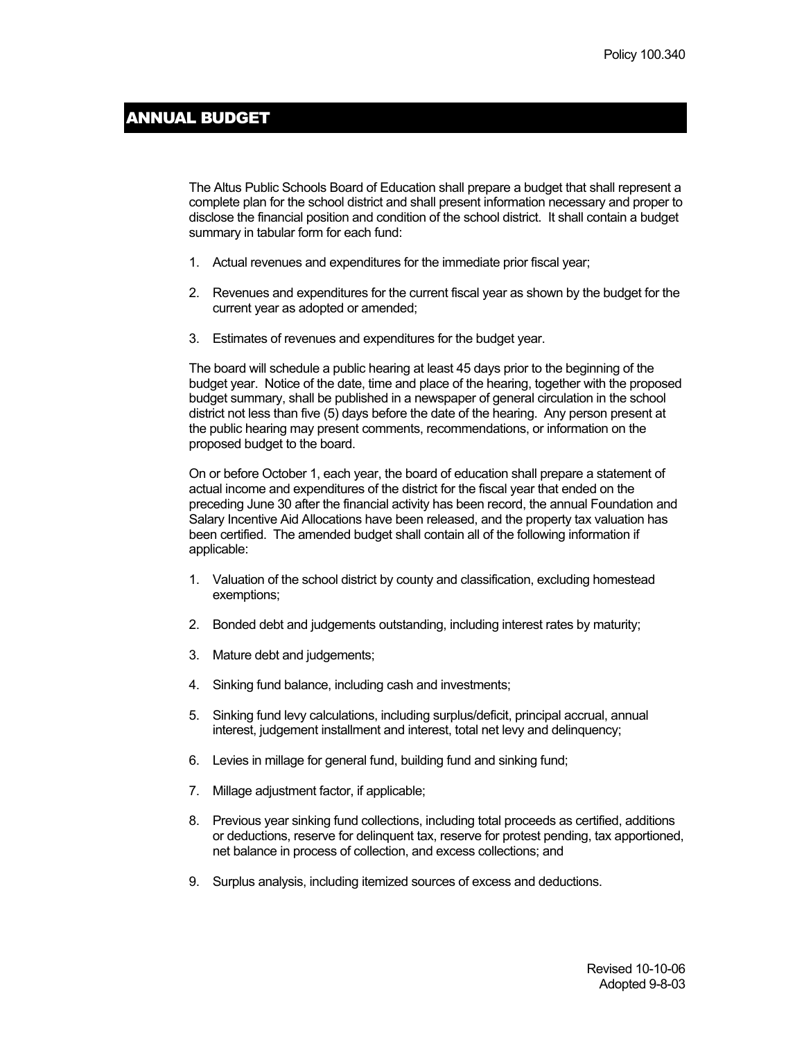Policy 100.340

# ANNUAL BUDGET

The Altus Public Schools Board of Education shall prepare a budget that shall represent a complete plan for the school district and shall present information necessary and proper to disclose the financial position and condition of the school district. It shall contain a budget summary in tabular form for each fund:

1. Actual revenues and expenditures for the immediate prior fiscal year;
2. Revenues and expenditures for the current fiscal year as shown by the budget for the current year as adopted or amended;
3. Estimates of revenues and expenditures for the budget year.

The board will schedule a public hearing at least 45 days prior to the beginning of the budget year. Notice of the date, time and place of the hearing, together with the proposed budget summary, shall be published in a newspaper of general circulation in the school district not less than five (5) days before the date of the hearing. Any person present at the public hearing may present comments, recommendations, or information on the proposed budget to the board.

On or before October 1, each year, the board of education shall prepare a statement of actual income and expenditures of the district for the fiscal year that ended on the preceding June 30 after the financial activity has been record, the annual Foundation and Salary Incentive Aid Allocations have been released, and the property tax valuation has been certified. The amended budget shall contain all of the following information if applicable:

1. Valuation of the school district by county and classification, excluding homestead exemptions;
2. Bonded debt and judgements outstanding, including interest rates by maturity;
3. Mature debt and judgements;
4. Sinking fund balance, including cash and investments;
5. Sinking fund levy calculations, including surplus/deficit, principal accrual, annual interest, judgement installment and interest, total net levy and delinquency;
6. Levies in millage for general fund, building fund and sinking fund;
7. Millage adjustment factor, if applicable;
8. Previous year sinking fund collections, including total proceeds as certified, additions or deductions, reserve for delinquent tax, reserve for protest pending, tax apportioned, net balance in process of collection, and excess collections; and
9. Surplus analysis, including itemized sources of excess and deductions.

Revised 10-10-06
Adopted 9-8-03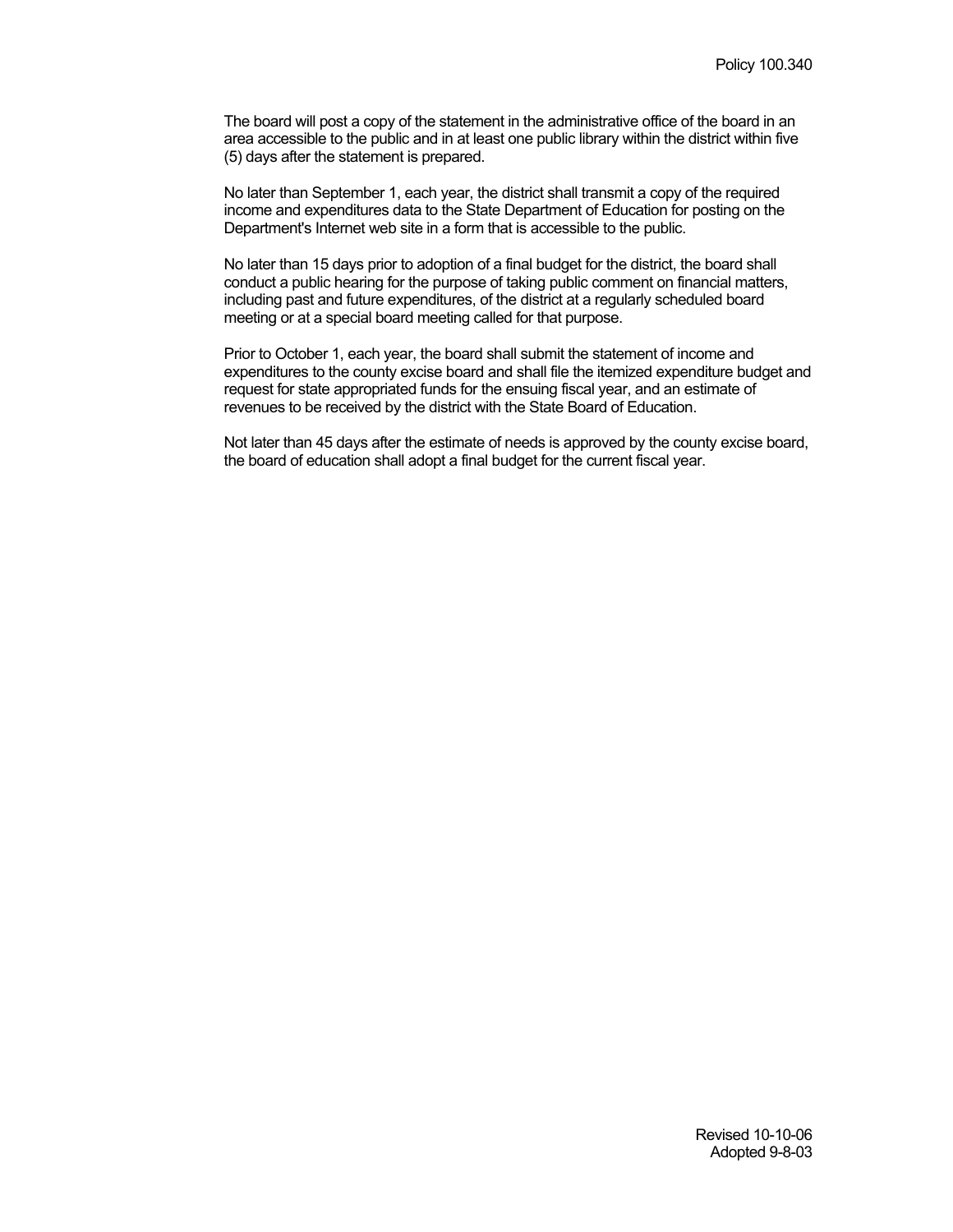The board will post a copy of the statement in the administrative office of the board in an area accessible to the public and in at least one public library within the district within five (5) days after the statement is prepared.

No later than September 1, each year, the district shall transmit a copy of the required income and expenditures data to the State Department of Education for posting on the Department's Internet web site in a form that is accessible to the public.

No later than 15 days prior to adoption of a final budget for the district, the board shall conduct a public hearing for the purpose of taking public comment on financial matters, including past and future expenditures, of the district at a regularly scheduled board meeting or at a special board meeting called for that purpose.

Prior to October 1, each year, the board shall submit the statement of income and expenditures to the county excise board and shall file the itemized expenditure budget and request for state appropriated funds for the ensuing fiscal year, and an estimate of revenues to be received by the district with the State Board of Education.

Not later than 45 days after the estimate of needs is approved by the county excise board, the board of education shall adopt a final budget for the current fiscal year.

Revised 10-10-06
Adopted 9-8-03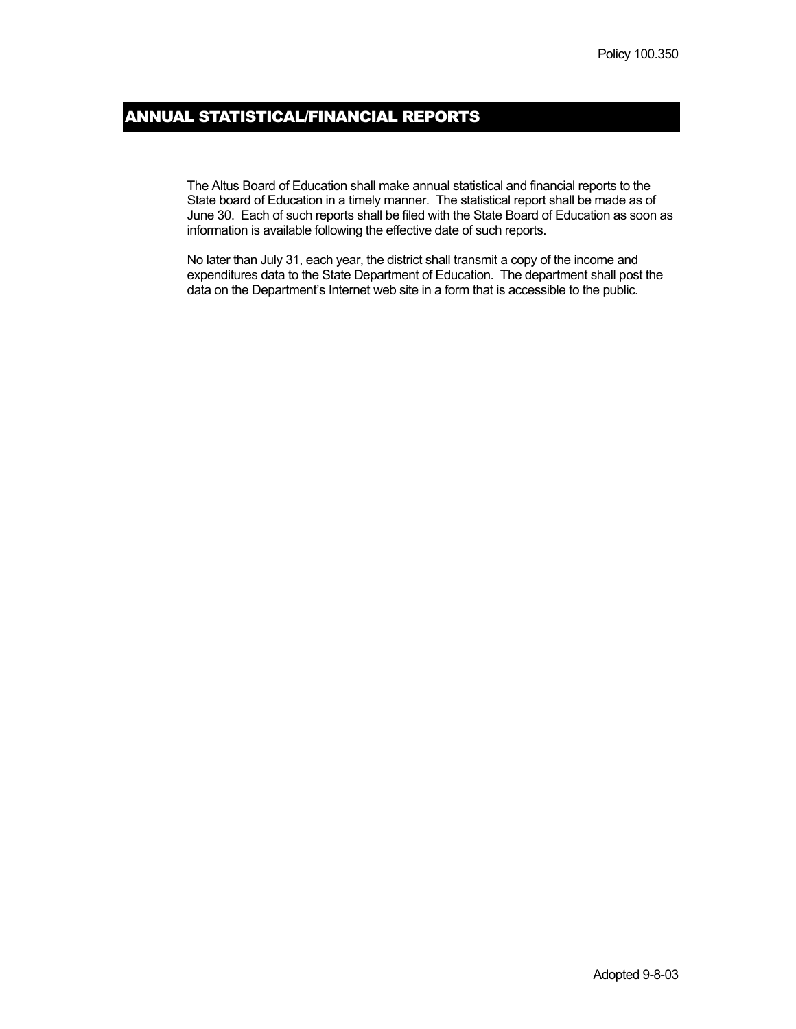Policy 100.350

# ANNUAL STATISTICAL/FINANCIAL REPORTS

The Altus Board of Education shall make annual statistical and financial reports to the State board of Education in a timely manner. The statistical report shall be made as of June 30. Each of such reports shall be filed with the State Board of Education as soon as information is available following the effective date of such reports.

No later than July 31, each year, the district shall transmit a copy of the income and expenditures data to the State Department of Education. The department shall post the data on the Department's Internet web site in a form that is accessible to the public.

Adopted 9-8-03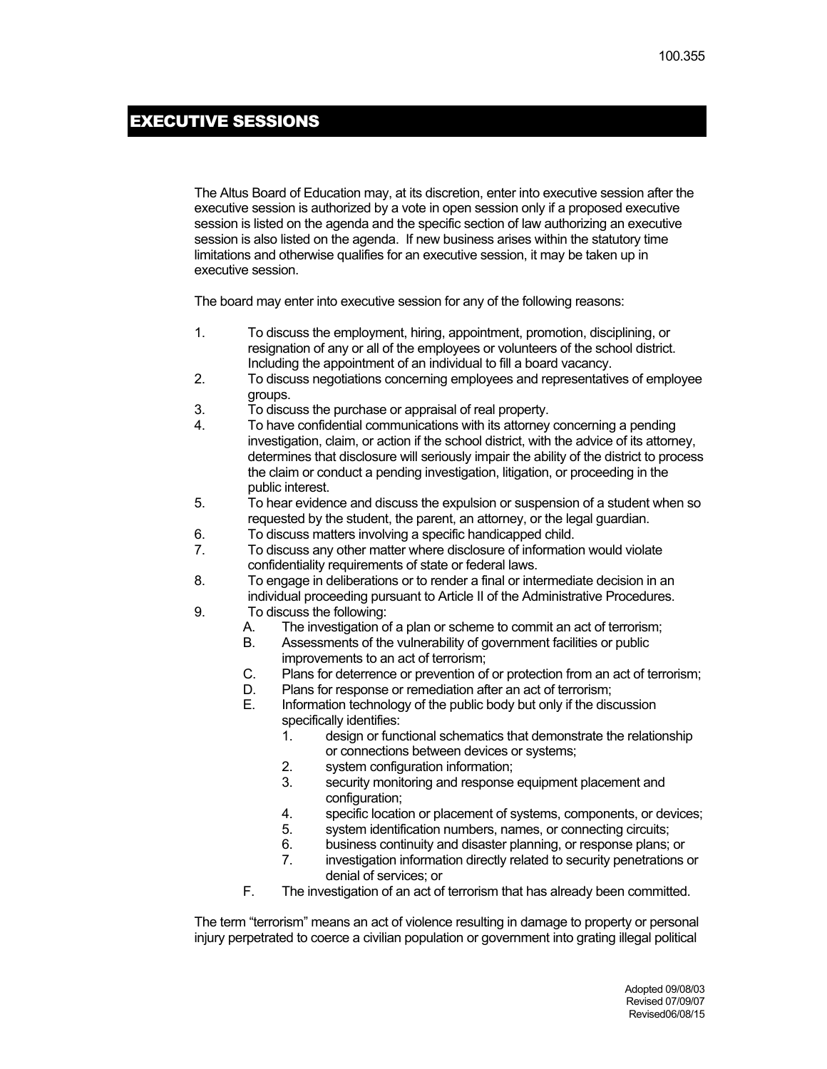100.355

# EXECUTIVE SESSIONS

The Altus Board of Education may, at its discretion, enter into executive session after the executive session is authorized by a vote in open session only if a proposed executive session is listed on the agenda and the specific section of law authorizing an executive session is also listed on the agenda. If new business arises within the statutory time limitations and otherwise qualifies for an executive session, it may be taken up in executive session.

The board may enter into executive session for any of the following reasons:

1. To discuss the employment, hiring, appointment, promotion, disciplining, or resignation of any or all of the employees or volunteers of the school district. Including the appointment of an individual to fill a board vacancy.
2. To discuss negotiations concerning employees and representatives of employee groups.
3. To discuss the purchase or appraisal of real property.
4. To have confidential communications with its attorney concerning a pending investigation, claim, or action if the school district, with the advice of its attorney, determines that disclosure will seriously impair the ability of the district to process the claim or conduct a pending investigation, litigation, or proceeding in the public interest.
5. To hear evidence and discuss the expulsion or suspension of a student when so requested by the student, the parent, an attorney, or the legal guardian.
6. To discuss matters involving a specific handicapped child.
7. To discuss any other matter where disclosure of information would violate confidentiality requirements of state or federal laws.
8. To engage in deliberations or to render a final or intermediate decision in an individual proceeding pursuant to Article II of the Administrative Procedures.
9. To discuss the following:
   - A. The investigation of a plan or scheme to commit an act of terrorism;
   - B. Assessments of the vulnerability of government facilities or public improvements to an act of terrorism;
   - C. Plans for deterrence or prevention of or protection from an act of terrorism;
   - D. Plans for response or remediation after an act of terrorism;
   - E. Information technology of the public body but only if the discussion specifically identifies:
     1. design or functional schematics that demonstrate the relationship or connections between devices or systems;
     2. system configuration information;
     3. security monitoring and response equipment placement and configuration;
     4. specific location or placement of systems, components, or devices;
     5. system identification numbers, names, or connecting circuits;
     6. business continuity and disaster planning, or response plans; or
     7. investigation information directly related to security penetrations or denial of services; or
   - F. The investigation of an act of terrorism that has already been committed.

The term “terrorism” means an act of violence resulting in damage to property or personal injury perpetrated to coerce a civilian population or government into grating illegal political

Adopted 09/08/03
Revised 07/09/07
Revised06/08/15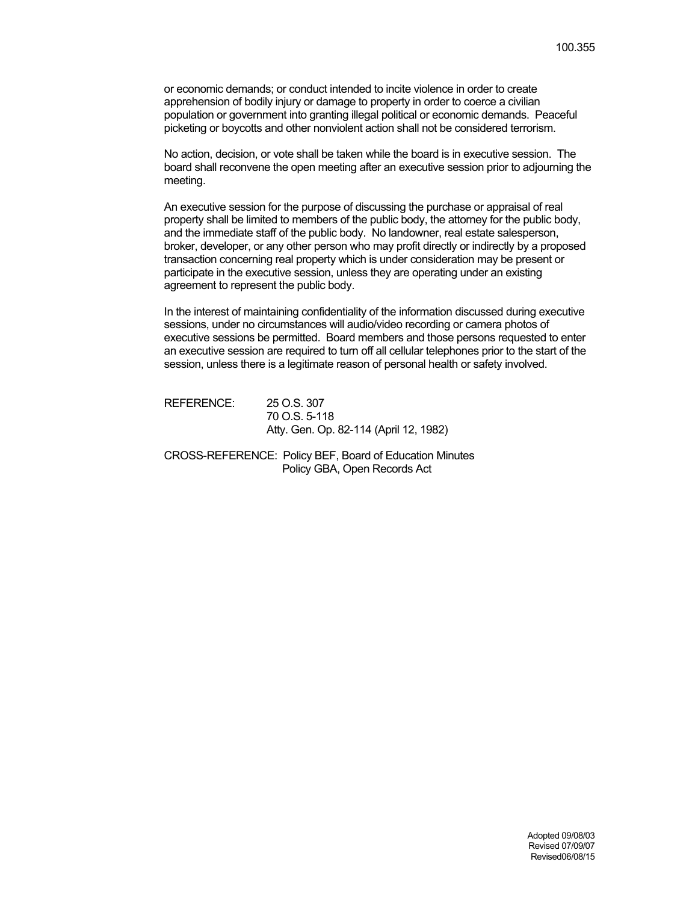or economic demands; or conduct intended to incite violence in order to create apprehension of bodily injury or damage to property in order to coerce a civilian population or government into granting illegal political or economic demands. Peaceful picketing or boycotts and other nonviolent action shall not be considered terrorism.

No action, decision, or vote shall be taken while the board is in executive session. The board shall reconvene the open meeting after an executive session prior to adjourning the meeting.

An executive session for the purpose of discussing the purchase or appraisal of real property shall be limited to members of the public body, the attorney for the public body, and the immediate staff of the public body. No landowner, real estate salesperson, broker, developer, or any other person who may profit directly or indirectly by a proposed transaction concerning real property which is under consideration may be present or participate in the executive session, unless they are operating under an existing agreement to represent the public body.

In the interest of maintaining confidentiality of the information discussed during executive sessions, under no circumstances will audio/video recording or camera photos of executive sessions be permitted. Board members and those persons requested to enter an executive session are required to turn off all cellular telephones prior to the start of the session, unless there is a legitimate reason of personal health or safety involved.

REFERENCE: 25 O.S. 307
70 O.S. 5-118
Atty. Gen. Op. 82-114 (April 12, 1982)

CROSS-REFERENCE: Policy BEF, Board of Education Minutes
Policy GBA, Open Records Act

Adopted 09/08/03
Revised 07/09/07
Revised06/08/15